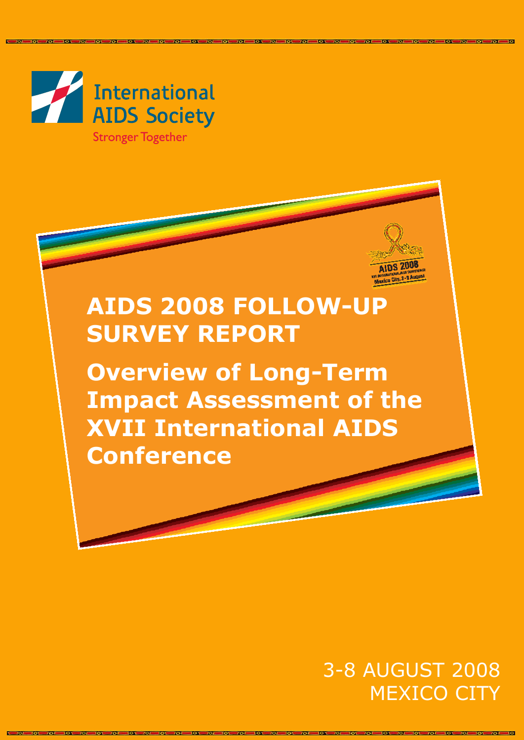International AIDS Society

Stronger Together

# AIDS 2008 FOLLOW-UP SURVEY REPORT

## Overview of Long-Term Impact Assessment of the XVII International AIDS Conference

3-8 AUGUST 2008
MEXICO CITY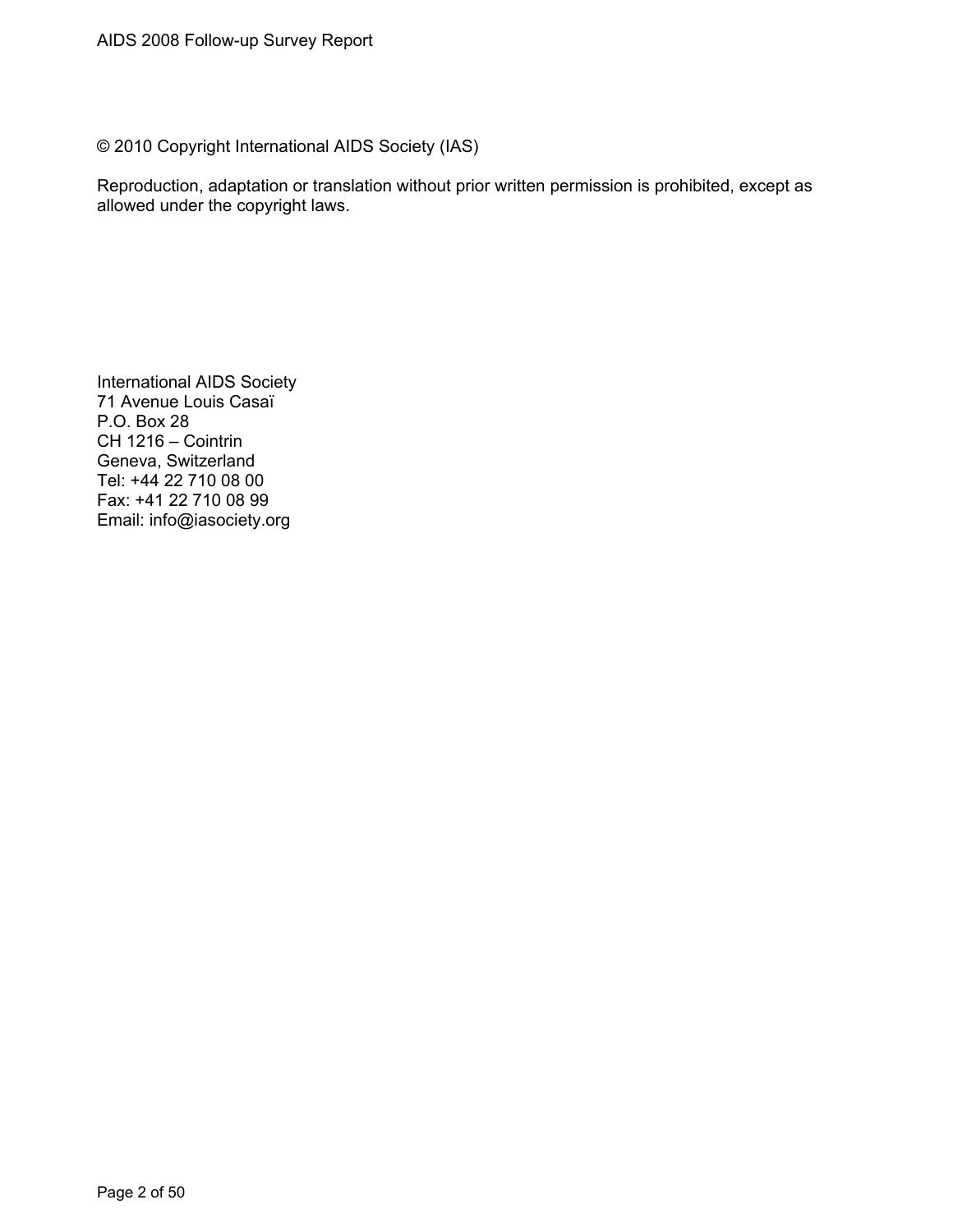© 2010 Copyright International AIDS Society (IAS)

Reproduction, adaptation or translation without prior written permission is prohibited, except as allowed under the copyright laws.

International AIDS Society
71 Avenue Louis Casaï
P.O. Box 28
CH 1216 – Cointrin
Geneva, Switzerland
Tel: +44 22 710 08 00
Fax: +41 22 710 08 99
Email: info@iasociety.org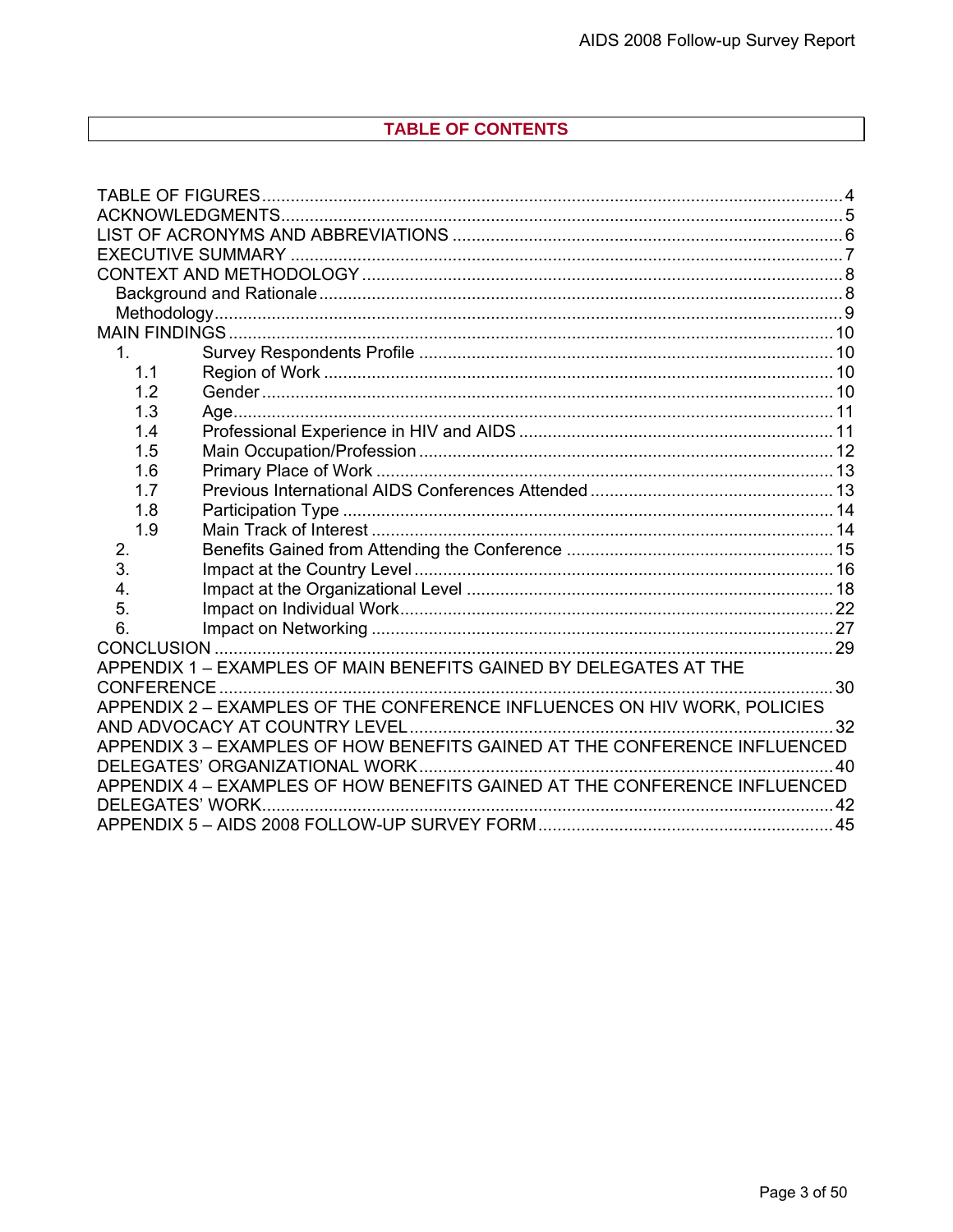## TABLE OF CONTENTS

TABLE OF FIGURES ........ 4
ACKNOWLEDGMENTS ........ 5
LIST OF ACRONYMS AND ABBREVIATIONS ........ 6
EXECUTIVE SUMMARY ........ 7
CONTEXT AND METHODOLOGY ........ 8
- Background and Rationale ........ 8
- Methodology ........ 9

MAIN FINDINGS ........ 10
- 1. Survey Respondents Profile ........ 10
  - 1.1 Region of Work ........ 10
  - 1.2 Gender ........ 10
  - 1.3 Age ........ 11
  - 1.4 Professional Experience in HIV and AIDS ........ 11
  - 1.5 Main Occupation/Profession ........ 12
  - 1.6 Primary Place of Work ........ 13
  - 1.7 Previous International AIDS Conferences Attended ........ 13
  - 1.8 Participation Type ........ 14
  - 1.9 Main Track of Interest ........ 14
- 2. Benefits Gained from Attending the Conference ........ 15
- 3. Impact at the Country Level ........ 16
- 4. Impact at the Organizational Level ........ 18
- 5. Impact on Individual Work ........ 22
- 6. Impact on Networking ........ 27

CONCLUSION ........ 29
APPENDIX 1 – EXAMPLES OF MAIN BENEFITS GAINED BY DELEGATES AT THE CONFERENCE ........ 30
APPENDIX 2 – EXAMPLES OF THE CONFERENCE INFLUENCES ON HIV WORK, POLICIES AND ADVOCACY AT COUNTRY LEVEL ........ 32
APPENDIX 3 – EXAMPLES OF HOW BENEFITS GAINED AT THE CONFERENCE INFLUENCED DELEGATES' ORGANIZATIONAL WORK ........ 40
APPENDIX 4 – EXAMPLES OF HOW BENEFITS GAINED AT THE CONFERENCE INFLUENCED DELEGATES' WORK ........ 42
APPENDIX 5 – AIDS 2008 FOLLOW-UP SURVEY FORM ........ 45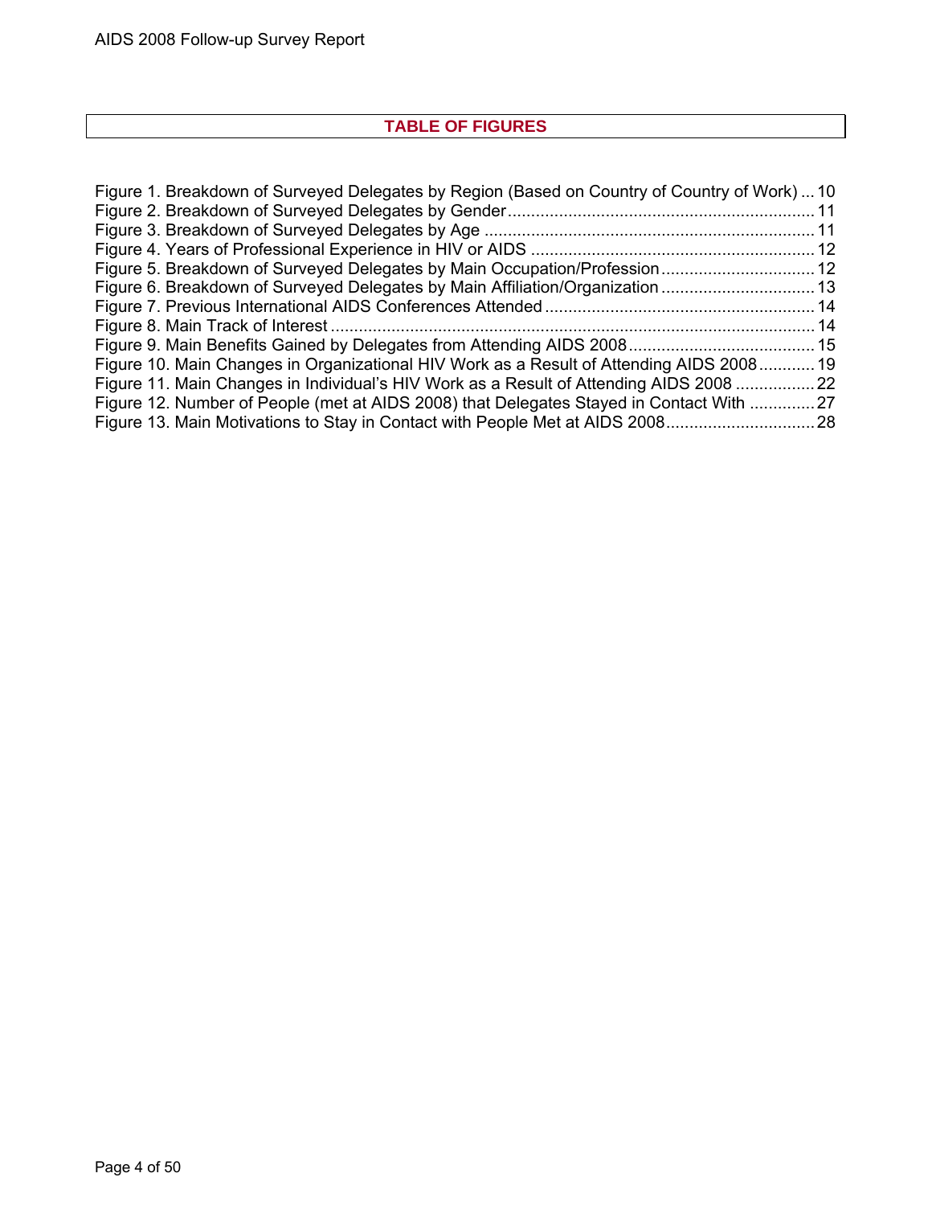## TABLE OF FIGURES

Figure 1. Breakdown of Surveyed Delegates by Region (Based on Country of Country of Work) ... 10
Figure 2. Breakdown of Surveyed Delegates by Gender ... 11
Figure 3. Breakdown of Surveyed Delegates by Age ... 11
Figure 4. Years of Professional Experience in HIV or AIDS ... 12
Figure 5. Breakdown of Surveyed Delegates by Main Occupation/Profession ... 12
Figure 6. Breakdown of Surveyed Delegates by Main Affiliation/Organization ... 13
Figure 7. Previous International AIDS Conferences Attended ... 14
Figure 8. Main Track of Interest ... 14
Figure 9. Main Benefits Gained by Delegates from Attending AIDS 2008 ... 15
Figure 10. Main Changes in Organizational HIV Work as a Result of Attending AIDS 2008 ... 19
Figure 11. Main Changes in Individual's HIV Work as a Result of Attending AIDS 2008 ... 22
Figure 12. Number of People (met at AIDS 2008) that Delegates Stayed in Contact With ... 27
Figure 13. Main Motivations to Stay in Contact with People Met at AIDS 2008 ... 28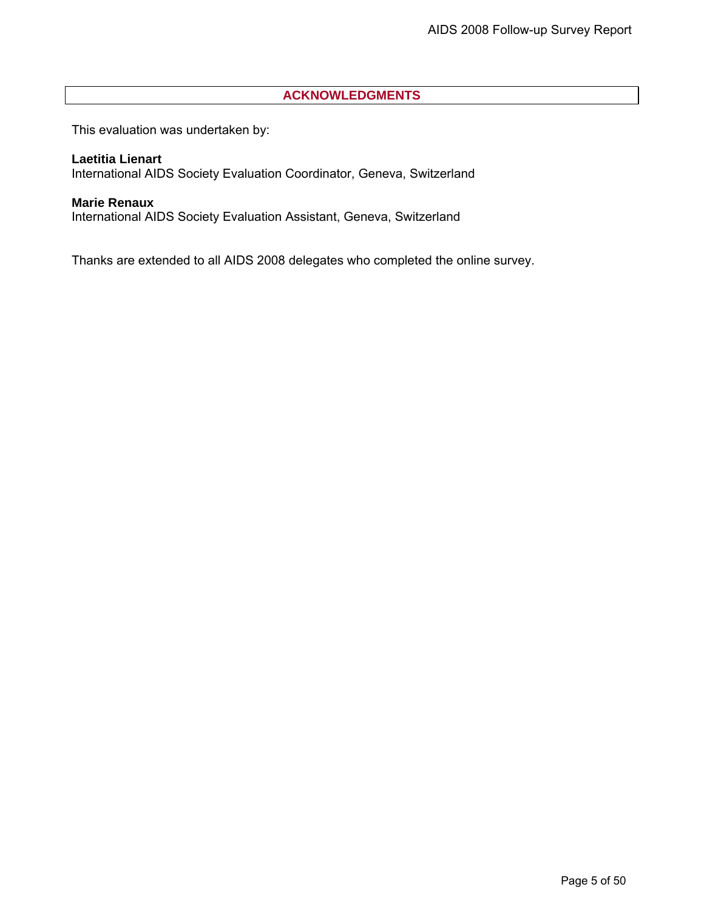## ACKNOWLEDGMENTS

This evaluation was undertaken by:

**Laetitia Lienart**
International AIDS Society Evaluation Coordinator, Geneva, Switzerland

**Marie Renaux**
International AIDS Society Evaluation Assistant, Geneva, Switzerland

Thanks are extended to all AIDS 2008 delegates who completed the online survey.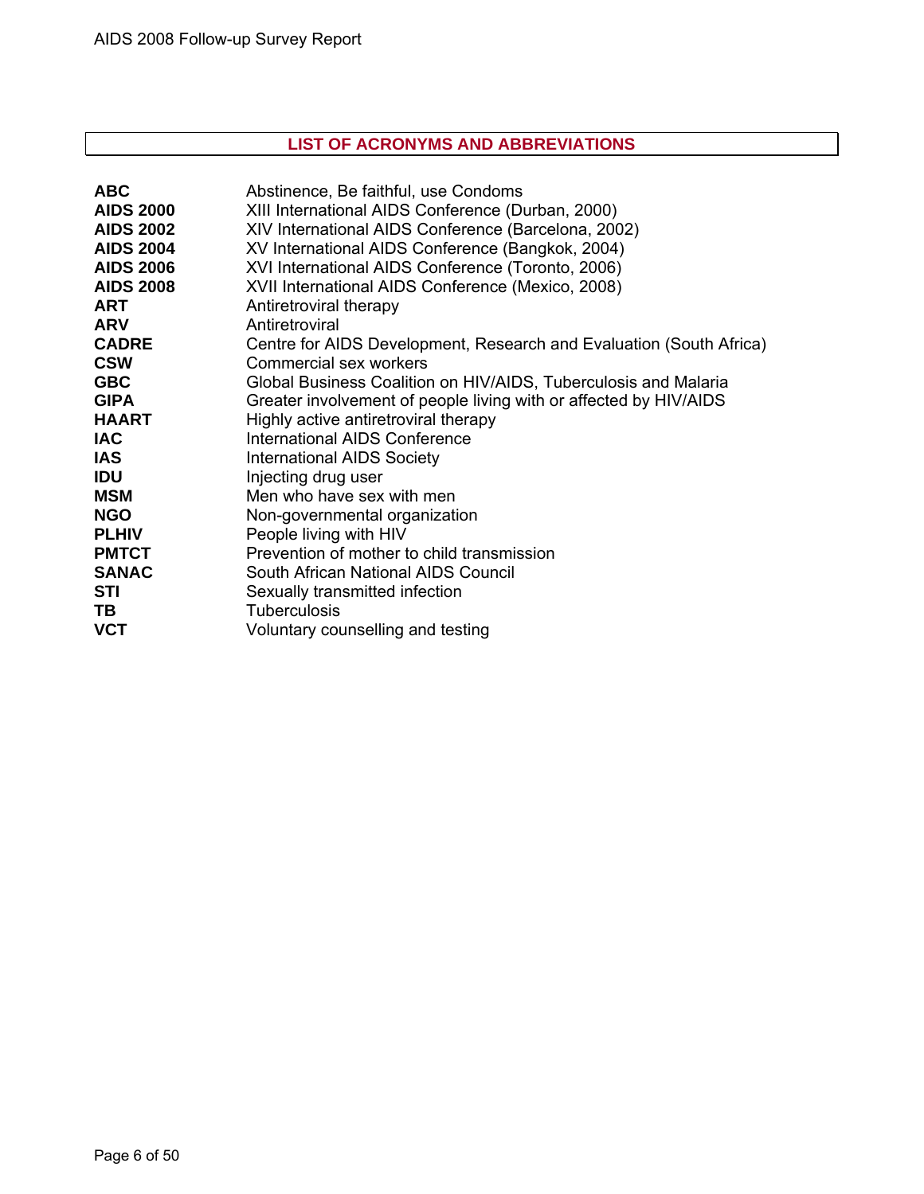## LIST OF ACRONYMS AND ABBREVIATIONS

| | |
|---|---|
| **ABC** | Abstinence, Be faithful, use Condoms |
| **AIDS 2000** | XIII International AIDS Conference (Durban, 2000) |
| **AIDS 2002** | XIV International AIDS Conference (Barcelona, 2002) |
| **AIDS 2004** | XV International AIDS Conference (Bangkok, 2004) |
| **AIDS 2006** | XVI International AIDS Conference (Toronto, 2006) |
| **AIDS 2008** | XVII International AIDS Conference (Mexico, 2008) |
| **ART** | Antiretroviral therapy |
| **ARV** | Antiretroviral |
| **CADRE** | Centre for AIDS Development, Research and Evaluation (South Africa) |
| **CSW** | Commercial sex workers |
| **GBC** | Global Business Coalition on HIV/AIDS, Tuberculosis and Malaria |
| **GIPA** | Greater involvement of people living with or affected by HIV/AIDS |
| **HAART** | Highly active antiretroviral therapy |
| **IAC** | International AIDS Conference |
| **IAS** | International AIDS Society |
| **IDU** | Injecting drug user |
| **MSM** | Men who have sex with men |
| **NGO** | Non-governmental organization |
| **PLHIV** | People living with HIV |
| **PMTCT** | Prevention of mother to child transmission |
| **SANAC** | South African National AIDS Council |
| **STI** | Sexually transmitted infection |
| **TB** | Tuberculosis |
| **VCT** | Voluntary counselling and testing |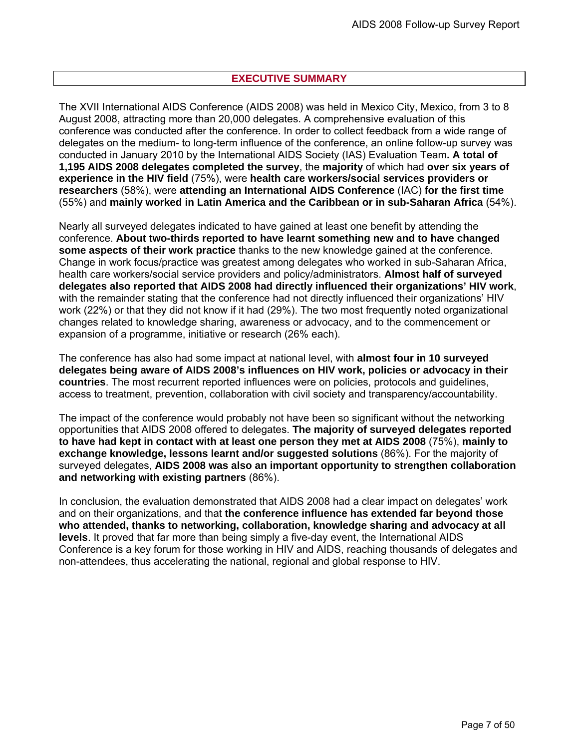# EXECUTIVE SUMMARY

The XVII International AIDS Conference (AIDS 2008) was held in Mexico City, Mexico, from 3 to 8 August 2008, attracting more than 20,000 delegates. A comprehensive evaluation of this conference was conducted after the conference. In order to collect feedback from a wide range of delegates on the medium- to long-term influence of the conference, an online follow-up survey was conducted in January 2010 by the International AIDS Society (IAS) Evaluation Team**. A total of 1,195 AIDS 2008 delegates completed the survey**, the **majority** of which had **over six years of experience in the HIV field** (75%), were **health care workers/social services providers or researchers** (58%), were **attending an International AIDS Conference** (IAC) **for the first time** (55%) and **mainly worked in Latin America and the Caribbean or in sub-Saharan Africa** (54%).

Nearly all surveyed delegates indicated to have gained at least one benefit by attending the conference. **About two-thirds reported to have learnt something new and to have changed some aspects of their work practice** thanks to the new knowledge gained at the conference. Change in work focus/practice was greatest among delegates who worked in sub-Saharan Africa, health care workers/social service providers and policy/administrators. **Almost half of surveyed delegates also reported that AIDS 2008 had directly influenced their organizations' HIV work**, with the remainder stating that the conference had not directly influenced their organizations' HIV work (22%) or that they did not know if it had (29%). The two most frequently noted organizational changes related to knowledge sharing, awareness or advocacy, and to the commencement or expansion of a programme, initiative or research (26% each).

The conference has also had some impact at national level, with **almost four in 10 surveyed delegates being aware of AIDS 2008's influences on HIV work, policies or advocacy in their countries**. The most recurrent reported influences were on policies, protocols and guidelines, access to treatment, prevention, collaboration with civil society and transparency/accountability.

The impact of the conference would probably not have been so significant without the networking opportunities that AIDS 2008 offered to delegates. **The majority of surveyed delegates reported to have had kept in contact with at least one person they met at AIDS 2008** (75%), **mainly to exchange knowledge, lessons learnt and/or suggested solutions** (86%). For the majority of surveyed delegates, **AIDS 2008 was also an important opportunity to strengthen collaboration and networking with existing partners** (86%).

In conclusion, the evaluation demonstrated that AIDS 2008 had a clear impact on delegates' work and on their organizations, and that **the conference influence has extended far beyond those who attended, thanks to networking, collaboration, knowledge sharing and advocacy at all levels**. It proved that far more than being simply a five-day event, the International AIDS Conference is a key forum for those working in HIV and AIDS, reaching thousands of delegates and non-attendees, thus accelerating the national, regional and global response to HIV.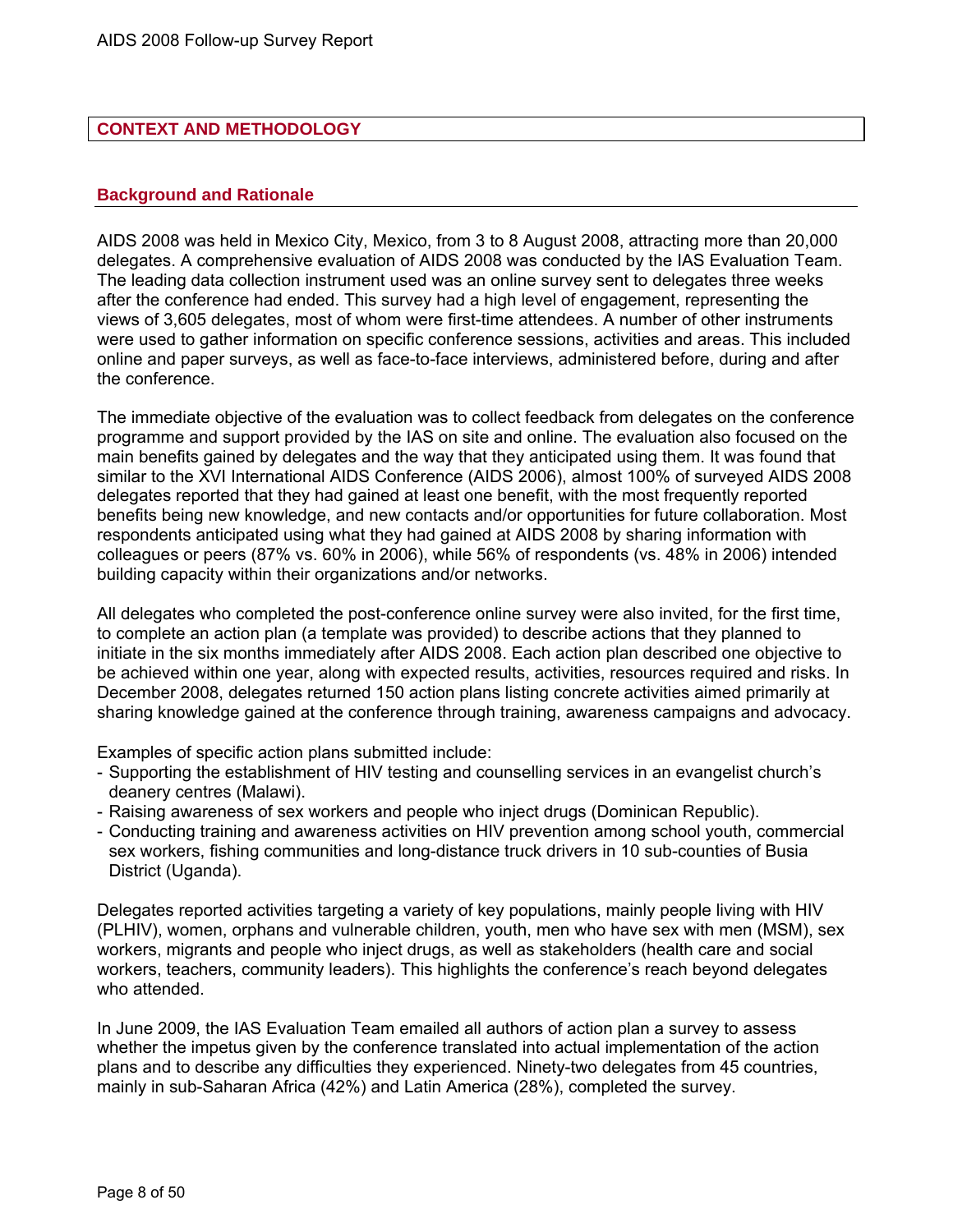## CONTEXT AND METHODOLOGY

### Background and Rationale

AIDS 2008 was held in Mexico City, Mexico, from 3 to 8 August 2008, attracting more than 20,000 delegates. A comprehensive evaluation of AIDS 2008 was conducted by the IAS Evaluation Team. The leading data collection instrument used was an online survey sent to delegates three weeks after the conference had ended. This survey had a high level of engagement, representing the views of 3,605 delegates, most of whom were first-time attendees. A number of other instruments were used to gather information on specific conference sessions, activities and areas. This included online and paper surveys, as well as face-to-face interviews, administered before, during and after the conference.

The immediate objective of the evaluation was to collect feedback from delegates on the conference programme and support provided by the IAS on site and online. The evaluation also focused on the main benefits gained by delegates and the way that they anticipated using them. It was found that similar to the XVI International AIDS Conference (AIDS 2006), almost 100% of surveyed AIDS 2008 delegates reported that they had gained at least one benefit, with the most frequently reported benefits being new knowledge, and new contacts and/or opportunities for future collaboration. Most respondents anticipated using what they had gained at AIDS 2008 by sharing information with colleagues or peers (87% vs. 60% in 2006), while 56% of respondents (vs. 48% in 2006) intended building capacity within their organizations and/or networks.

All delegates who completed the post-conference online survey were also invited, for the first time, to complete an action plan (a template was provided) to describe actions that they planned to initiate in the six months immediately after AIDS 2008. Each action plan described one objective to be achieved within one year, along with expected results, activities, resources required and risks. In December 2008, delegates returned 150 action plans listing concrete activities aimed primarily at sharing knowledge gained at the conference through training, awareness campaigns and advocacy.

Examples of specific action plans submitted include:

- Supporting the establishment of HIV testing and counselling services in an evangelist church's deanery centres (Malawi).
- Raising awareness of sex workers and people who inject drugs (Dominican Republic).
- Conducting training and awareness activities on HIV prevention among school youth, commercial sex workers, fishing communities and long-distance truck drivers in 10 sub-counties of Busia District (Uganda).

Delegates reported activities targeting a variety of key populations, mainly people living with HIV (PLHIV), women, orphans and vulnerable children, youth, men who have sex with men (MSM), sex workers, migrants and people who inject drugs, as well as stakeholders (health care and social workers, teachers, community leaders). This highlights the conference's reach beyond delegates who attended.

In June 2009, the IAS Evaluation Team emailed all authors of action plan a survey to assess whether the impetus given by the conference translated into actual implementation of the action plans and to describe any difficulties they experienced. Ninety-two delegates from 45 countries, mainly in sub-Saharan Africa (42%) and Latin America (28%), completed the survey.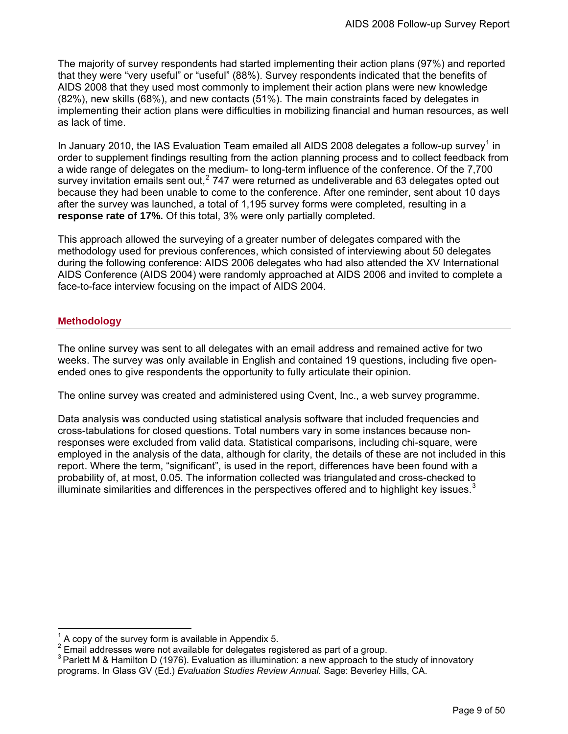The majority of survey respondents had started implementing their action plans (97%) and reported that they were "very useful" or "useful" (88%). Survey respondents indicated that the benefits of AIDS 2008 that they used most commonly to implement their action plans were new knowledge (82%), new skills (68%), and new contacts (51%). The main constraints faced by delegates in implementing their action plans were difficulties in mobilizing financial and human resources, as well as lack of time.

In January 2010, the IAS Evaluation Team emailed all AIDS 2008 delegates a follow-up survey[1] in order to supplement findings resulting from the action planning process and to collect feedback from a wide range of delegates on the medium- to long-term influence of the conference. Of the 7,700 survey invitation emails sent out,[2] 747 were returned as undeliverable and 63 delegates opted out because they had been unable to come to the conference. After one reminder, sent about 10 days after the survey was launched, a total of 1,195 survey forms were completed, resulting in a **response rate of 17%.** Of this total, 3% were only partially completed.

This approach allowed the surveying of a greater number of delegates compared with the methodology used for previous conferences, which consisted of interviewing about 50 delegates during the following conference: AIDS 2006 delegates who had also attended the XV International AIDS Conference (AIDS 2004) were randomly approached at AIDS 2006 and invited to complete a face-to-face interview focusing on the impact of AIDS 2004.

## Methodology

The online survey was sent to all delegates with an email address and remained active for two weeks. The survey was only available in English and contained 19 questions, including five open-ended ones to give respondents the opportunity to fully articulate their opinion.

The online survey was created and administered using Cvent, Inc., a web survey programme.

Data analysis was conducted using statistical analysis software that included frequencies and cross-tabulations for closed questions. Total numbers vary in some instances because non-responses were excluded from valid data. Statistical comparisons, including chi-square, were employed in the analysis of the data, although for clarity, the details of these are not included in this report. Where the term, "significant", is used in the report, differences have been found with a probability of, at most, 0.05. The information collected was triangulated and cross-checked to illuminate similarities and differences in the perspectives offered and to highlight key issues.[3]

---

[1] A copy of the survey form is available in Appendix 5.

[2] Email addresses were not available for delegates registered as part of a group.

[3] Parlett M & Hamilton D (1976). Evaluation as illumination: a new approach to the study of innovatory programs. In Glass GV (Ed.) *Evaluation Studies Review Annual.* Sage: Beverley Hills, CA.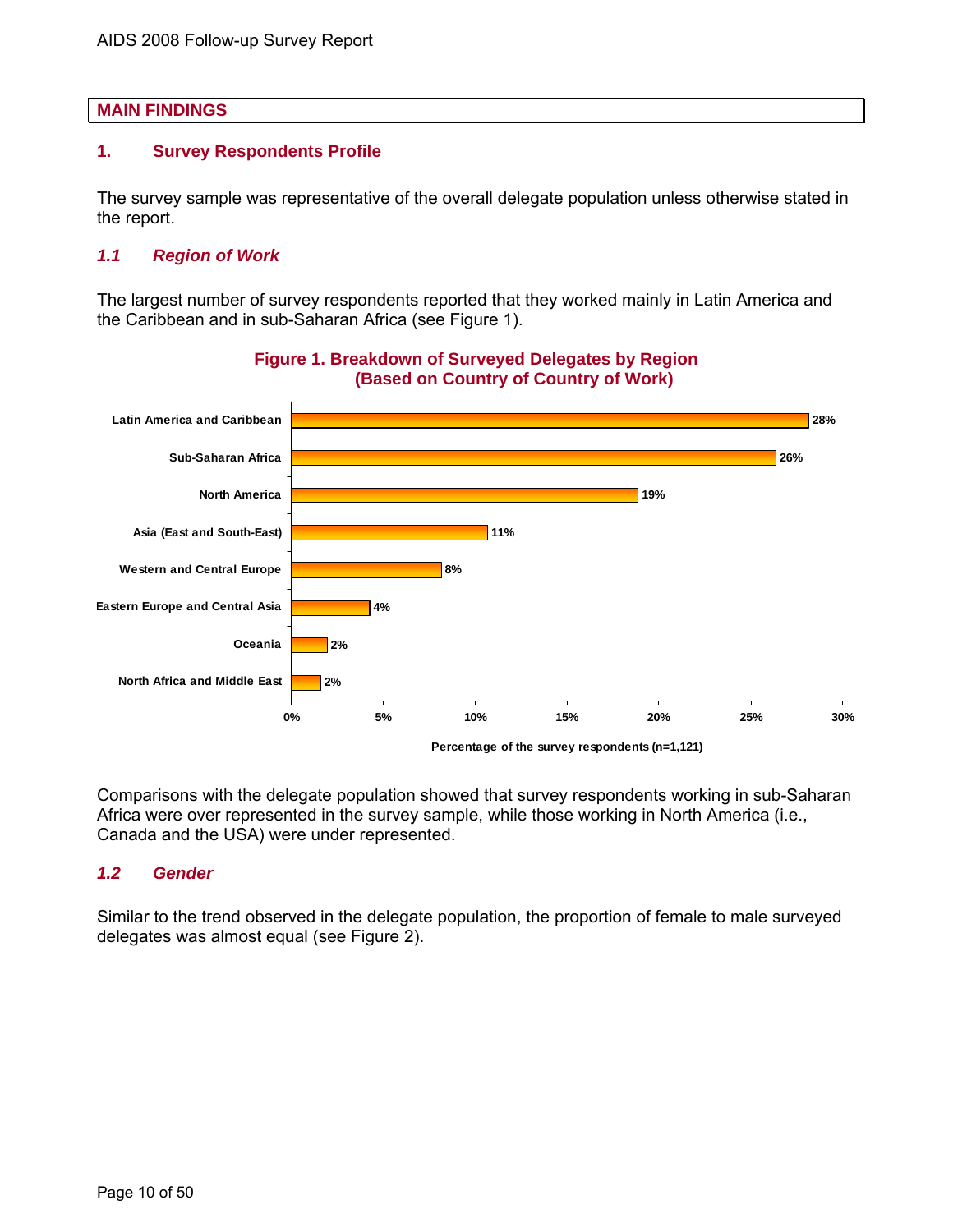## MAIN FINDINGS

### 1. Survey Respondents Profile

The survey sample was representative of the overall delegate population unless otherwise stated in the report.

#### *1.1 Region of Work*

The largest number of survey respondents reported that they worked mainly in Latin America and the Caribbean and in sub-Saharan Africa (see Figure 1).

**Figure 1. Breakdown of Surveyed Delegates by Region (Based on Country of Country of Work)**

| Region | Percentage of the survey respondents (n=1,121) |
|---|---|
| Latin America and Caribbean | 28% |
| Sub-Saharan Africa | 26% |
| North America | 19% |
| Asia (East and South-East) | 11% |
| Western and Central Europe | 8% |
| Eastern Europe and Central Asia | 4% |
| Oceania | 2% |
| North Africa and Middle East | 2% |

Comparisons with the delegate population showed that survey respondents working in sub-Saharan Africa were over represented in the survey sample, while those working in North America (i.e., Canada and the USA) were under represented.

#### *1.2 Gender*

Similar to the trend observed in the delegate population, the proportion of female to male surveyed delegates was almost equal (see Figure 2).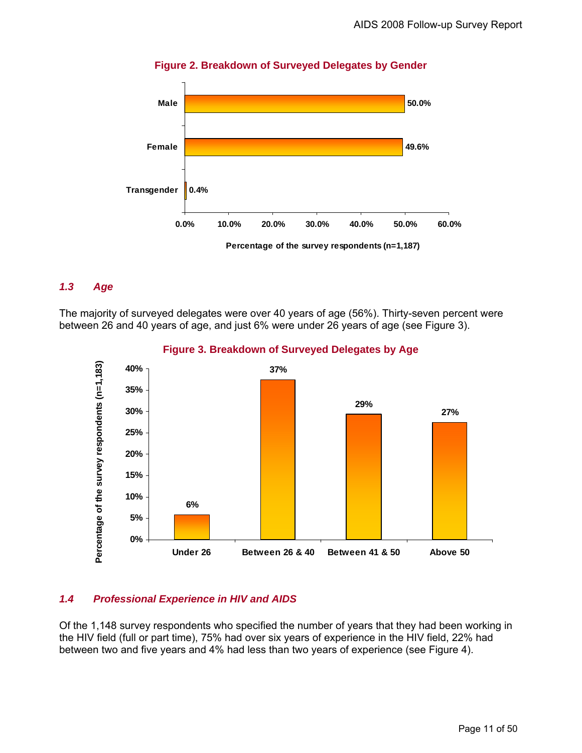**Figure 2. Breakdown of Surveyed Delegates by Gender**

| Gender | Percentage of the survey respondents (n=1,187) |
|---|---|
| Male | 50.0% |
| Female | 49.6% |
| Transgender | 0.4% |

### *1.3 Age*

The majority of surveyed delegates were over 40 years of age (56%). Thirty-seven percent were between 26 and 40 years of age, and just 6% were under 26 years of age (see Figure 3).

**Figure 3. Breakdown of Surveyed Delegates by Age**

| Age | Percentage of the survey respondents (n=1,183) |
|---|---|
| Under 26 | 6% |
| Between 26 & 40 | 37% |
| Between 41 & 50 | 29% |
| Above 50 | 27% |

### *1.4 Professional Experience in HIV and AIDS*

Of the 1,148 survey respondents who specified the number of years that they had been working in the HIV field (full or part time), 75% had over six years of experience in the HIV field, 22% had between two and five years and 4% had less than two years of experience (see Figure 4).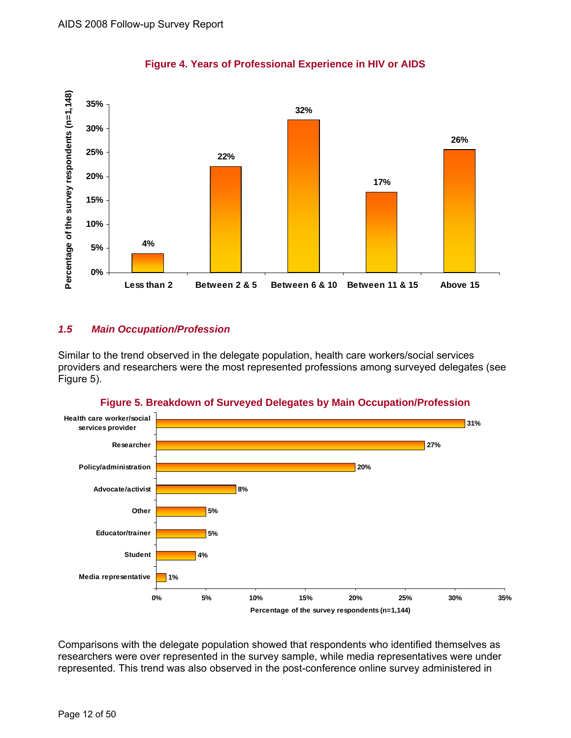**Figure 4. Years of Professional Experience in HIV or AIDS**

| Years of experience | Percentage of the survey respondents (n=1,148) |
| --- | --- |
| Less than 2 | 4% |
| Between 2 & 5 | 22% |
| Between 6 & 10 | 32% |
| Between 11 & 15 | 17% |
| Above 15 | 26% |

### *1.5 Main Occupation/Profession*

Similar to the trend observed in the delegate population, health care workers/social services providers and researchers were the most represented professions among surveyed delegates (see Figure 5).

**Figure 5. Breakdown of Surveyed Delegates by Main Occupation/Profession**

| Occupation/Profession | Percentage of the survey respondents (n=1,144) |
| --- | --- |
| Health care worker/social services provider | 31% |
| Researcher | 27% |
| Policy/administration | 20% |
| Advocate/activist | 8% |
| Other | 5% |
| Educator/trainer | 5% |
| Student | 4% |
| Media representative | 1% |

Comparisons with the delegate population showed that respondents who identified themselves as researchers were over represented in the survey sample, while media representatives were under represented. This trend was also observed in the post-conference online survey administered in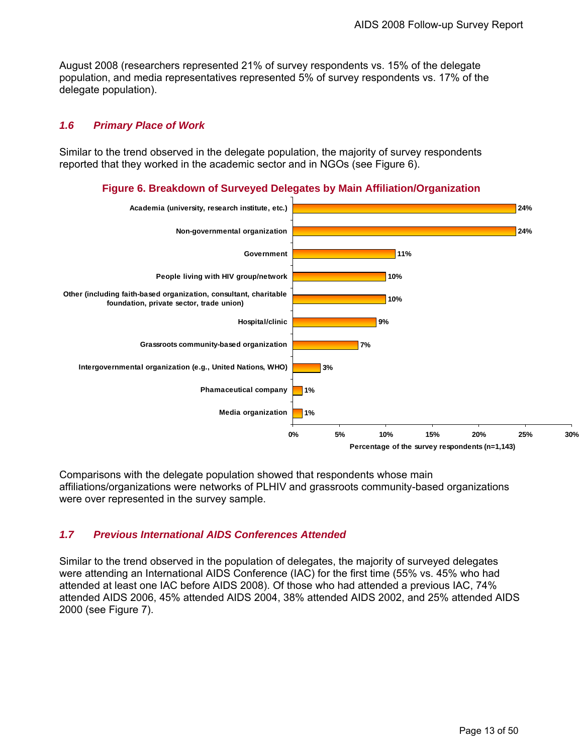August 2008 (researchers represented 21% of survey respondents vs. 15% of the delegate population, and media representatives represented 5% of survey respondents vs. 17% of the delegate population).

### *1.6 Primary Place of Work*

Similar to the trend observed in the delegate population, the majority of survey respondents reported that they worked in the academic sector and in NGOs (see Figure 6).

**Figure 6. Breakdown of Surveyed Delegates by Main Affiliation/Organization**

| Main Affiliation/Organization | Percentage of the survey respondents (n=1,143) |
|---|---|
| Academia (university, research institute, etc.) | 24% |
| Non-governmental organization | 24% |
| Government | 11% |
| People living with HIV group/network | 10% |
| Other (including faith-based organization, consultant, charitable foundation, private sector, trade union) | 10% |
| Hospital/clinic | 9% |
| Grassroots community-based organization | 7% |
| Intergovernmental organization (e.g., United Nations, WHO) | 3% |
| Phamaceutical company | 1% |
| Media organization | 1% |

Comparisons with the delegate population showed that respondents whose main affiliations/organizations were networks of PLHIV and grassroots community-based organizations were over represented in the survey sample.

### *1.7 Previous International AIDS Conferences Attended*

Similar to the trend observed in the population of delegates, the majority of surveyed delegates were attending an International AIDS Conference (IAC) for the first time (55% vs. 45% who had attended at least one IAC before AIDS 2008). Of those who had attended a previous IAC, 74% attended AIDS 2006, 45% attended AIDS 2004, 38% attended AIDS 2002, and 25% attended AIDS 2000 (see Figure 7).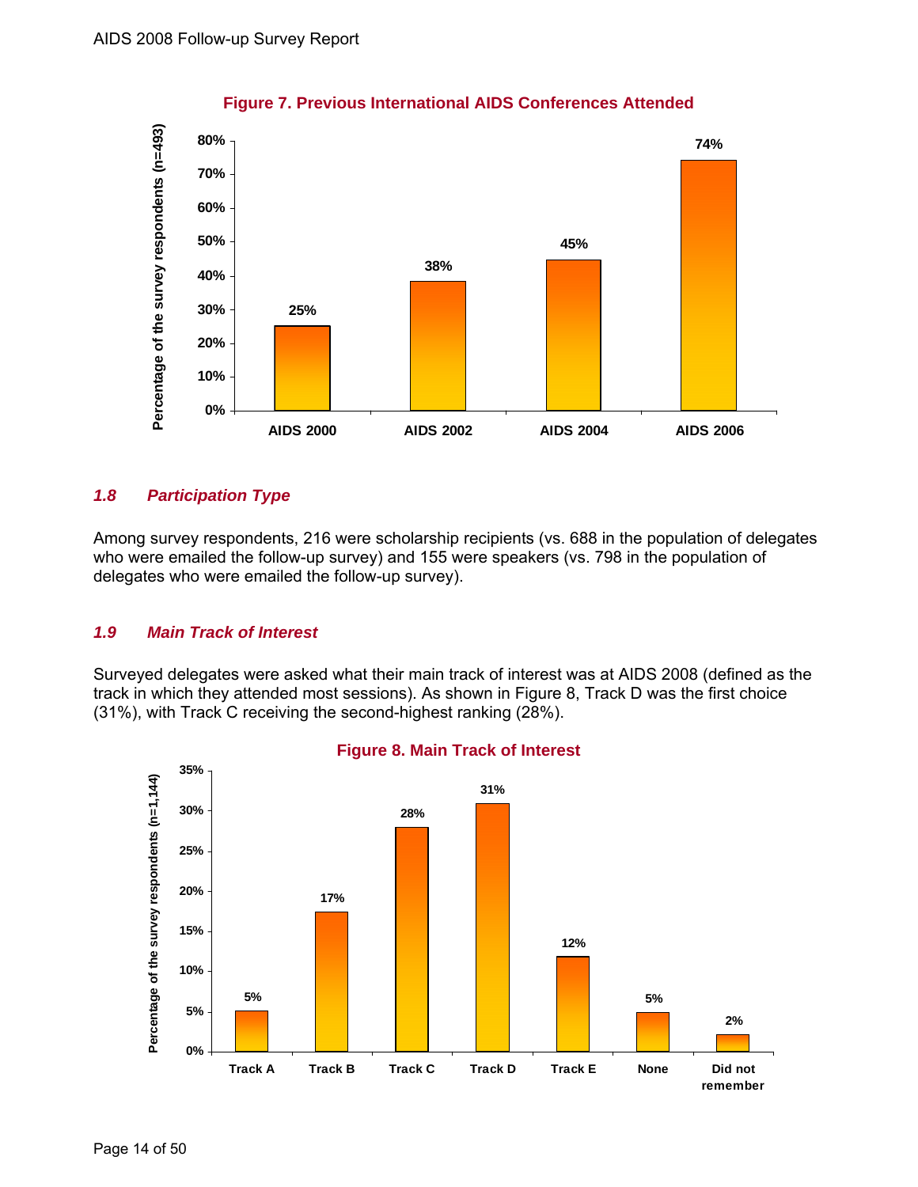**Figure 7. Previous International AIDS Conferences Attended**

| Conference | Percentage of the survey respondents (n=493) |
|---|---|
| AIDS 2000 | 25% |
| AIDS 2002 | 38% |
| AIDS 2004 | 45% |
| AIDS 2006 | 74% |

### *1.8 Participation Type*

Among survey respondents, 216 were scholarship recipients (vs. 688 in the population of delegates who were emailed the follow-up survey) and 155 were speakers (vs. 798 in the population of delegates who were emailed the follow-up survey).

### *1.9 Main Track of Interest*

Surveyed delegates were asked what their main track of interest was at AIDS 2008 (defined as the track in which they attended most sessions). As shown in Figure 8, Track D was the first choice (31%), with Track C receiving the second-highest ranking (28%).

**Figure 8. Main Track of Interest**

| Track | Percentage of the survey respondents (n=1,144) |
|---|---|
| Track A | 5% |
| Track B | 17% |
| Track C | 28% |
| Track D | 31% |
| Track E | 12% |
| None | 5% |
| Did not remember | 2% |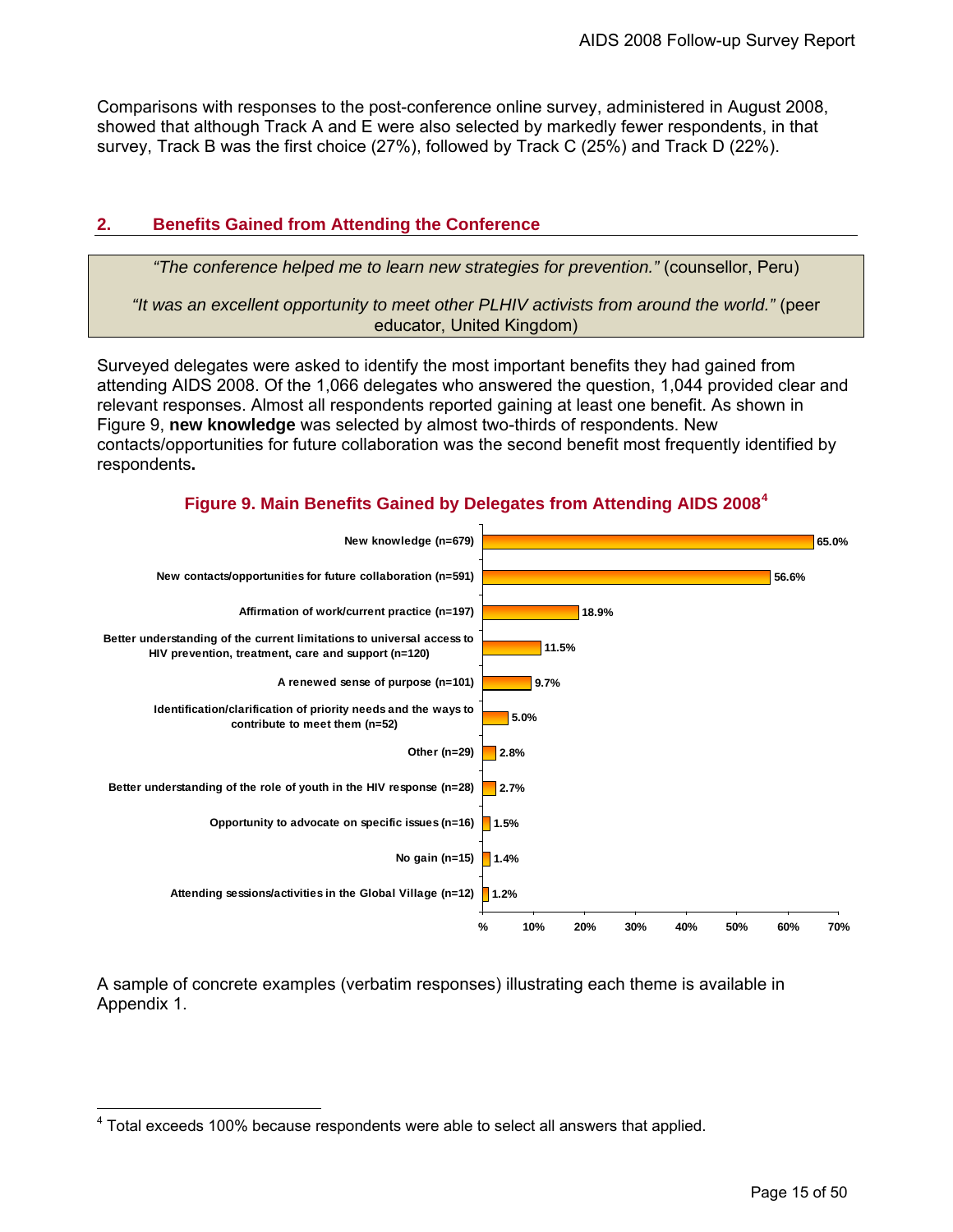Comparisons with responses to the post-conference online survey, administered in August 2008, showed that although Track A and E were also selected by markedly fewer respondents, in that survey, Track B was the first choice (27%), followed by Track C (25%) and Track D (22%).

## 2. Benefits Gained from Attending the Conference

> *"The conference helped me to learn new strategies for prevention."* (counsellor, Peru)
>
> *"It was an excellent opportunity to meet other PLHIV activists from around the world."* (peer educator, United Kingdom)

Surveyed delegates were asked to identify the most important benefits they had gained from attending AIDS 2008. Of the 1,066 delegates who answered the question, 1,044 provided clear and relevant responses. Almost all respondents reported gaining at least one benefit. As shown in Figure 9, **new knowledge** was selected by almost two-thirds of respondents. New contacts/opportunities for future collaboration was the second benefit most frequently identified by respondents**.**

**Figure 9. Main Benefits Gained by Delegates from Attending AIDS 2008**[4]

| Benefit | % |
|---|---|
| New knowledge (n=679) | 65.0% |
| New contacts/opportunities for future collaboration (n=591) | 56.6% |
| Affirmation of work/current practice (n=197) | 18.9% |
| Better understanding of the current limitations to universal access to HIV prevention, treatment, care and support (n=120) | 11.5% |
| A renewed sense of purpose (n=101) | 9.7% |
| Identification/clarification of priority needs and the ways to contribute to meet them (n=52) | 5.0% |
| Other (n=29) | 2.8% |
| Better understanding of the role of youth in the HIV response (n=28) | 2.7% |
| Opportunity to advocate on specific issues (n=16) | 1.5% |
| No gain (n=15) | 1.4% |
| Attending sessions/activities in the Global Village (n=12) | 1.2% |

A sample of concrete examples (verbatim responses) illustrating each theme is available in Appendix 1.

[4] Total exceeds 100% because respondents were able to select all answers that applied.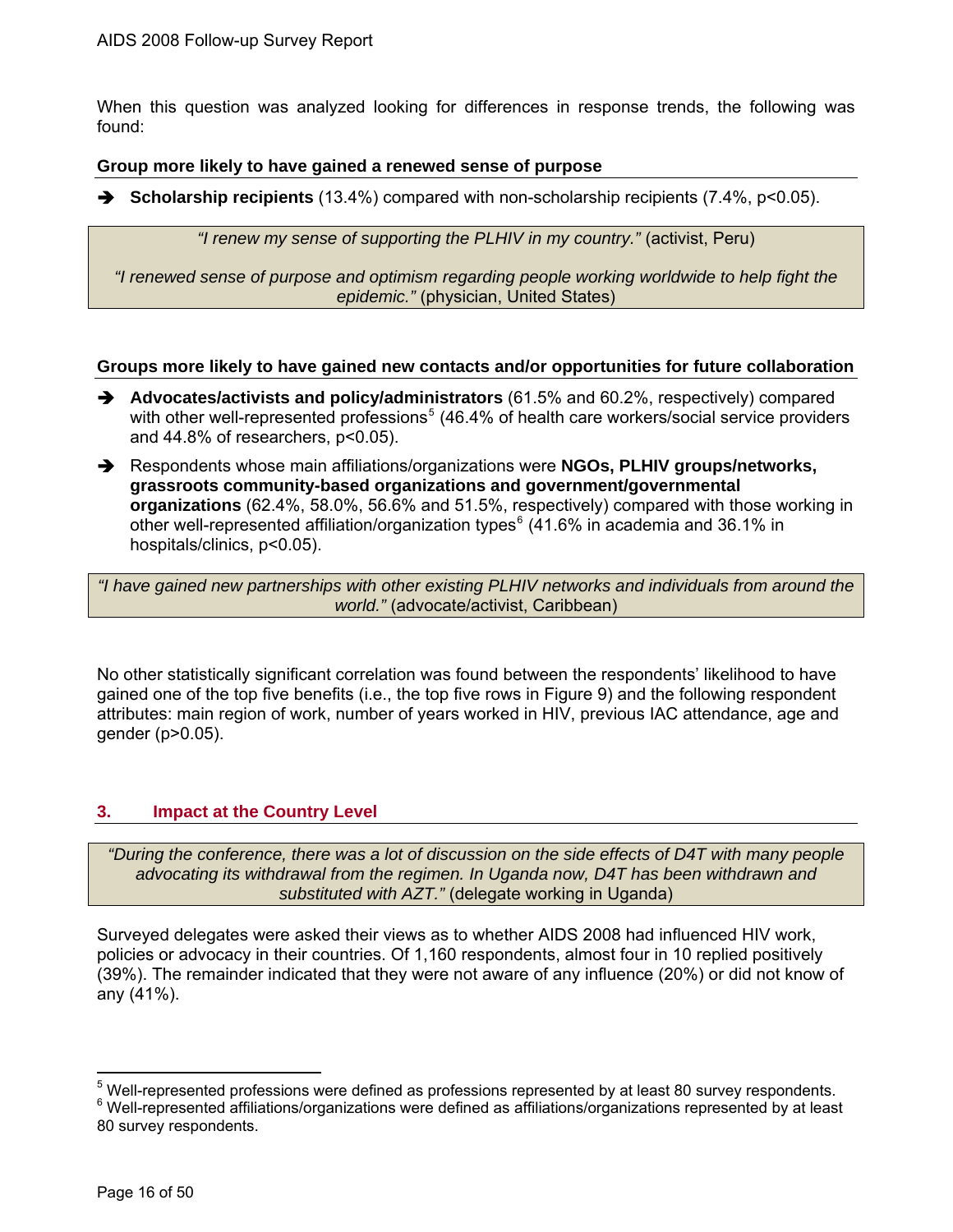When this question was analyzed looking for differences in response trends, the following was found:

**Group more likely to have gained a renewed sense of purpose**

- **Scholarship recipients** (13.4%) compared with non-scholarship recipients (7.4%, $p<0.05$).

> *"I renew my sense of supporting the PLHIV in my country."* (activist, Peru)
>
> *"I renewed sense of purpose and optimism regarding people working worldwide to help fight the epidemic."* (physician, United States)

**Groups more likely to have gained new contacts and/or opportunities for future collaboration**

- **Advocates/activists and policy/administrators** (61.5% and 60.2%, respectively) compared with other well-represented professions[5] (46.4% of health care workers/social service providers and 44.8% of researchers, $p<0.05$).
- Respondents whose main affiliations/organizations were **NGOs, PLHIV groups/networks, grassroots community-based organizations and government/governmental organizations** (62.4%, 58.0%, 56.6% and 51.5%, respectively) compared with those working in other well-represented affiliation/organization types[6] (41.6% in academia and 36.1% in hospitals/clinics, $p<0.05$).

> *"I have gained new partnerships with other existing PLHIV networks and individuals from around the world."* (advocate/activist, Caribbean)

No other statistically significant correlation was found between the respondents' likelihood to have gained one of the top five benefits (i.e., the top five rows in Figure 9) and the following respondent attributes: main region of work, number of years worked in HIV, previous IAC attendance, age and gender ($p>0.05$).

## 3. Impact at the Country Level

> *"During the conference, there was a lot of discussion on the side effects of D4T with many people advocating its withdrawal from the regimen. In Uganda now, D4T has been withdrawn and substituted with AZT."* (delegate working in Uganda)

Surveyed delegates were asked their views as to whether AIDS 2008 had influenced HIV work, policies or advocacy in their countries. Of 1,160 respondents, almost four in 10 replied positively (39%). The remainder indicated that they were not aware of any influence (20%) or did not know of any (41%).

---

[5] Well-represented professions were defined as professions represented by at least 80 survey respondents.

[6] Well-represented affiliations/organizations were defined as affiliations/organizations represented by at least 80 survey respondents.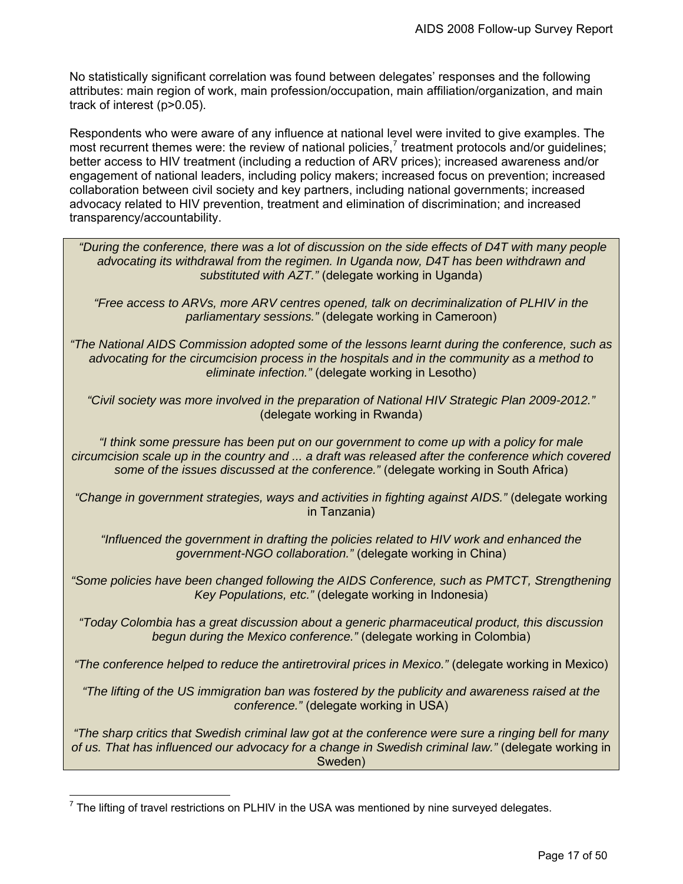No statistically significant correlation was found between delegates' responses and the following attributes: main region of work, main profession/occupation, main affiliation/organization, and main track of interest ($p>0.05$).

Respondents who were aware of any influence at national level were invited to give examples. The most recurrent themes were: the review of national policies,[7] treatment protocols and/or guidelines; better access to HIV treatment (including a reduction of ARV prices); increased awareness and/or engagement of national leaders, including policy makers; increased focus on prevention; increased collaboration between civil society and key partners, including national governments; increased advocacy related to HIV prevention, treatment and elimination of discrimination; and increased transparency/accountability.

> *"During the conference, there was a lot of discussion on the side effects of D4T with many people advocating its withdrawal from the regimen. In Uganda now, D4T has been withdrawn and substituted with AZT."* (delegate working in Uganda)
>
> *"Free access to ARVs, more ARV centres opened, talk on decriminalization of PLHIV in the parliamentary sessions."* (delegate working in Cameroon)
>
> *"The National AIDS Commission adopted some of the lessons learnt during the conference, such as advocating for the circumcision process in the hospitals and in the community as a method to eliminate infection."* (delegate working in Lesotho)
>
> *"Civil society was more involved in the preparation of National HIV Strategic Plan 2009-2012."* (delegate working in Rwanda)
>
> *"I think some pressure has been put on our government to come up with a policy for male circumcision scale up in the country and ... a draft was released after the conference which covered some of the issues discussed at the conference."* (delegate working in South Africa)
>
> *"Change in government strategies, ways and activities in fighting against AIDS."* (delegate working in Tanzania)
>
> *"Influenced the government in drafting the policies related to HIV work and enhanced the government-NGO collaboration."* (delegate working in China)
>
> *"Some policies have been changed following the AIDS Conference, such as PMTCT, Strengthening Key Populations, etc."* (delegate working in Indonesia)
>
> *"Today Colombia has a great discussion about a generic pharmaceutical product, this discussion begun during the Mexico conference."* (delegate working in Colombia)
>
> *"The conference helped to reduce the antiretroviral prices in Mexico."* (delegate working in Mexico)
>
> *"The lifting of the US immigration ban was fostered by the publicity and awareness raised at the conference."* (delegate working in USA)
>
> *"The sharp critics that Swedish criminal law got at the conference were sure a ringing bell for many of us. That has influenced our advocacy for a change in Swedish criminal law."* (delegate working in Sweden)

---

[7] The lifting of travel restrictions on PLHIV in the USA was mentioned by nine surveyed delegates.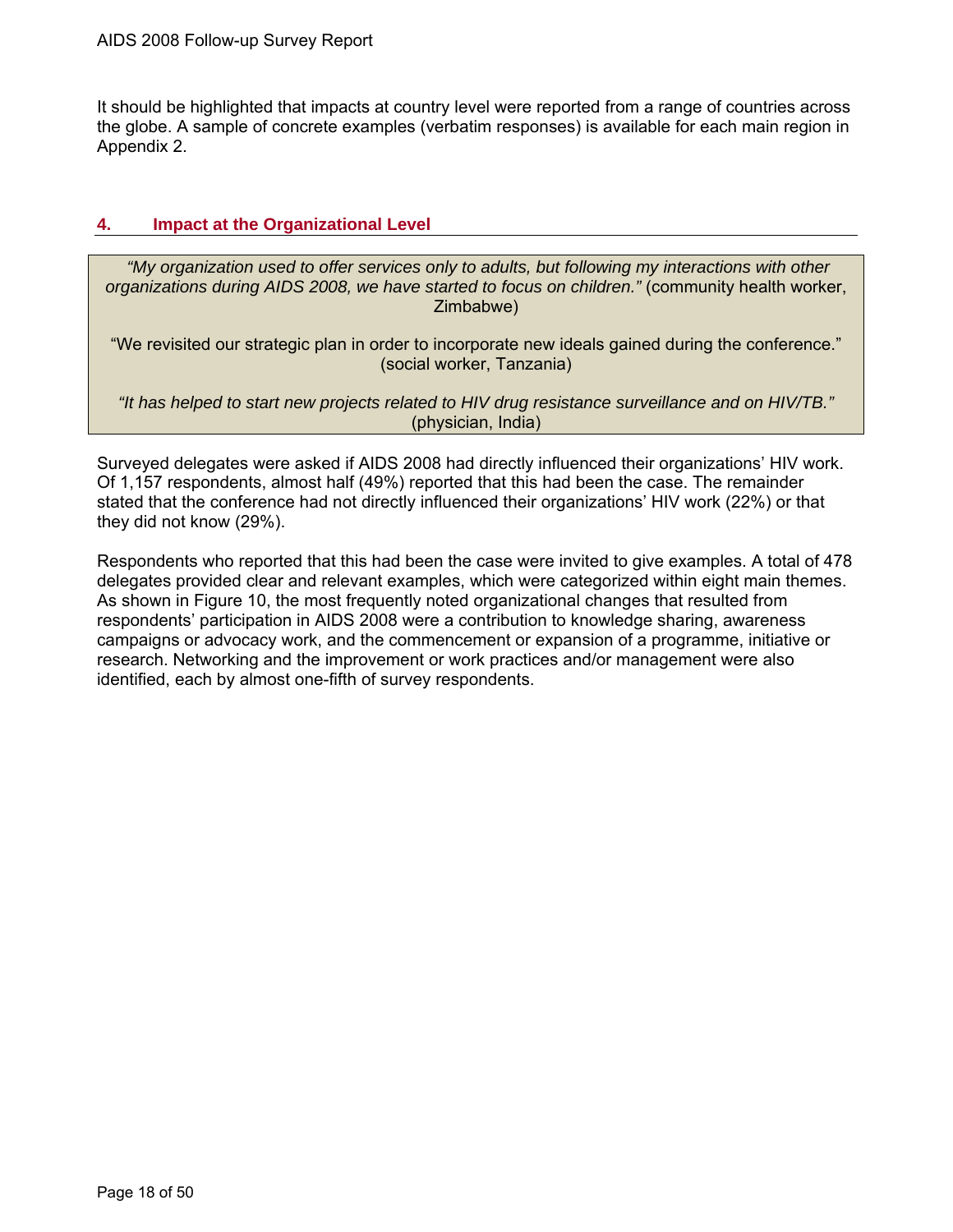It should be highlighted that impacts at country level were reported from a range of countries across the globe. A sample of concrete examples (verbatim responses) is available for each main region in Appendix 2.

## 4. Impact at the Organizational Level

> *"My organization used to offer services only to adults, but following my interactions with other organizations during AIDS 2008, we have started to focus on children."* (community health worker, Zimbabwe)
>
> "We revisited our strategic plan in order to incorporate new ideals gained during the conference." (social worker, Tanzania)
>
> *"It has helped to start new projects related to HIV drug resistance surveillance and on HIV/TB."* (physician, India)

Surveyed delegates were asked if AIDS 2008 had directly influenced their organizations' HIV work. Of 1,157 respondents, almost half (49%) reported that this had been the case. The remainder stated that the conference had not directly influenced their organizations' HIV work (22%) or that they did not know (29%).

Respondents who reported that this had been the case were invited to give examples. A total of 478 delegates provided clear and relevant examples, which were categorized within eight main themes. As shown in Figure 10, the most frequently noted organizational changes that resulted from respondents' participation in AIDS 2008 were a contribution to knowledge sharing, awareness campaigns or advocacy work, and the commencement or expansion of a programme, initiative or research. Networking and the improvement or work practices and/or management were also identified, each by almost one-fifth of survey respondents.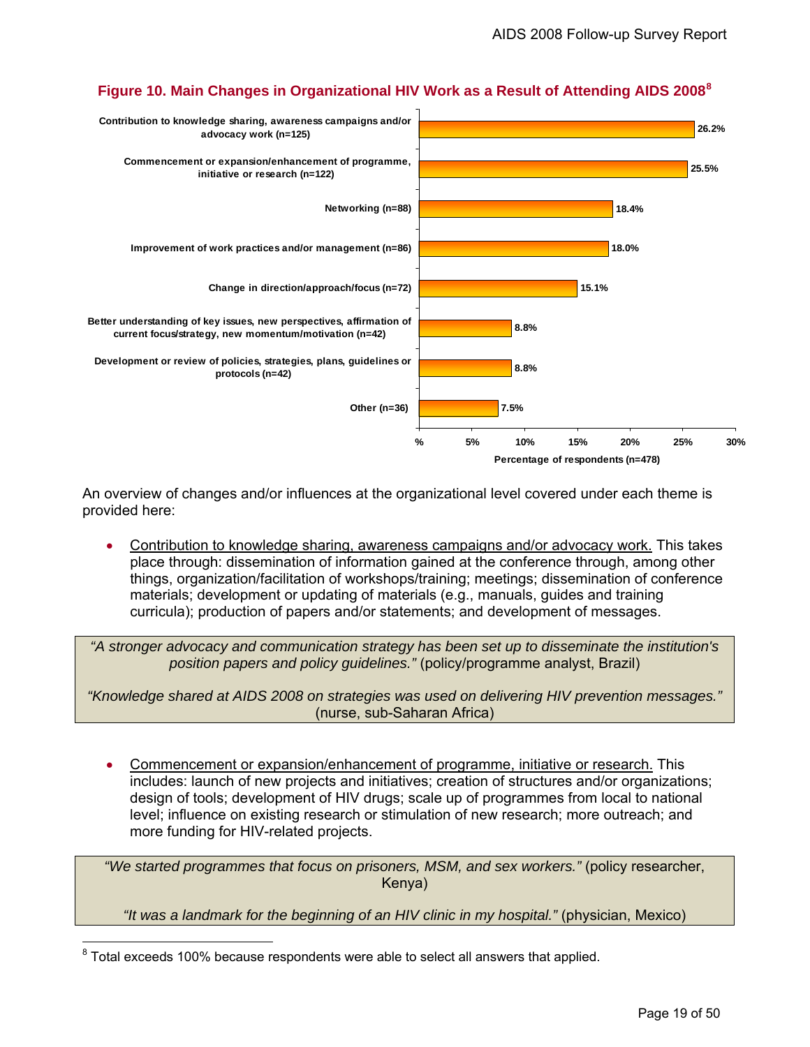**Figure 10. Main Changes in Organizational HIV Work as a Result of Attending AIDS 2008**[8]

| Change | Percentage of respondents (n=478) |
|---|---|
| Contribution to knowledge sharing, awareness campaigns and/or advocacy work (n=125) | 26.2% |
| Commencement or expansion/enhancement of programme, initiative or research (n=122) | 25.5% |
| Networking (n=88) | 18.4% |
| Improvement of work practices and/or management (n=86) | 18.0% |
| Change in direction/approach/focus (n=72) | 15.1% |
| Better understanding of key issues, new perspectives, affirmation of current focus/strategy, new momentum/motivation (n=42) | 8.8% |
| Development or review of policies, strategies, plans, guidelines or protocols (n=42) | 8.8% |
| Other (n=36) | 7.5% |

An overview of changes and/or influences at the organizational level covered under each theme is provided here:

- Contribution to knowledge sharing, awareness campaigns and/or advocacy work. This takes place through: dissemination of information gained at the conference through, among other things, organization/facilitation of workshops/training; meetings; dissemination of conference materials; development or updating of materials (e.g., manuals, guides and training curricula); production of papers and/or statements; and development of messages.

> *"A stronger advocacy and communication strategy has been set up to disseminate the institution's position papers and policy guidelines."* (policy/programme analyst, Brazil)
>
> *"Knowledge shared at AIDS 2008 on strategies was used on delivering HIV prevention messages."* (nurse, sub-Saharan Africa)

- Commencement or expansion/enhancement of programme, initiative or research. This includes: launch of new projects and initiatives; creation of structures and/or organizations; design of tools; development of HIV drugs; scale up of programmes from local to national level; influence on existing research or stimulation of new research; more outreach; and more funding for HIV-related projects.

> *"We started programmes that focus on prisoners, MSM, and sex workers."* (policy researcher, Kenya)
>
> *"It was a landmark for the beginning of an HIV clinic in my hospital."* (physician, Mexico)

[8] Total exceeds 100% because respondents were able to select all answers that applied.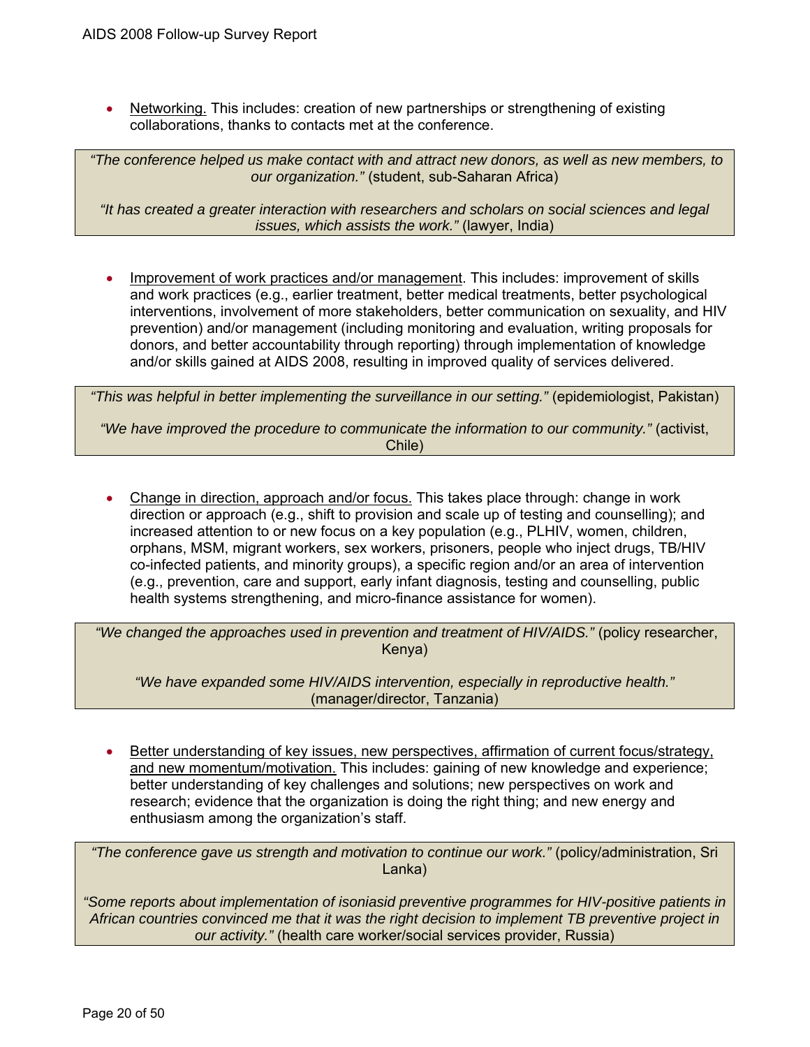- Networking. This includes: creation of new partnerships or strengthening of existing collaborations, thanks to contacts met at the conference.

> *"The conference helped us make contact with and attract new donors, as well as new members, to our organization."* (student, sub-Saharan Africa)
>
> *"It has created a greater interaction with researchers and scholars on social sciences and legal issues, which assists the work."* (lawyer, India)

- Improvement of work practices and/or management. This includes: improvement of skills and work practices (e.g., earlier treatment, better medical treatments, better psychological interventions, involvement of more stakeholders, better communication on sexuality, and HIV prevention) and/or management (including monitoring and evaluation, writing proposals for donors, and better accountability through reporting) through implementation of knowledge and/or skills gained at AIDS 2008, resulting in improved quality of services delivered.

> *"This was helpful in better implementing the surveillance in our setting."* (epidemiologist, Pakistan)
>
> *"We have improved the procedure to communicate the information to our community."* (activist, Chile)

- Change in direction, approach and/or focus. This takes place through: change in work direction or approach (e.g., shift to provision and scale up of testing and counselling); and increased attention to or new focus on a key population (e.g., PLHIV, women, children, orphans, MSM, migrant workers, sex workers, prisoners, people who inject drugs, TB/HIV co-infected patients, and minority groups), a specific region and/or an area of intervention (e.g., prevention, care and support, early infant diagnosis, testing and counselling, public health systems strengthening, and micro-finance assistance for women).

> *"We changed the approaches used in prevention and treatment of HIV/AIDS."* (policy researcher, Kenya)
>
> *"We have expanded some HIV/AIDS intervention, especially in reproductive health."* (manager/director, Tanzania)

- Better understanding of key issues, new perspectives, affirmation of current focus/strategy, and new momentum/motivation. This includes: gaining of new knowledge and experience; better understanding of key challenges and solutions; new perspectives on work and research; evidence that the organization is doing the right thing; and new energy and enthusiasm among the organization's staff.

> *"The conference gave us strength and motivation to continue our work."* (policy/administration, Sri Lanka)
>
> *"Some reports about implementation of isoniasid preventive programmes for HIV-positive patients in African countries convinced me that it was the right decision to implement TB preventive project in our activity."* (health care worker/social services provider, Russia)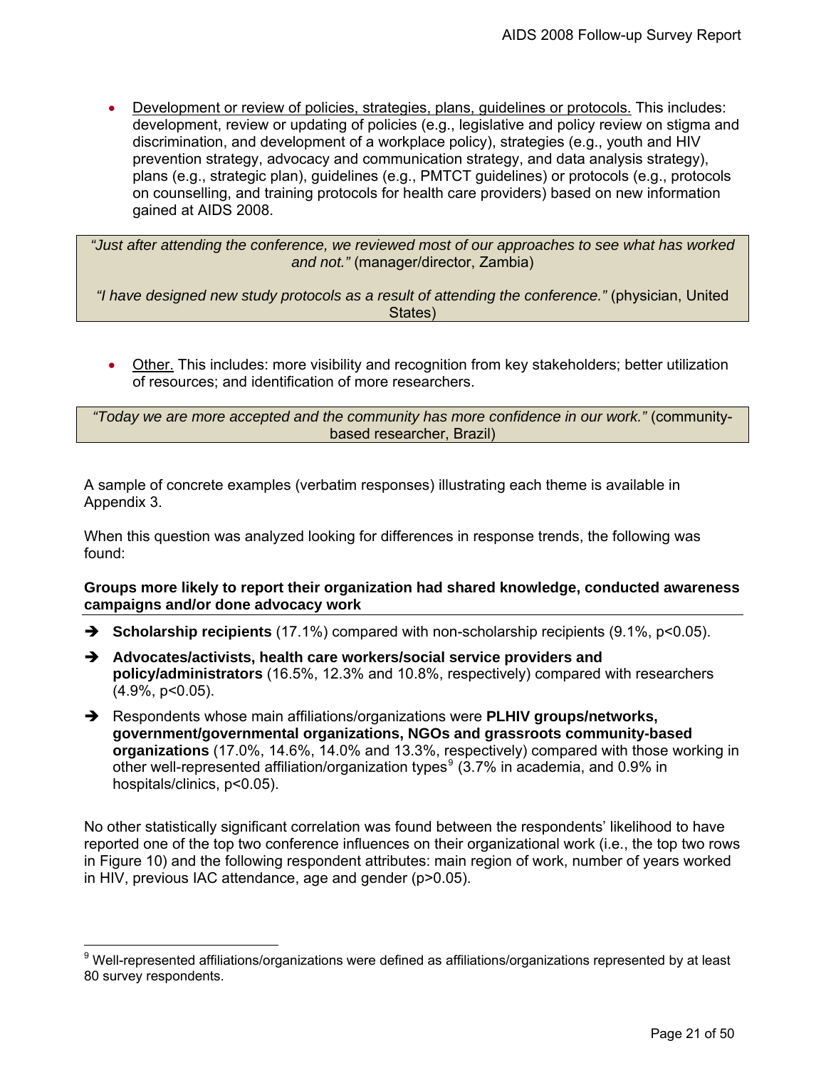- Development or review of policies, strategies, plans, guidelines or protocols. This includes: development, review or updating of policies (e.g., legislative and policy review on stigma and discrimination, and development of a workplace policy), strategies (e.g., youth and HIV prevention strategy, advocacy and communication strategy, and data analysis strategy), plans (e.g., strategic plan), guidelines (e.g., PMTCT guidelines) or protocols (e.g., protocols on counselling, and training protocols for health care providers) based on new information gained at AIDS 2008.

> *"Just after attending the conference, we reviewed most of our approaches to see what has worked and not."* (manager/director, Zambia)
>
> *"I have designed new study protocols as a result of attending the conference."* (physician, United States)

- Other. This includes: more visibility and recognition from key stakeholders; better utilization of resources; and identification of more researchers.

> *"Today we are more accepted and the community has more confidence in our work."* (community-based researcher, Brazil)

A sample of concrete examples (verbatim responses) illustrating each theme is available in Appendix 3.

When this question was analyzed looking for differences in response trends, the following was found:

**Groups more likely to report their organization had shared knowledge, conducted awareness campaigns and/or done advocacy work**

- ➔ **Scholarship recipients** (17.1%) compared with non-scholarship recipients (9.1%, $p<0.05$).
- ➔ **Advocates/activists, health care workers/social service providers and policy/administrators** (16.5%, 12.3% and 10.8%, respectively) compared with researchers (4.9%, $p<0.05$).
- ➔ Respondents whose main affiliations/organizations were **PLHIV groups/networks, government/governmental organizations, NGOs and grassroots community-based organizations** (17.0%, 14.6%, 14.0% and 13.3%, respectively) compared with those working in other well-represented affiliation/organization types[9] (3.7% in academia, and 0.9% in hospitals/clinics, $p<0.05$).

No other statistically significant correlation was found between the respondents' likelihood to have reported one of the top two conference influences on their organizational work (i.e., the top two rows in Figure 10) and the following respondent attributes: main region of work, number of years worked in HIV, previous IAC attendance, age and gender ($p>0.05$).

[9] Well-represented affiliations/organizations were defined as affiliations/organizations represented by at least 80 survey respondents.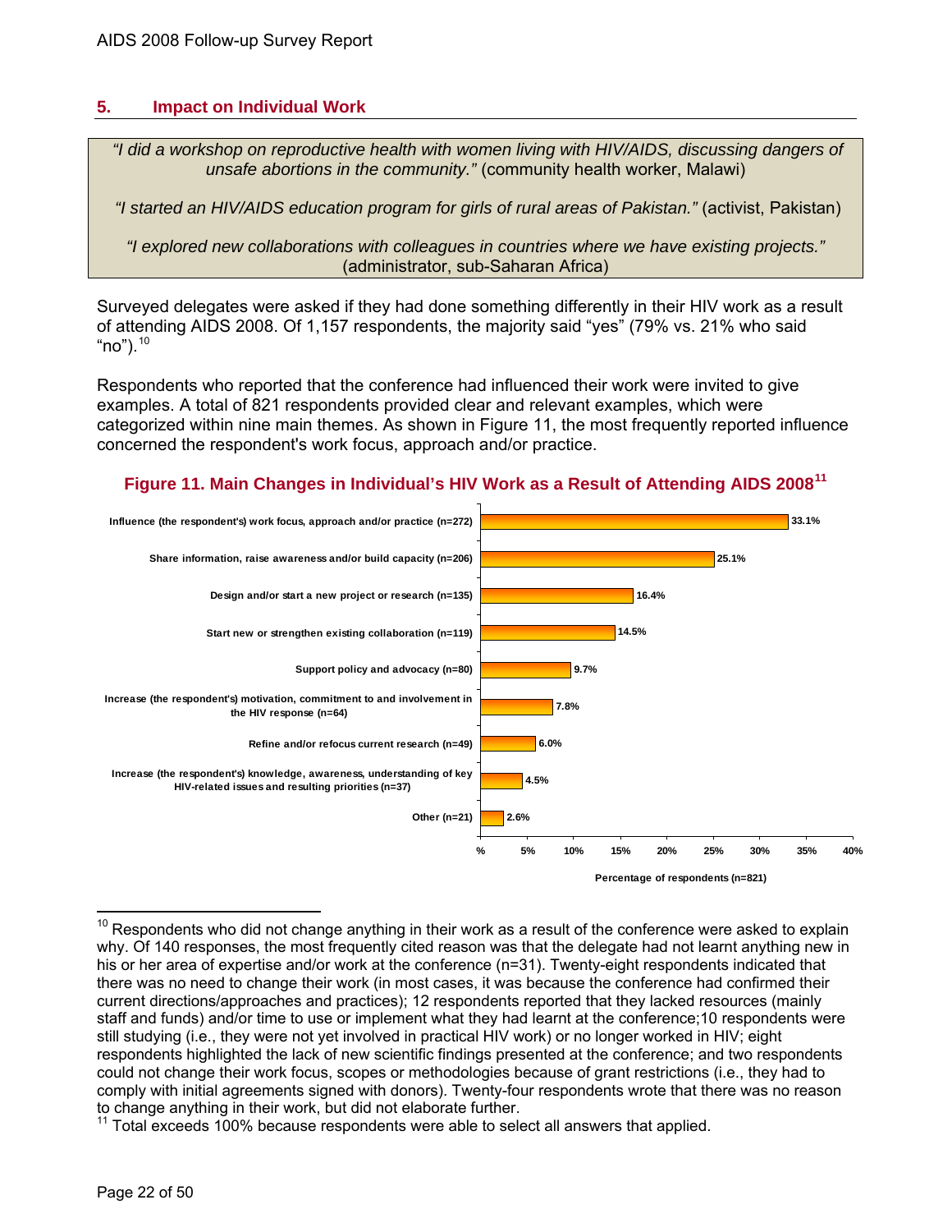## 5. Impact on Individual Work

> *"I did a workshop on reproductive health with women living with HIV/AIDS, discussing dangers of unsafe abortions in the community."* (community health worker, Malawi)
>
> *"I started an HIV/AIDS education program for girls of rural areas of Pakistan."* (activist, Pakistan)
>
> *"I explored new collaborations with colleagues in countries where we have existing projects."* (administrator, sub-Saharan Africa)

Surveyed delegates were asked if they had done something differently in their HIV work as a result of attending AIDS 2008. Of 1,157 respondents, the majority said "yes" (79% vs. 21% who said "no").[10]

Respondents who reported that the conference had influenced their work were invited to give examples. A total of 821 respondents provided clear and relevant examples, which were categorized within nine main themes. As shown in Figure 11, the most frequently reported influence concerned the respondent's work focus, approach and/or practice.

**Figure 11. Main Changes in Individual's HIV Work as a Result of Attending AIDS 2008[11]**

| Change | Percentage of respondents (n=821) |
|---|---|
| Influence (the respondent's) work focus, approach and/or practice (n=272) | 33.1% |
| Share information, raise awareness and/or build capacity (n=206) | 25.1% |
| Design and/or start a new project or research (n=135) | 16.4% |
| Start new or strengthen existing collaboration (n=119) | 14.5% |
| Support policy and advocacy (n=80) | 9.7% |
| Increase (the respondent's) motivation, commitment to and involvement in the HIV response (n=64) | 7.8% |
| Refine and/or refocus current research (n=49) | 6.0% |
| Increase (the respondent's) knowledge, awareness, understanding of key HIV-related issues and resulting priorities (n=37) | 4.5% |
| Other (n=21) | 2.6% |

---

[10] Respondents who did not change anything in their work as a result of the conference were asked to explain why. Of 140 responses, the most frequently cited reason was that the delegate had not learnt anything new in his or her area of expertise and/or work at the conference (n=31). Twenty-eight respondents indicated that there was no need to change their work (in most cases, it was because the conference had confirmed their current directions/approaches and practices); 12 respondents reported that they lacked resources (mainly staff and funds) and/or time to use or implement what they had learnt at the conference;10 respondents were still studying (i.e., they were not yet involved in practical HIV work) or no longer worked in HIV; eight respondents highlighted the lack of new scientific findings presented at the conference; and two respondents could not change their work focus, scopes or methodologies because of grant restrictions (i.e., they had to comply with initial agreements signed with donors). Twenty-four respondents wrote that there was no reason to change anything in their work, but did not elaborate further.

[11] Total exceeds 100% because respondents were able to select all answers that applied.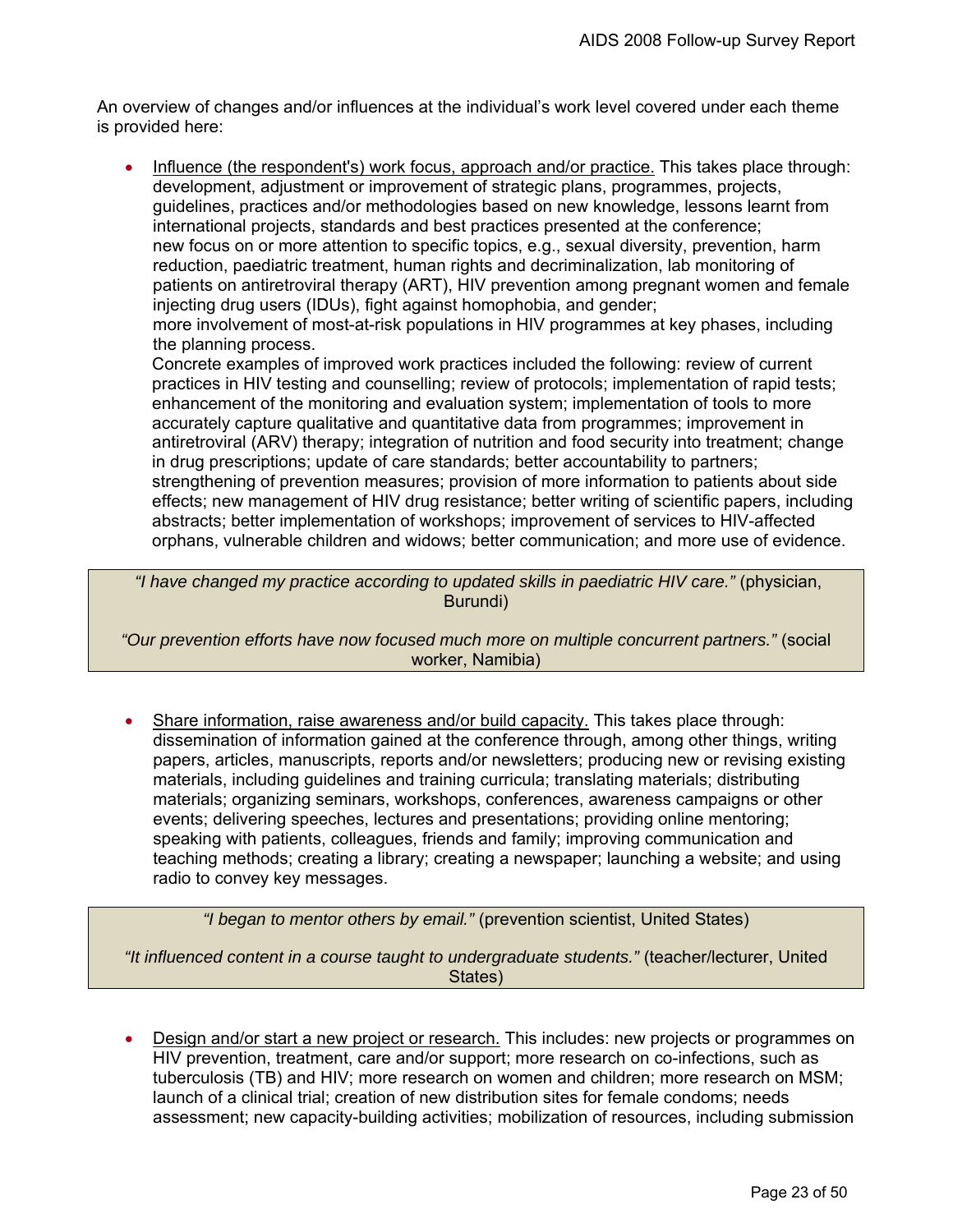An overview of changes and/or influences at the individual's work level covered under each theme is provided here:

- Influence (the respondent's) work focus, approach and/or practice. This takes place through: development, adjustment or improvement of strategic plans, programmes, projects, guidelines, practices and/or methodologies based on new knowledge, lessons learnt from international projects, standards and best practices presented at the conference; new focus on or more attention to specific topics, e.g., sexual diversity, prevention, harm reduction, paediatric treatment, human rights and decriminalization, lab monitoring of patients on antiretroviral therapy (ART), HIV prevention among pregnant women and female injecting drug users (IDUs), fight against homophobia, and gender; more involvement of most-at-risk populations in HIV programmes at key phases, including the planning process.

  Concrete examples of improved work practices included the following: review of current practices in HIV testing and counselling; review of protocols; implementation of rapid tests; enhancement of the monitoring and evaluation system; implementation of tools to more accurately capture qualitative and quantitative data from programmes; improvement in antiretroviral (ARV) therapy; integration of nutrition and food security into treatment; change in drug prescriptions; update of care standards; better accountability to partners; strengthening of prevention measures; provision of more information to patients about side effects; new management of HIV drug resistance; better writing of scientific papers, including abstracts; better implementation of workshops; improvement of services to HIV-affected orphans, vulnerable children and widows; better communication; and more use of evidence.

> *"I have changed my practice according to updated skills in paediatric HIV care."* (physician, Burundi)
>
> *"Our prevention efforts have now focused much more on multiple concurrent partners."* (social worker, Namibia)

- Share information, raise awareness and/or build capacity. This takes place through: dissemination of information gained at the conference through, among other things, writing papers, articles, manuscripts, reports and/or newsletters; producing new or revising existing materials, including guidelines and training curricula; translating materials; distributing materials; organizing seminars, workshops, conferences, awareness campaigns or other events; delivering speeches, lectures and presentations; providing online mentoring; speaking with patients, colleagues, friends and family; improving communication and teaching methods; creating a library; creating a newspaper; launching a website; and using radio to convey key messages.

> *"I began to mentor others by email."* (prevention scientist, United States)
>
> *"It influenced content in a course taught to undergraduate students."* (teacher/lecturer, United States)

- Design and/or start a new project or research. This includes: new projects or programmes on HIV prevention, treatment, care and/or support; more research on co-infections, such as tuberculosis (TB) and HIV; more research on women and children; more research on MSM; launch of a clinical trial; creation of new distribution sites for female condoms; needs assessment; new capacity-building activities; mobilization of resources, including submission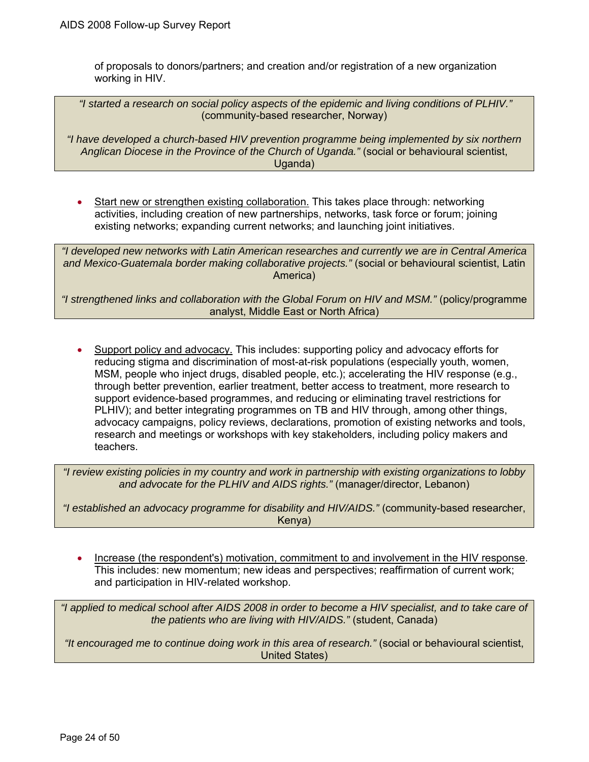of proposals to donors/partners; and creation and/or registration of a new organization working in HIV.

> *"I started a research on social policy aspects of the epidemic and living conditions of PLHIV."* (community-based researcher, Norway)
>
> *"I have developed a church-based HIV prevention programme being implemented by six northern Anglican Diocese in the Province of the Church of Uganda."* (social or behavioural scientist, Uganda)

- <u>Start new or strengthen existing collaboration.</u> This takes place through: networking activities, including creation of new partnerships, networks, task force or forum; joining existing networks; expanding current networks; and launching joint initiatives.

> *"I developed new networks with Latin American researches and currently we are in Central America and Mexico-Guatemala border making collaborative projects."* (social or behavioural scientist, Latin America)
>
> *"I strengthened links and collaboration with the Global Forum on HIV and MSM."* (policy/programme analyst, Middle East or North Africa)

- <u>Support policy and advocacy.</u> This includes: supporting policy and advocacy efforts for reducing stigma and discrimination of most-at-risk populations (especially youth, women, MSM, people who inject drugs, disabled people, etc.); accelerating the HIV response (e.g., through better prevention, earlier treatment, better access to treatment, more research to support evidence-based programmes, and reducing or eliminating travel restrictions for PLHIV); and better integrating programmes on TB and HIV through, among other things, advocacy campaigns, policy reviews, declarations, promotion of existing networks and tools, research and meetings or workshops with key stakeholders, including policy makers and teachers.

> *"I review existing policies in my country and work in partnership with existing organizations to lobby and advocate for the PLHIV and AIDS rights."* (manager/director, Lebanon)
>
> *"I established an advocacy programme for disability and HIV/AIDS."* (community-based researcher, Kenya)

- <u>Increase (the respondent's) motivation, commitment to and involvement in the HIV response</u>. This includes: new momentum; new ideas and perspectives; reaffirmation of current work; and participation in HIV-related workshop.

> *"I applied to medical school after AIDS 2008 in order to become a HIV specialist, and to take care of the patients who are living with HIV/AIDS."* (student, Canada)
>
> *"It encouraged me to continue doing work in this area of research."* (social or behavioural scientist, United States)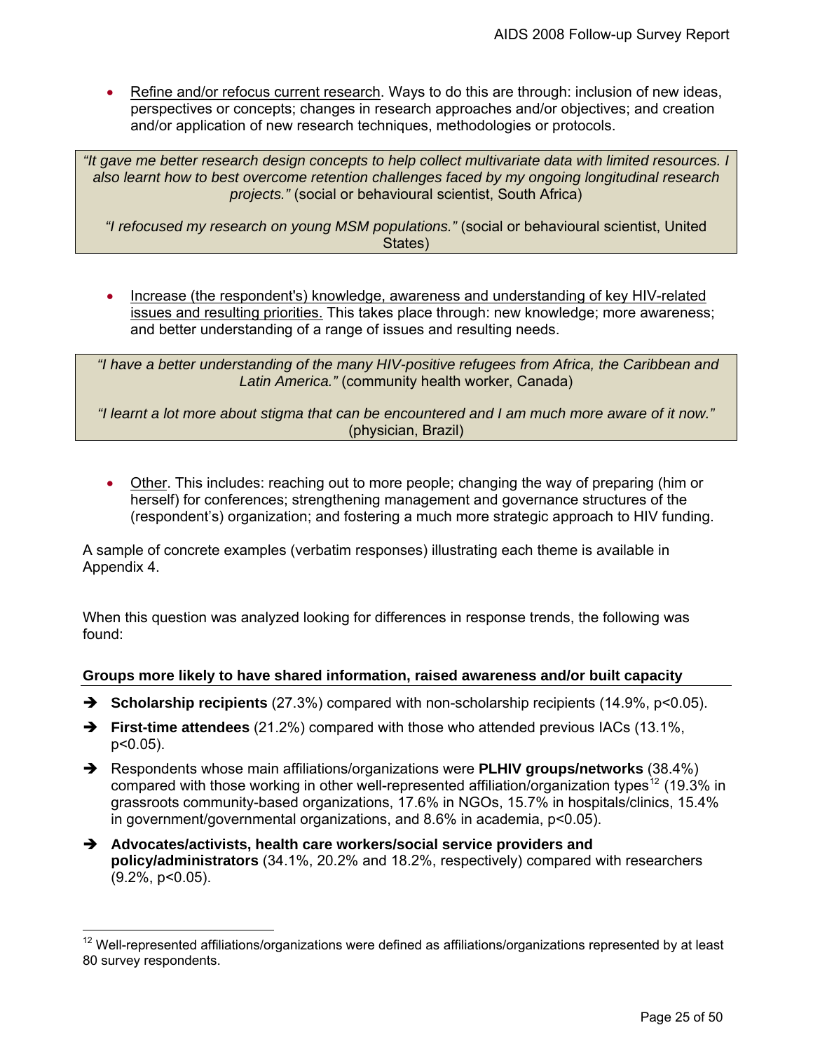- Refine and/or refocus current research. Ways to do this are through: inclusion of new ideas, perspectives or concepts; changes in research approaches and/or objectives; and creation and/or application of new research techniques, methodologies or protocols.

> *"It gave me better research design concepts to help collect multivariate data with limited resources. I also learnt how to best overcome retention challenges faced by my ongoing longitudinal research projects."* (social or behavioural scientist, South Africa)
>
> *"I refocused my research on young MSM populations."* (social or behavioural scientist, United States)

- Increase (the respondent's) knowledge, awareness and understanding of key HIV-related issues and resulting priorities. This takes place through: new knowledge; more awareness; and better understanding of a range of issues and resulting needs.

> *"I have a better understanding of the many HIV-positive refugees from Africa, the Caribbean and Latin America."* (community health worker, Canada)
>
> *"I learnt a lot more about stigma that can be encountered and I am much more aware of it now."* (physician, Brazil)

- Other. This includes: reaching out to more people; changing the way of preparing (him or herself) for conferences; strengthening management and governance structures of the (respondent's) organization; and fostering a much more strategic approach to HIV funding.

A sample of concrete examples (verbatim responses) illustrating each theme is available in Appendix 4.

When this question was analyzed looking for differences in response trends, the following was found:

**Groups more likely to have shared information, raised awareness and/or built capacity**

- ➔ **Scholarship recipients** (27.3%) compared with non-scholarship recipients (14.9%, $p<0.05$).
- ➔ **First-time attendees** (21.2%) compared with those who attended previous IACs (13.1%, $p<0.05$).
- ➔ Respondents whose main affiliations/organizations were **PLHIV groups/networks** (38.4%) compared with those working in other well-represented affiliation/organization types[12] (19.3% in grassroots community-based organizations, 17.6% in NGOs, 15.7% in hospitals/clinics, 15.4% in government/governmental organizations, and 8.6% in academia, $p<0.05$).
- ➔ **Advocates/activists, health care workers/social service providers and policy/administrators** (34.1%, 20.2% and 18.2%, respectively) compared with researchers (9.2%, $p<0.05$).

[12] Well-represented affiliations/organizations were defined as affiliations/organizations represented by at least 80 survey respondents.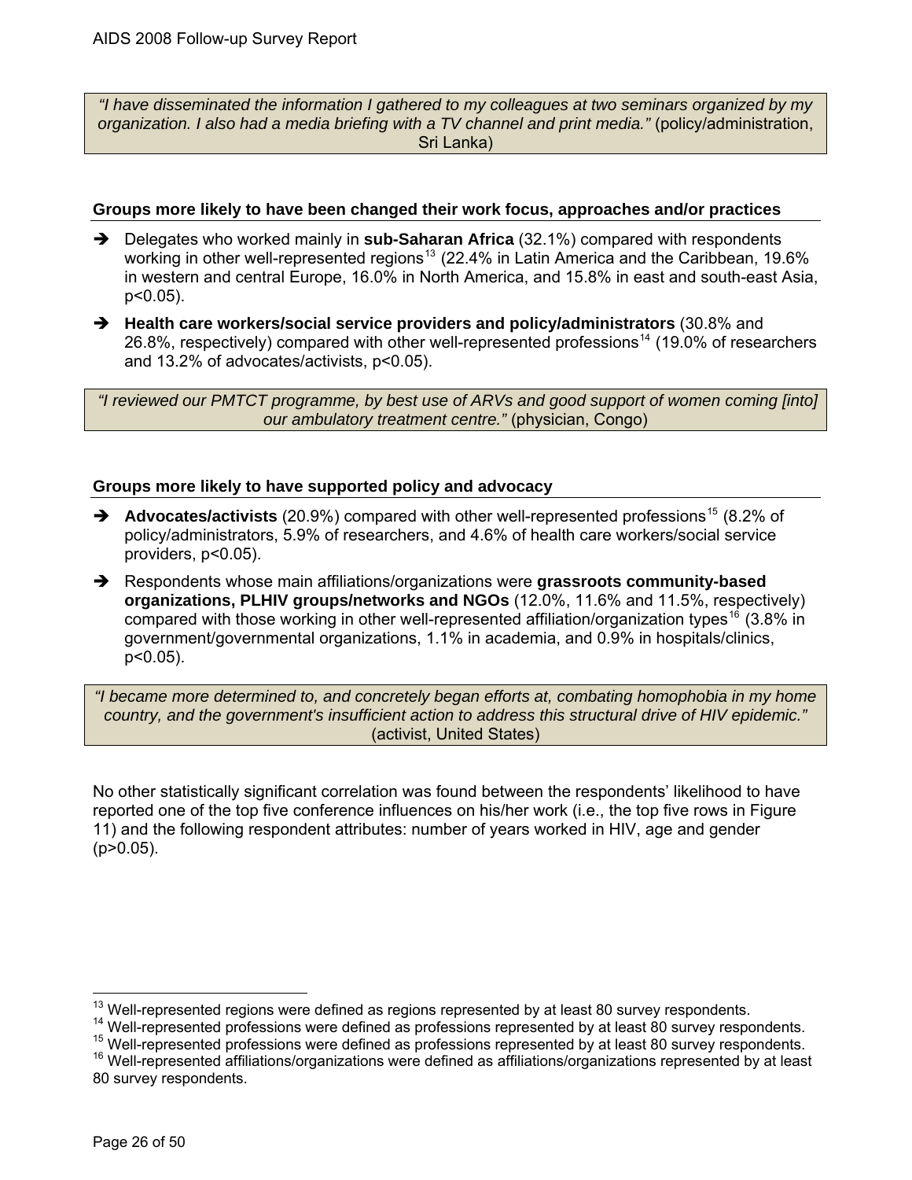> *"I have disseminated the information I gathered to my colleagues at two seminars organized by my organization. I also had a media briefing with a TV channel and print media."* (policy/administration, Sri Lanka)

### Groups more likely to have been changed their work focus, approaches and/or practices

- Delegates who worked mainly in **sub-Saharan Africa** (32.1%) compared with respondents working in other well-represented regions[13] (22.4% in Latin America and the Caribbean, 19.6% in western and central Europe, 16.0% in North America, and 15.8% in east and south-east Asia, $p<0.05$).
- **Health care workers/social service providers and policy/administrators** (30.8% and 26.8%, respectively) compared with other well-represented professions[14] (19.0% of researchers and 13.2% of advocates/activists, $p<0.05$).

> *"I reviewed our PMTCT programme, by best use of ARVs and good support of women coming [into] our ambulatory treatment centre."* (physician, Congo)

### Groups more likely to have supported policy and advocacy

- **Advocates/activists** (20.9%) compared with other well-represented professions[15] (8.2% of policy/administrators, 5.9% of researchers, and 4.6% of health care workers/social service providers, $p<0.05$).
- Respondents whose main affiliations/organizations were **grassroots community-based organizations, PLHIV groups/networks and NGOs** (12.0%, 11.6% and 11.5%, respectively) compared with those working in other well-represented affiliation/organization types[16] (3.8% in government/governmental organizations, 1.1% in academia, and 0.9% in hospitals/clinics, $p<0.05$).

> *"I became more determined to, and concretely began efforts at, combating homophobia in my home country, and the government's insufficient action to address this structural drive of HIV epidemic."* (activist, United States)

No other statistically significant correlation was found between the respondents' likelihood to have reported one of the top five conference influences on his/her work (i.e., the top five rows in Figure 11) and the following respondent attributes: number of years worked in HIV, age and gender ($p>0.05$).

---

[13] Well-represented regions were defined as regions represented by at least 80 survey respondents.

[14] Well-represented professions were defined as professions represented by at least 80 survey respondents.

[15] Well-represented professions were defined as professions represented by at least 80 survey respondents.

[16] Well-represented affiliations/organizations were defined as affiliations/organizations represented by at least 80 survey respondents.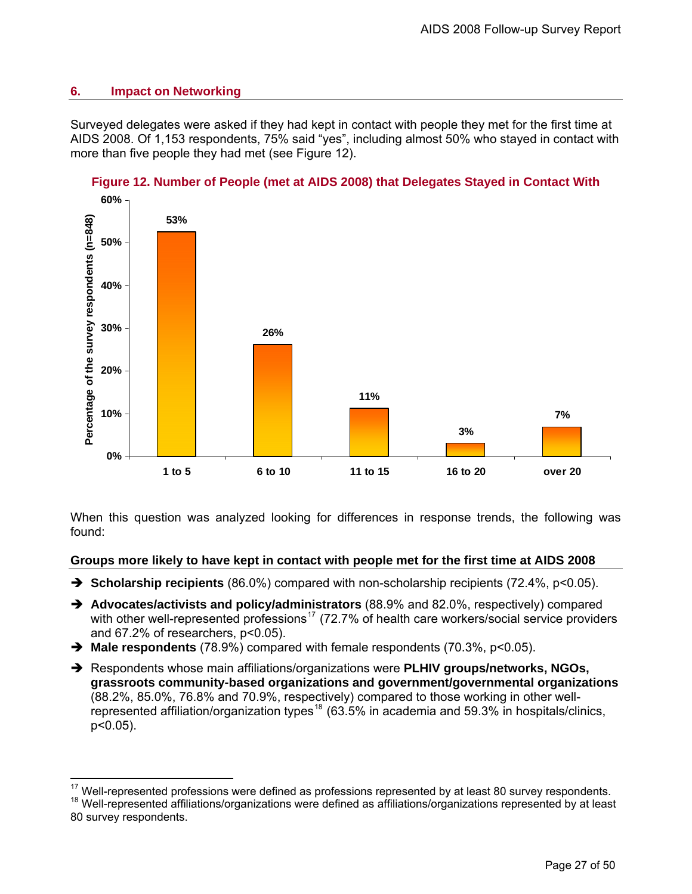## 6. Impact on Networking

Surveyed delegates were asked if they had kept in contact with people they met for the first time at AIDS 2008. Of 1,153 respondents, 75% said "yes", including almost 50% who stayed in contact with more than five people they had met (see Figure 12).

**Figure 12. Number of People (met at AIDS 2008) that Delegates Stayed in Contact With**

| Number of people | Percentage of the survey respondents (n=848) |
|---|---|
| 1 to 5 | 53% |
| 6 to 10 | 26% |
| 11 to 15 | 11% |
| 16 to 20 | 3% |
| over 20 | 7% |

When this question was analyzed looking for differences in response trends, the following was found:

**Groups more likely to have kept in contact with people met for the first time at AIDS 2008**

- **Scholarship recipients** (86.0%) compared with non-scholarship recipients (72.4%, $p<0.05$).
- **Advocates/activists and policy/administrators** (88.9% and 82.0%, respectively) compared with other well-represented professions[17] (72.7% of health care workers/social service providers and 67.2% of researchers, $p<0.05$).
- **Male respondents** (78.9%) compared with female respondents (70.3%, $p<0.05$).
- Respondents whose main affiliations/organizations were **PLHIV groups/networks, NGOs, grassroots community-based organizations and government/governmental organizations** (88.2%, 85.0%, 76.8% and 70.9%, respectively) compared to those working in other well-represented affiliation/organization types[18] (63.5% in academia and 59.3% in hospitals/clinics, $p<0.05$).

---

[17] Well-represented professions were defined as professions represented by at least 80 survey respondents.

[18] Well-represented affiliations/organizations were defined as affiliations/organizations represented by at least 80 survey respondents.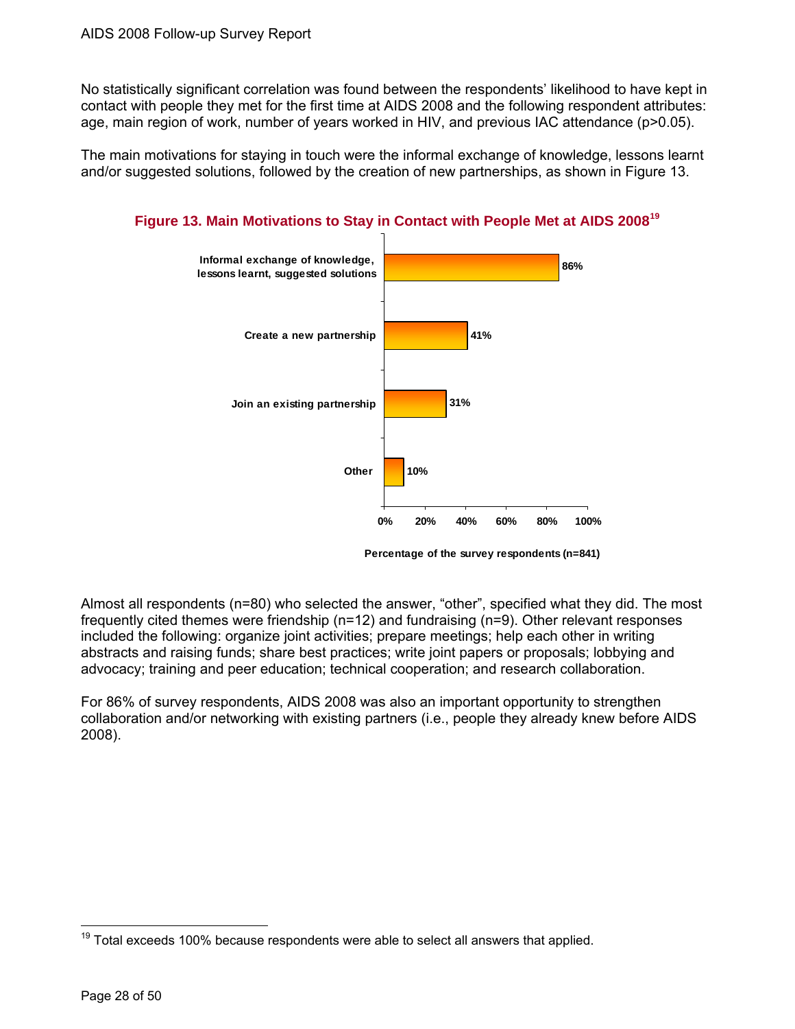No statistically significant correlation was found between the respondents' likelihood to have kept in contact with people they met for the first time at AIDS 2008 and the following respondent attributes: age, main region of work, number of years worked in HIV, and previous IAC attendance ($p>0.05$).

The main motivations for staying in touch were the informal exchange of knowledge, lessons learnt and/or suggested solutions, followed by the creation of new partnerships, as shown in Figure 13.

**Figure 13. Main Motivations to Stay in Contact with People Met at AIDS 2008[19]**

| Motivation | Percentage of the survey respondents (n=841) |
|---|---|
| Informal exchange of knowledge, lessons learnt, suggested solutions | 86% |
| Create a new partnership | 41% |
| Join an existing partnership | 31% |
| Other | 10% |

Almost all respondents (n=80) who selected the answer, "other", specified what they did. The most frequently cited themes were friendship (n=12) and fundraising (n=9). Other relevant responses included the following: organize joint activities; prepare meetings; help each other in writing abstracts and raising funds; share best practices; write joint papers or proposals; lobbying and advocacy; training and peer education; technical cooperation; and research collaboration.

For 86% of survey respondents, AIDS 2008 was also an important opportunity to strengthen collaboration and/or networking with existing partners (i.e., people they already knew before AIDS 2008).

[19] Total exceeds 100% because respondents were able to select all answers that applied.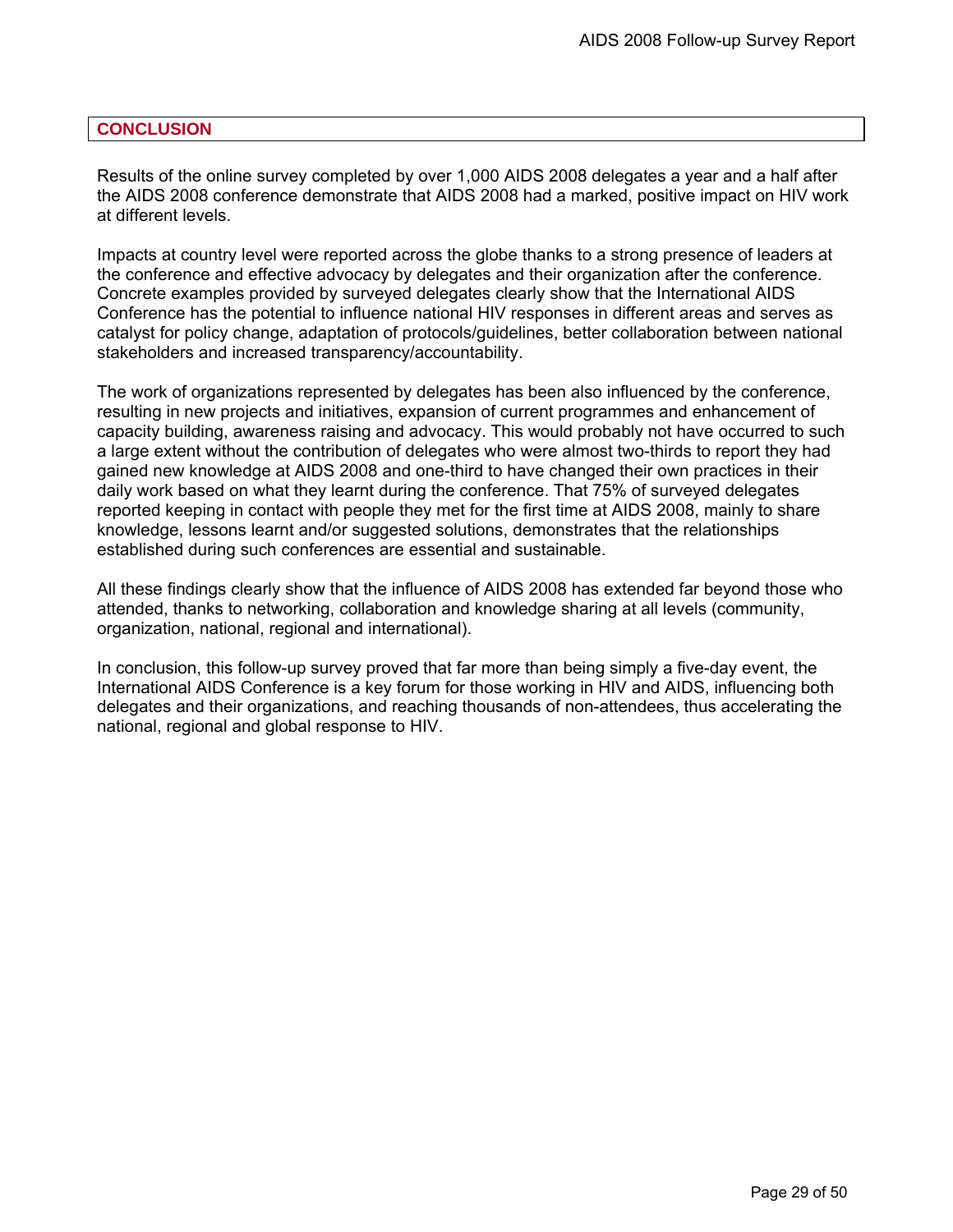## CONCLUSION

Results of the online survey completed by over 1,000 AIDS 2008 delegates a year and a half after the AIDS 2008 conference demonstrate that AIDS 2008 had a marked, positive impact on HIV work at different levels.

Impacts at country level were reported across the globe thanks to a strong presence of leaders at the conference and effective advocacy by delegates and their organization after the conference. Concrete examples provided by surveyed delegates clearly show that the International AIDS Conference has the potential to influence national HIV responses in different areas and serves as catalyst for policy change, adaptation of protocols/guidelines, better collaboration between national stakeholders and increased transparency/accountability.

The work of organizations represented by delegates has been also influenced by the conference, resulting in new projects and initiatives, expansion of current programmes and enhancement of capacity building, awareness raising and advocacy. This would probably not have occurred to such a large extent without the contribution of delegates who were almost two-thirds to report they had gained new knowledge at AIDS 2008 and one-third to have changed their own practices in their daily work based on what they learnt during the conference. That 75% of surveyed delegates reported keeping in contact with people they met for the first time at AIDS 2008, mainly to share knowledge, lessons learnt and/or suggested solutions, demonstrates that the relationships established during such conferences are essential and sustainable.

All these findings clearly show that the influence of AIDS 2008 has extended far beyond those who attended, thanks to networking, collaboration and knowledge sharing at all levels (community, organization, national, regional and international).

In conclusion, this follow-up survey proved that far more than being simply a five-day event, the International AIDS Conference is a key forum for those working in HIV and AIDS, influencing both delegates and their organizations, and reaching thousands of non-attendees, thus accelerating the national, regional and global response to HIV.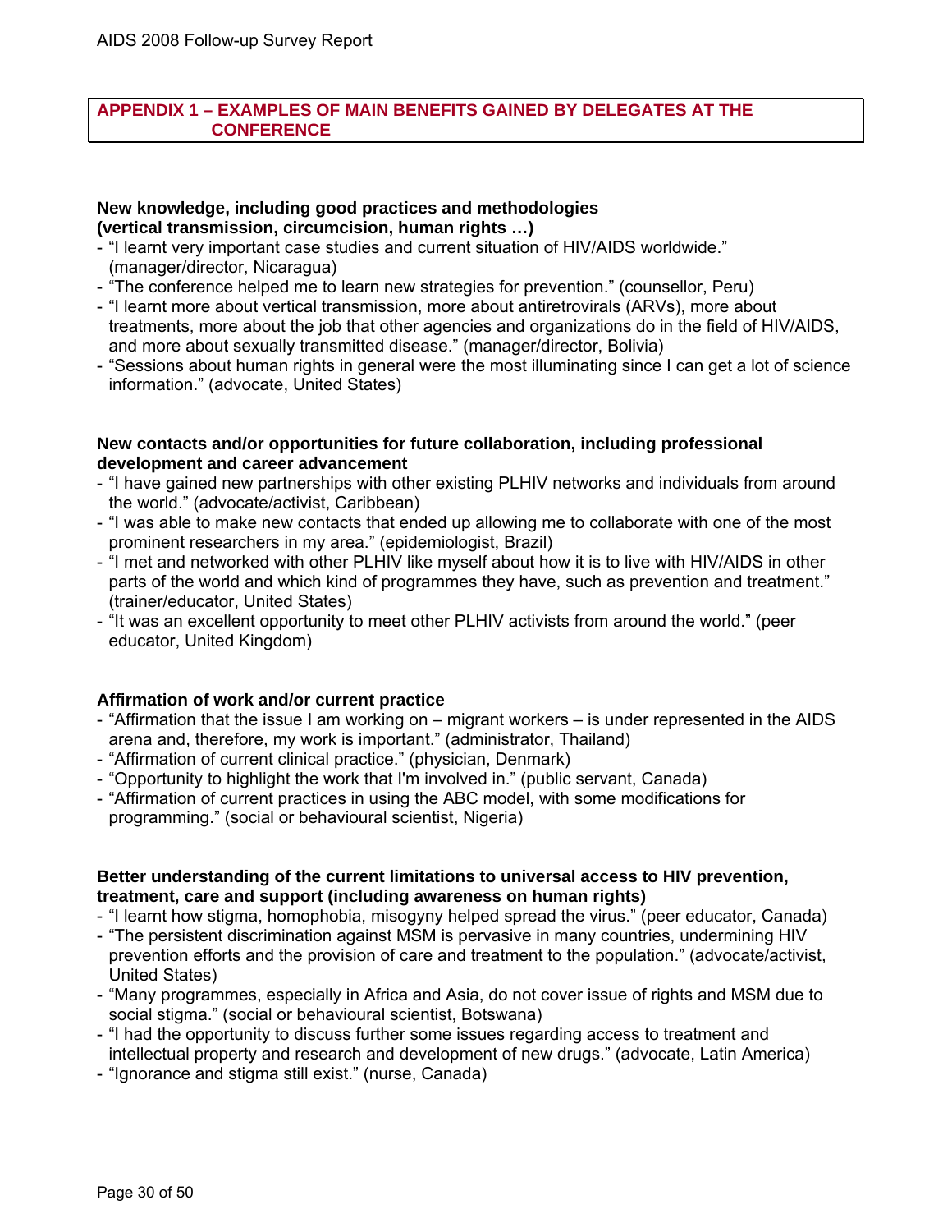## APPENDIX 1 – EXAMPLES OF MAIN BENEFITS GAINED BY DELEGATES AT THE CONFERENCE

**New knowledge, including good practices and methodologies (vertical transmission, circumcision, human rights …)**

- "I learnt very important case studies and current situation of HIV/AIDS worldwide." (manager/director, Nicaragua)
- "The conference helped me to learn new strategies for prevention." (counsellor, Peru)
- "I learnt more about vertical transmission, more about antiretrovirals (ARVs), more about treatments, more about the job that other agencies and organizations do in the field of HIV/AIDS, and more about sexually transmitted disease." (manager/director, Bolivia)
- "Sessions about human rights in general were the most illuminating since I can get a lot of science information." (advocate, United States)

**New contacts and/or opportunities for future collaboration, including professional development and career advancement**

- "I have gained new partnerships with other existing PLHIV networks and individuals from around the world." (advocate/activist, Caribbean)
- "I was able to make new contacts that ended up allowing me to collaborate with one of the most prominent researchers in my area." (epidemiologist, Brazil)
- "I met and networked with other PLHIV like myself about how it is to live with HIV/AIDS in other parts of the world and which kind of programmes they have, such as prevention and treatment." (trainer/educator, United States)
- "It was an excellent opportunity to meet other PLHIV activists from around the world." (peer educator, United Kingdom)

**Affirmation of work and/or current practice**

- "Affirmation that the issue I am working on – migrant workers – is under represented in the AIDS arena and, therefore, my work is important." (administrator, Thailand)
- "Affirmation of current clinical practice." (physician, Denmark)
- "Opportunity to highlight the work that I'm involved in." (public servant, Canada)
- "Affirmation of current practices in using the ABC model, with some modifications for programming." (social or behavioural scientist, Nigeria)

**Better understanding of the current limitations to universal access to HIV prevention, treatment, care and support (including awareness on human rights)**

- "I learnt how stigma, homophobia, misogyny helped spread the virus." (peer educator, Canada)
- "The persistent discrimination against MSM is pervasive in many countries, undermining HIV prevention efforts and the provision of care and treatment to the population." (advocate/activist, United States)
- "Many programmes, especially in Africa and Asia, do not cover issue of rights and MSM due to social stigma." (social or behavioural scientist, Botswana)
- "I had the opportunity to discuss further some issues regarding access to treatment and intellectual property and research and development of new drugs." (advocate, Latin America)
- "Ignorance and stigma still exist." (nurse, Canada)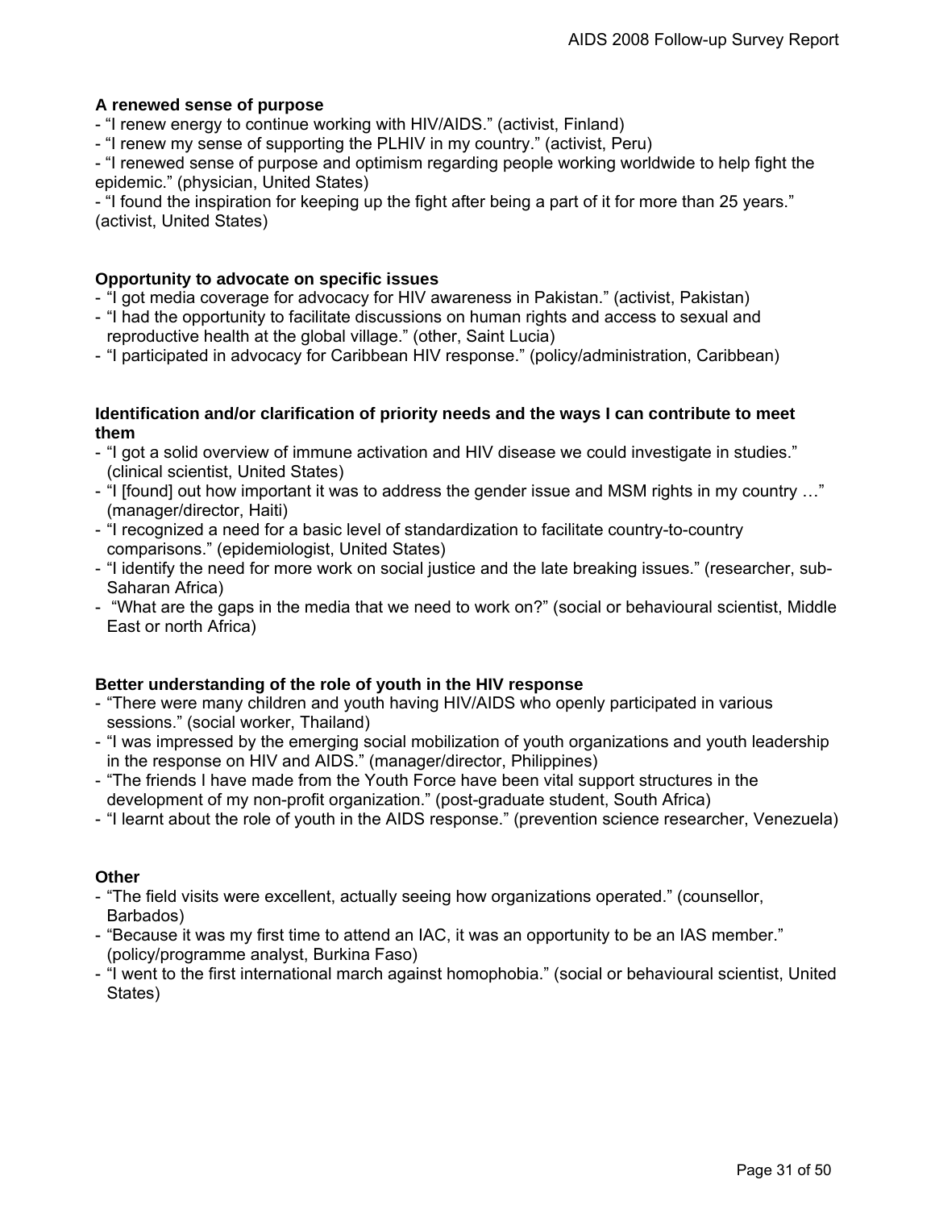**A renewed sense of purpose**

- "I renew energy to continue working with HIV/AIDS." (activist, Finland)
- "I renew my sense of supporting the PLHIV in my country." (activist, Peru)
- "I renewed sense of purpose and optimism regarding people working worldwide to help fight the epidemic." (physician, United States)
- "I found the inspiration for keeping up the fight after being a part of it for more than 25 years." (activist, United States)

**Opportunity to advocate on specific issues**

- "I got media coverage for advocacy for HIV awareness in Pakistan." (activist, Pakistan)
- "I had the opportunity to facilitate discussions on human rights and access to sexual and reproductive health at the global village." (other, Saint Lucia)
- "I participated in advocacy for Caribbean HIV response." (policy/administration, Caribbean)

**Identification and/or clarification of priority needs and the ways I can contribute to meet them**

- "I got a solid overview of immune activation and HIV disease we could investigate in studies." (clinical scientist, United States)
- "I [found] out how important it was to address the gender issue and MSM rights in my country …" (manager/director, Haiti)
- "I recognized a need for a basic level of standardization to facilitate country-to-country comparisons." (epidemiologist, United States)
- "I identify the need for more work on social justice and the late breaking issues." (researcher, sub-Saharan Africa)
- "What are the gaps in the media that we need to work on?" (social or behavioural scientist, Middle East or north Africa)

**Better understanding of the role of youth in the HIV response**

- "There were many children and youth having HIV/AIDS who openly participated in various sessions." (social worker, Thailand)
- "I was impressed by the emerging social mobilization of youth organizations and youth leadership in the response on HIV and AIDS." (manager/director, Philippines)
- "The friends I have made from the Youth Force have been vital support structures in the development of my non-profit organization." (post-graduate student, South Africa)
- "I learnt about the role of youth in the AIDS response." (prevention science researcher, Venezuela)

**Other**

- "The field visits were excellent, actually seeing how organizations operated." (counsellor, Barbados)
- "Because it was my first time to attend an IAC, it was an opportunity to be an IAS member." (policy/programme analyst, Burkina Faso)
- "I went to the first international march against homophobia." (social or behavioural scientist, United States)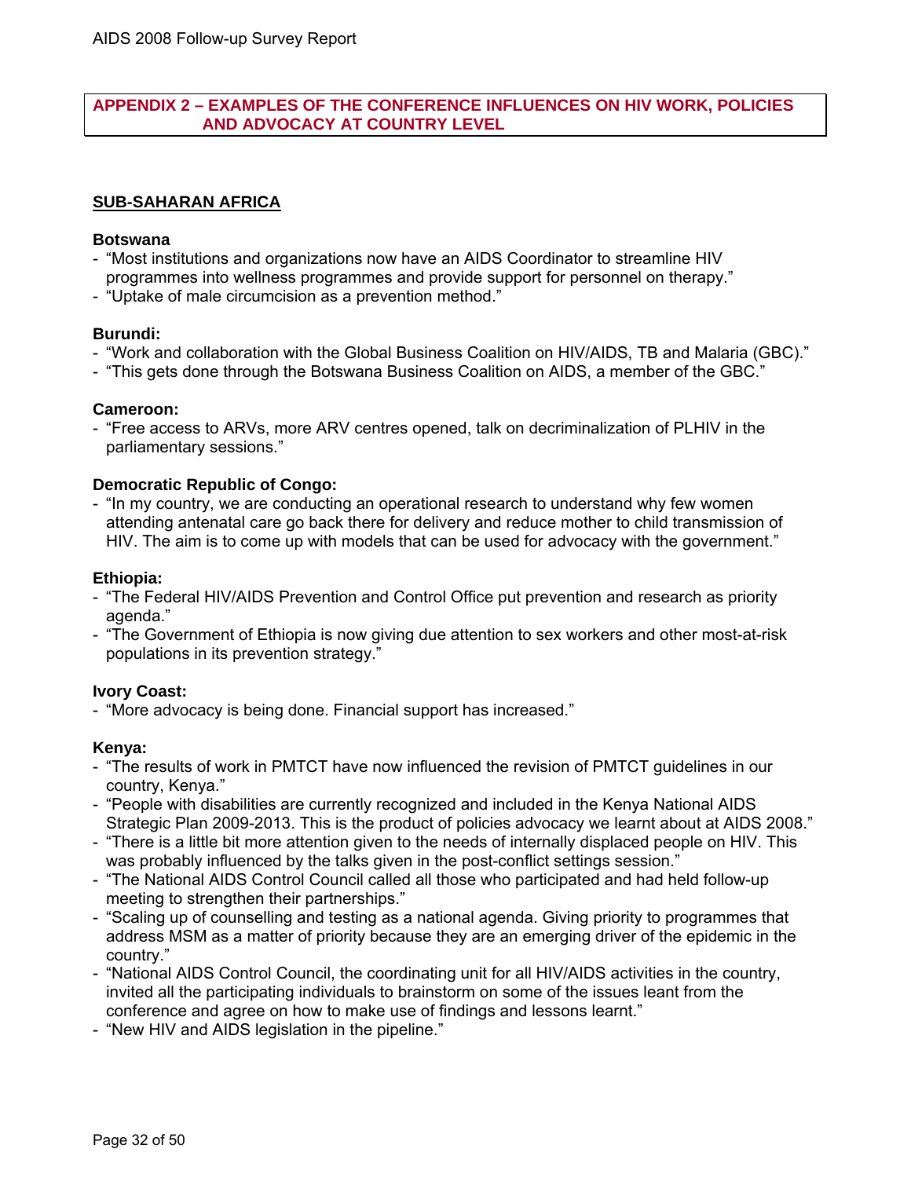## APPENDIX 2 – EXAMPLES OF THE CONFERENCE INFLUENCES ON HIV WORK, POLICIES AND ADVOCACY AT COUNTRY LEVEL

### SUB-SAHARAN AFRICA

**Botswana**

- "Most institutions and organizations now have an AIDS Coordinator to streamline HIV programmes into wellness programmes and provide support for personnel on therapy."
- "Uptake of male circumcision as a prevention method."

**Burundi:**

- "Work and collaboration with the Global Business Coalition on HIV/AIDS, TB and Malaria (GBC)."
- "This gets done through the Botswana Business Coalition on AIDS, a member of the GBC."

**Cameroon:**

- "Free access to ARVs, more ARV centres opened, talk on decriminalization of PLHIV in the parliamentary sessions."

**Democratic Republic of Congo:**

- "In my country, we are conducting an operational research to understand why few women attending antenatal care go back there for delivery and reduce mother to child transmission of HIV. The aim is to come up with models that can be used for advocacy with the government."

**Ethiopia:**

- "The Federal HIV/AIDS Prevention and Control Office put prevention and research as priority agenda."
- "The Government of Ethiopia is now giving due attention to sex workers and other most-at-risk populations in its prevention strategy."

**Ivory Coast:**

- "More advocacy is being done. Financial support has increased."

**Kenya:**

- "The results of work in PMTCT have now influenced the revision of PMTCT guidelines in our country, Kenya."
- "People with disabilities are currently recognized and included in the Kenya National AIDS Strategic Plan 2009-2013. This is the product of policies advocacy we learnt about at AIDS 2008."
- "There is a little bit more attention given to the needs of internally displaced people on HIV. This was probably influenced by the talks given in the post-conflict settings session."
- "The National AIDS Control Council called all those who participated and had held follow-up meeting to strengthen their partnerships."
- "Scaling up of counselling and testing as a national agenda. Giving priority to programmes that address MSM as a matter of priority because they are an emerging driver of the epidemic in the country."
- "National AIDS Control Council, the coordinating unit for all HIV/AIDS activities in the country, invited all the participating individuals to brainstorm on some of the issues leant from the conference and agree on how to make use of findings and lessons learnt."
- "New HIV and AIDS legislation in the pipeline."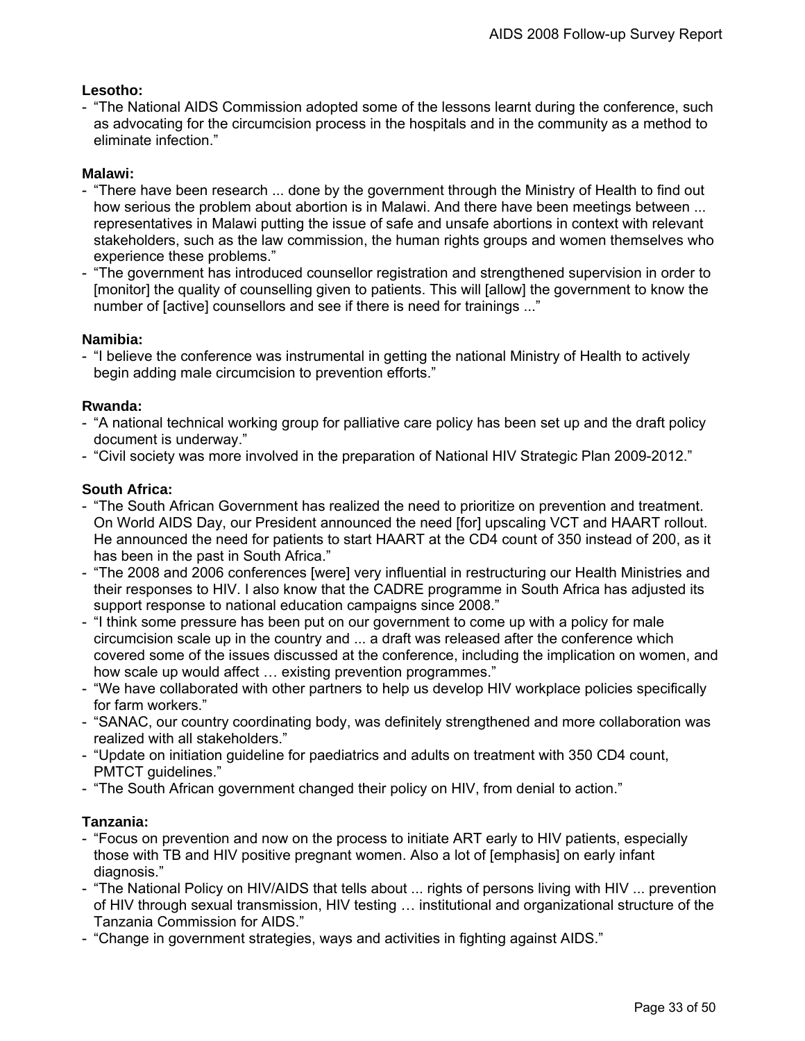**Lesotho:**

- "The National AIDS Commission adopted some of the lessons learnt during the conference, such as advocating for the circumcision process in the hospitals and in the community as a method to eliminate infection."

**Malawi:**

- "There have been research ... done by the government through the Ministry of Health to find out how serious the problem about abortion is in Malawi. And there have been meetings between ... representatives in Malawi putting the issue of safe and unsafe abortions in context with relevant stakeholders, such as the law commission, the human rights groups and women themselves who experience these problems."
- "The government has introduced counsellor registration and strengthened supervision in order to [monitor] the quality of counselling given to patients. This will [allow] the government to know the number of [active] counsellors and see if there is need for trainings ..."

**Namibia:**

- "I believe the conference was instrumental in getting the national Ministry of Health to actively begin adding male circumcision to prevention efforts."

**Rwanda:**

- "A national technical working group for palliative care policy has been set up and the draft policy document is underway."
- "Civil society was more involved in the preparation of National HIV Strategic Plan 2009-2012."

**South Africa:**

- "The South African Government has realized the need to prioritize on prevention and treatment. On World AIDS Day, our President announced the need [for] upscaling VCT and HAART rollout. He announced the need for patients to start HAART at the CD4 count of 350 instead of 200, as it has been in the past in South Africa."
- "The 2008 and 2006 conferences [were] very influential in restructuring our Health Ministries and their responses to HIV. I also know that the CADRE programme in South Africa has adjusted its support response to national education campaigns since 2008."
- "I think some pressure has been put on our government to come up with a policy for male circumcision scale up in the country and ... a draft was released after the conference which covered some of the issues discussed at the conference, including the implication on women, and how scale up would affect … existing prevention programmes."
- "We have collaborated with other partners to help us develop HIV workplace policies specifically for farm workers."
- "SANAC, our country coordinating body, was definitely strengthened and more collaboration was realized with all stakeholders."
- "Update on initiation guideline for paediatrics and adults on treatment with 350 CD4 count, PMTCT guidelines."
- "The South African government changed their policy on HIV, from denial to action."

**Tanzania:**

- "Focus on prevention and now on the process to initiate ART early to HIV patients, especially those with TB and HIV positive pregnant women. Also a lot of [emphasis] on early infant diagnosis."
- "The National Policy on HIV/AIDS that tells about ... rights of persons living with HIV ... prevention of HIV through sexual transmission, HIV testing … institutional and organizational structure of the Tanzania Commission for AIDS."
- "Change in government strategies, ways and activities in fighting against AIDS."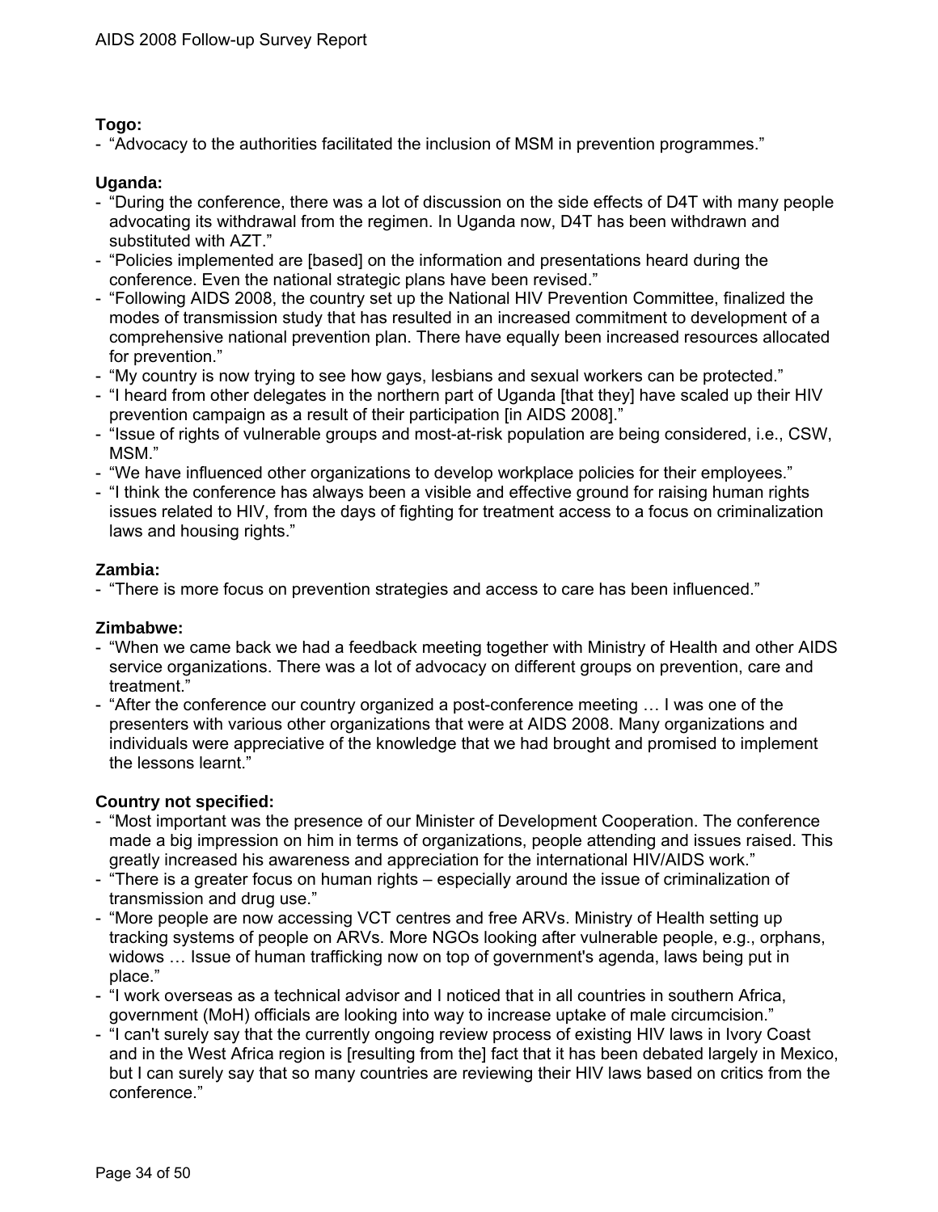**Togo:**

- "Advocacy to the authorities facilitated the inclusion of MSM in prevention programmes."

**Uganda:**

- "During the conference, there was a lot of discussion on the side effects of D4T with many people advocating its withdrawal from the regimen. In Uganda now, D4T has been withdrawn and substituted with AZT."
- "Policies implemented are [based] on the information and presentations heard during the conference. Even the national strategic plans have been revised."
- "Following AIDS 2008, the country set up the National HIV Prevention Committee, finalized the modes of transmission study that has resulted in an increased commitment to development of a comprehensive national prevention plan. There have equally been increased resources allocated for prevention."
- "My country is now trying to see how gays, lesbians and sexual workers can be protected."
- "I heard from other delegates in the northern part of Uganda [that they] have scaled up their HIV prevention campaign as a result of their participation [in AIDS 2008]."
- "Issue of rights of vulnerable groups and most-at-risk population are being considered, i.e., CSW, MSM."
- "We have influenced other organizations to develop workplace policies for their employees."
- "I think the conference has always been a visible and effective ground for raising human rights issues related to HIV, from the days of fighting for treatment access to a focus on criminalization laws and housing rights."

**Zambia:**

- "There is more focus on prevention strategies and access to care has been influenced."

**Zimbabwe:**

- "When we came back we had a feedback meeting together with Ministry of Health and other AIDS service organizations. There was a lot of advocacy on different groups on prevention, care and treatment."
- "After the conference our country organized a post-conference meeting … I was one of the presenters with various other organizations that were at AIDS 2008. Many organizations and individuals were appreciative of the knowledge that we had brought and promised to implement the lessons learnt."

**Country not specified:**

- "Most important was the presence of our Minister of Development Cooperation. The conference made a big impression on him in terms of organizations, people attending and issues raised. This greatly increased his awareness and appreciation for the international HIV/AIDS work."
- "There is a greater focus on human rights – especially around the issue of criminalization of transmission and drug use."
- "More people are now accessing VCT centres and free ARVs. Ministry of Health setting up tracking systems of people on ARVs. More NGOs looking after vulnerable people, e.g., orphans, widows … Issue of human trafficking now on top of government's agenda, laws being put in place."
- "I work overseas as a technical advisor and I noticed that in all countries in southern Africa, government (MoH) officials are looking into way to increase uptake of male circumcision."
- "I can't surely say that the currently ongoing review process of existing HIV laws in Ivory Coast and in the West Africa region is [resulting from the] fact that it has been debated largely in Mexico, but I can surely say that so many countries are reviewing their HIV laws based on critics from the conference."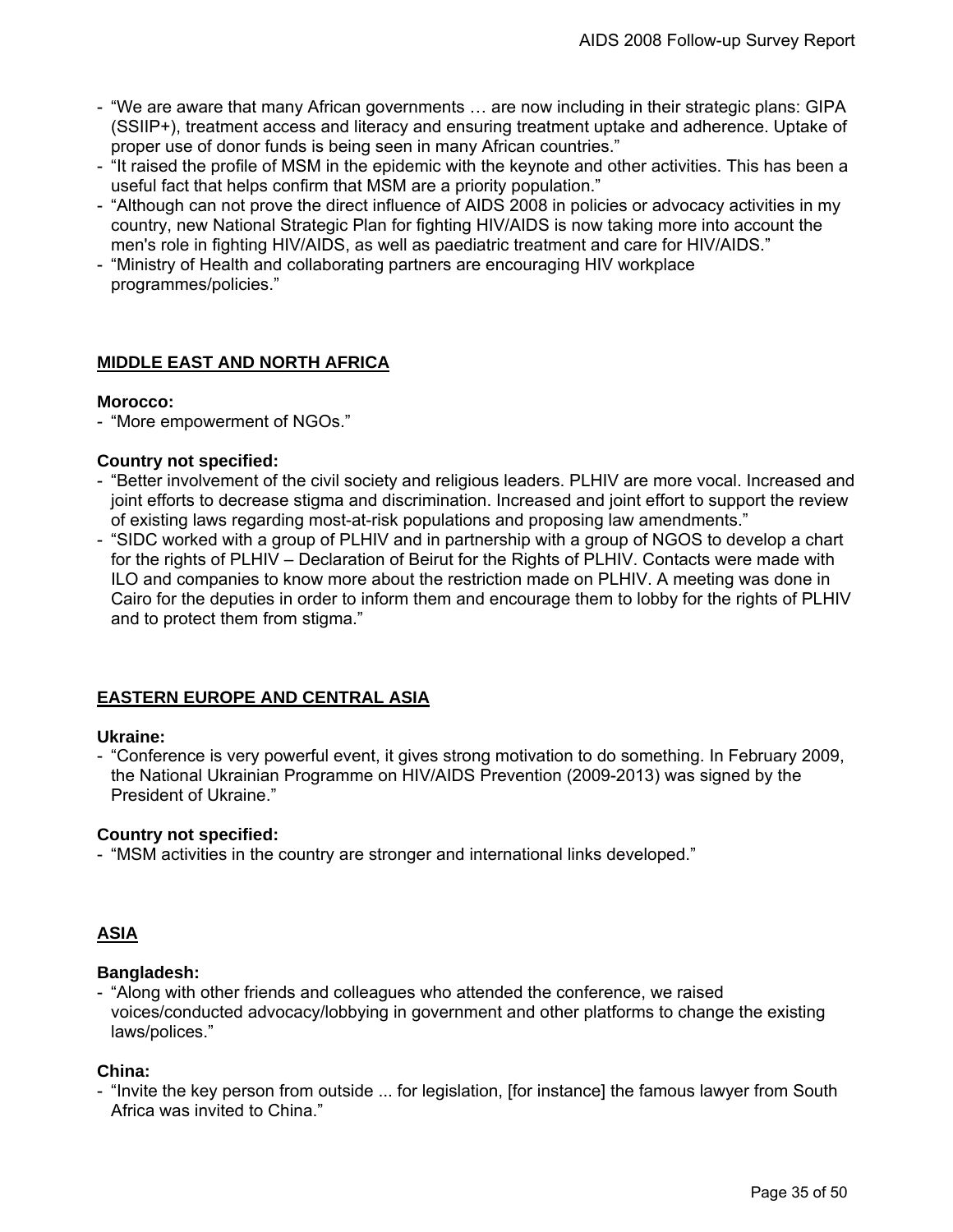- "We are aware that many African governments … are now including in their strategic plans: GIPA (SSIIP+), treatment access and literacy and ensuring treatment uptake and adherence. Uptake of proper use of donor funds is being seen in many African countries."
- "It raised the profile of MSM in the epidemic with the keynote and other activities. This has been a useful fact that helps confirm that MSM are a priority population."
- "Although can not prove the direct influence of AIDS 2008 in policies or advocacy activities in my country, new National Strategic Plan for fighting HIV/AIDS is now taking more into account the men's role in fighting HIV/AIDS, as well as paediatric treatment and care for HIV/AIDS."
- "Ministry of Health and collaborating partners are encouraging HIV workplace programmes/policies."

## MIDDLE EAST AND NORTH AFRICA

**Morocco:**

- "More empowerment of NGOs."

**Country not specified:**

- "Better involvement of the civil society and religious leaders. PLHIV are more vocal. Increased and joint efforts to decrease stigma and discrimination. Increased and joint effort to support the review of existing laws regarding most-at-risk populations and proposing law amendments."
- "SIDC worked with a group of PLHIV and in partnership with a group of NGOS to develop a chart for the rights of PLHIV – Declaration of Beirut for the Rights of PLHIV. Contacts were made with ILO and companies to know more about the restriction made on PLHIV. A meeting was done in Cairo for the deputies in order to inform them and encourage them to lobby for the rights of PLHIV and to protect them from stigma."

## EASTERN EUROPE AND CENTRAL ASIA

**Ukraine:**

- "Conference is very powerful event, it gives strong motivation to do something. In February 2009, the National Ukrainian Programme on HIV/AIDS Prevention (2009-2013) was signed by the President of Ukraine."

**Country not specified:**

- "MSM activities in the country are stronger and international links developed."

## ASIA

**Bangladesh:**

- "Along with other friends and colleagues who attended the conference, we raised voices/conducted advocacy/lobbying in government and other platforms to change the existing laws/polices."

**China:**

- "Invite the key person from outside ... for legislation, [for instance] the famous lawyer from South Africa was invited to China."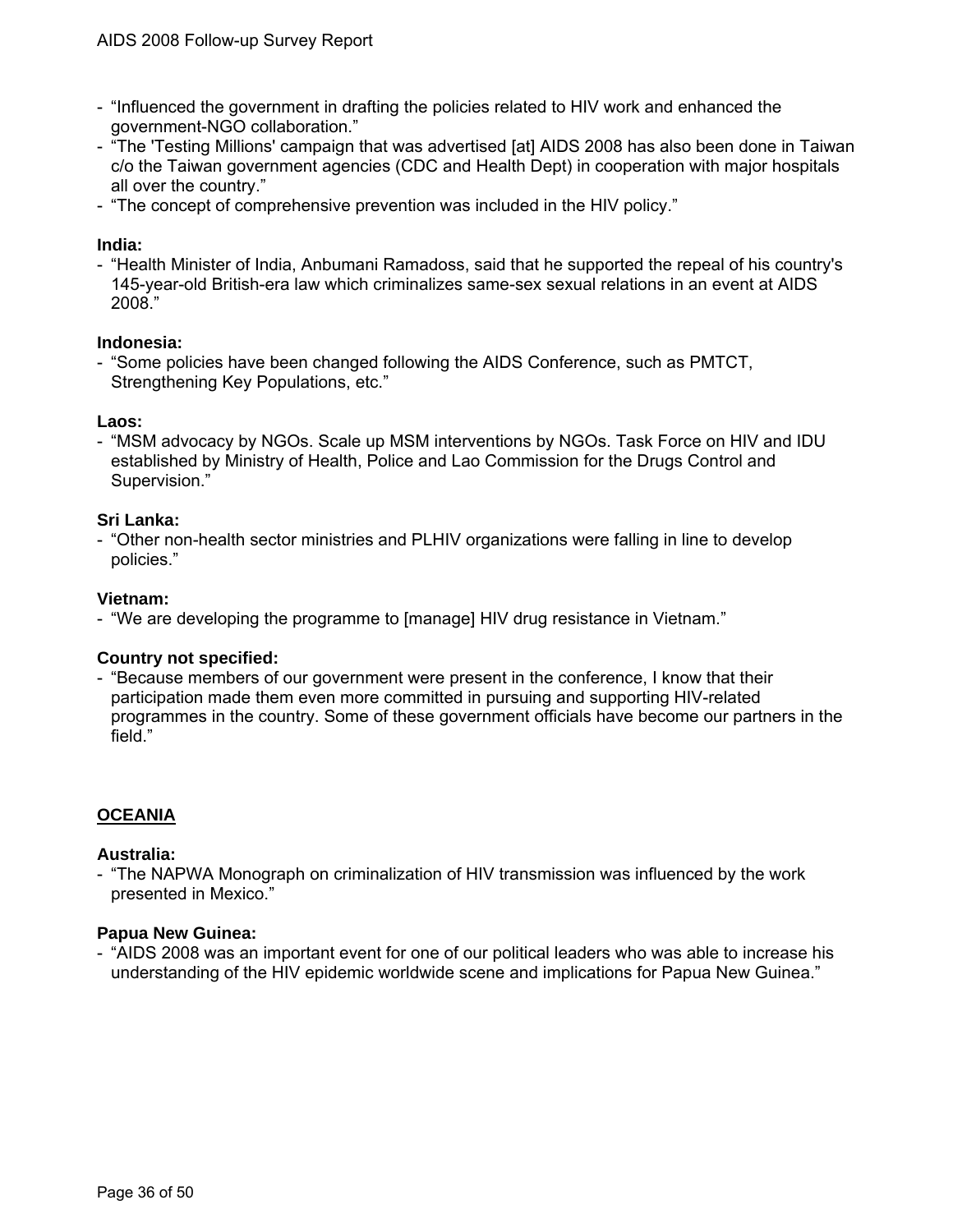- “Influenced the government in drafting the policies related to HIV work and enhanced the government-NGO collaboration.”
- “The 'Testing Millions' campaign that was advertised [at] AIDS 2008 has also been done in Taiwan c/o the Taiwan government agencies (CDC and Health Dept) in cooperation with major hospitals all over the country.”
- “The concept of comprehensive prevention was included in the HIV policy.”

**India:**

- “Health Minister of India, Anbumani Ramadoss, said that he supported the repeal of his country's 145-year-old British-era law which criminalizes same-sex sexual relations in an event at AIDS 2008.”

**Indonesia:**

- “Some policies have been changed following the AIDS Conference, such as PMTCT, Strengthening Key Populations, etc.”

**Laos:**

- “MSM advocacy by NGOs. Scale up MSM interventions by NGOs. Task Force on HIV and IDU established by Ministry of Health, Police and Lao Commission for the Drugs Control and Supervision.”

**Sri Lanka:**

- “Other non-health sector ministries and PLHIV organizations were falling in line to develop policies.”

**Vietnam:**

- “We are developing the programme to [manage] HIV drug resistance in Vietnam.”

**Country not specified:**

- “Because members of our government were present in the conference, I know that their participation made them even more committed in pursuing and supporting HIV-related programmes in the country. Some of these government officials have become our partners in the field.”

## OCEANIA

**Australia:**

- “The NAPWA Monograph on criminalization of HIV transmission was influenced by the work presented in Mexico.”

**Papua New Guinea:**

- “AIDS 2008 was an important event for one of our political leaders who was able to increase his understanding of the HIV epidemic worldwide scene and implications for Papua New Guinea.”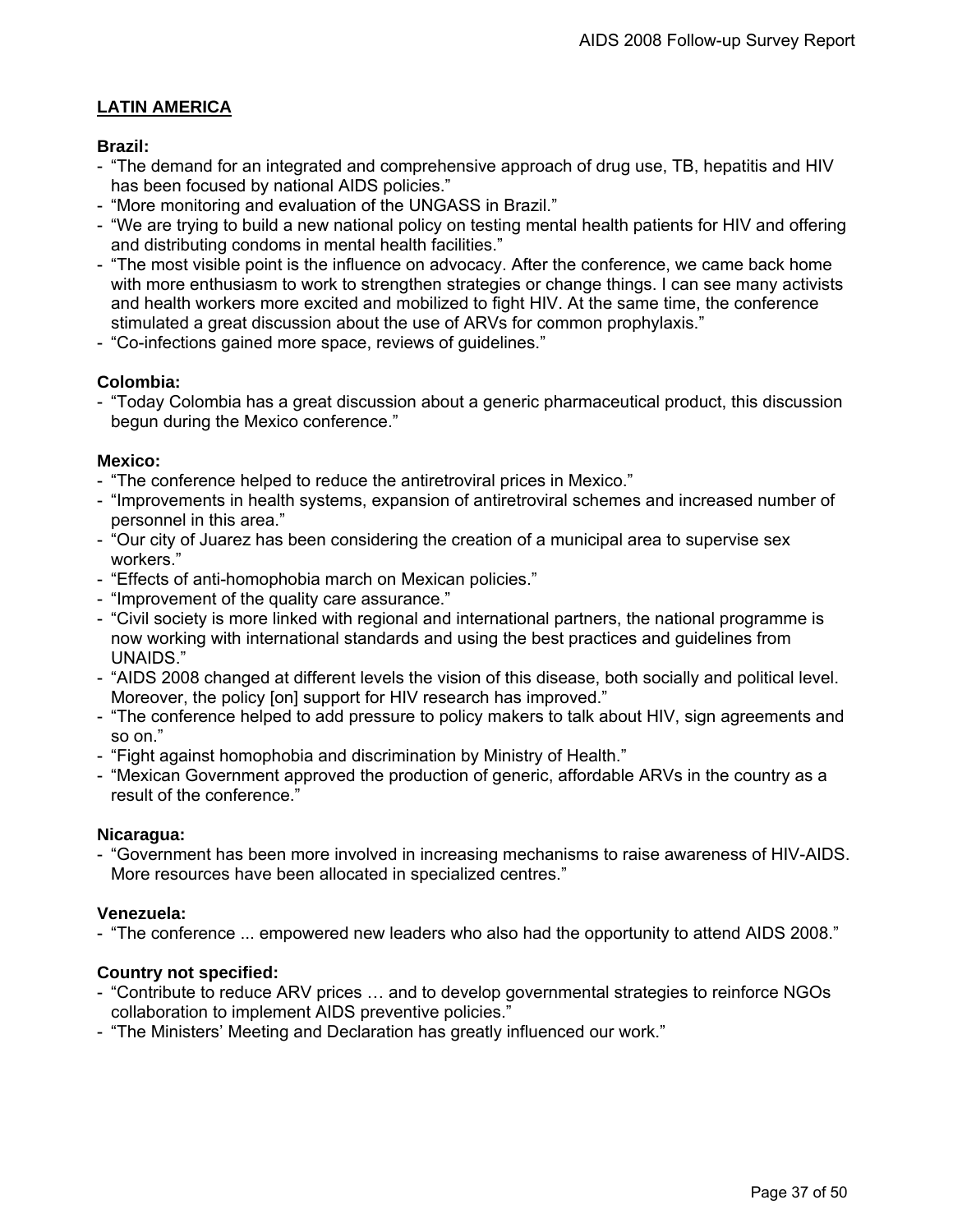## LATIN AMERICA

**Brazil:**

- "The demand for an integrated and comprehensive approach of drug use, TB, hepatitis and HIV has been focused by national AIDS policies."
- "More monitoring and evaluation of the UNGASS in Brazil."
- "We are trying to build a new national policy on testing mental health patients for HIV and offering and distributing condoms in mental health facilities."
- "The most visible point is the influence on advocacy. After the conference, we came back home with more enthusiasm to work to strengthen strategies or change things. I can see many activists and health workers more excited and mobilized to fight HIV. At the same time, the conference stimulated a great discussion about the use of ARVs for common prophylaxis."
- "Co-infections gained more space, reviews of guidelines."

**Colombia:**

- "Today Colombia has a great discussion about a generic pharmaceutical product, this discussion begun during the Mexico conference."

**Mexico:**

- "The conference helped to reduce the antiretroviral prices in Mexico."
- "Improvements in health systems, expansion of antiretroviral schemes and increased number of personnel in this area."
- "Our city of Juarez has been considering the creation of a municipal area to supervise sex workers."
- "Effects of anti-homophobia march on Mexican policies."
- "Improvement of the quality care assurance."
- "Civil society is more linked with regional and international partners, the national programme is now working with international standards and using the best practices and guidelines from UNAIDS."
- "AIDS 2008 changed at different levels the vision of this disease, both socially and political level. Moreover, the policy [on] support for HIV research has improved."
- "The conference helped to add pressure to policy makers to talk about HIV, sign agreements and so on."
- "Fight against homophobia and discrimination by Ministry of Health."
- "Mexican Government approved the production of generic, affordable ARVs in the country as a result of the conference."

**Nicaragua:**

- "Government has been more involved in increasing mechanisms to raise awareness of HIV-AIDS. More resources have been allocated in specialized centres."

**Venezuela:**

- "The conference ... empowered new leaders who also had the opportunity to attend AIDS 2008."

**Country not specified:**

- "Contribute to reduce ARV prices … and to develop governmental strategies to reinforce NGOs collaboration to implement AIDS preventive policies."
- "The Ministers' Meeting and Declaration has greatly influenced our work."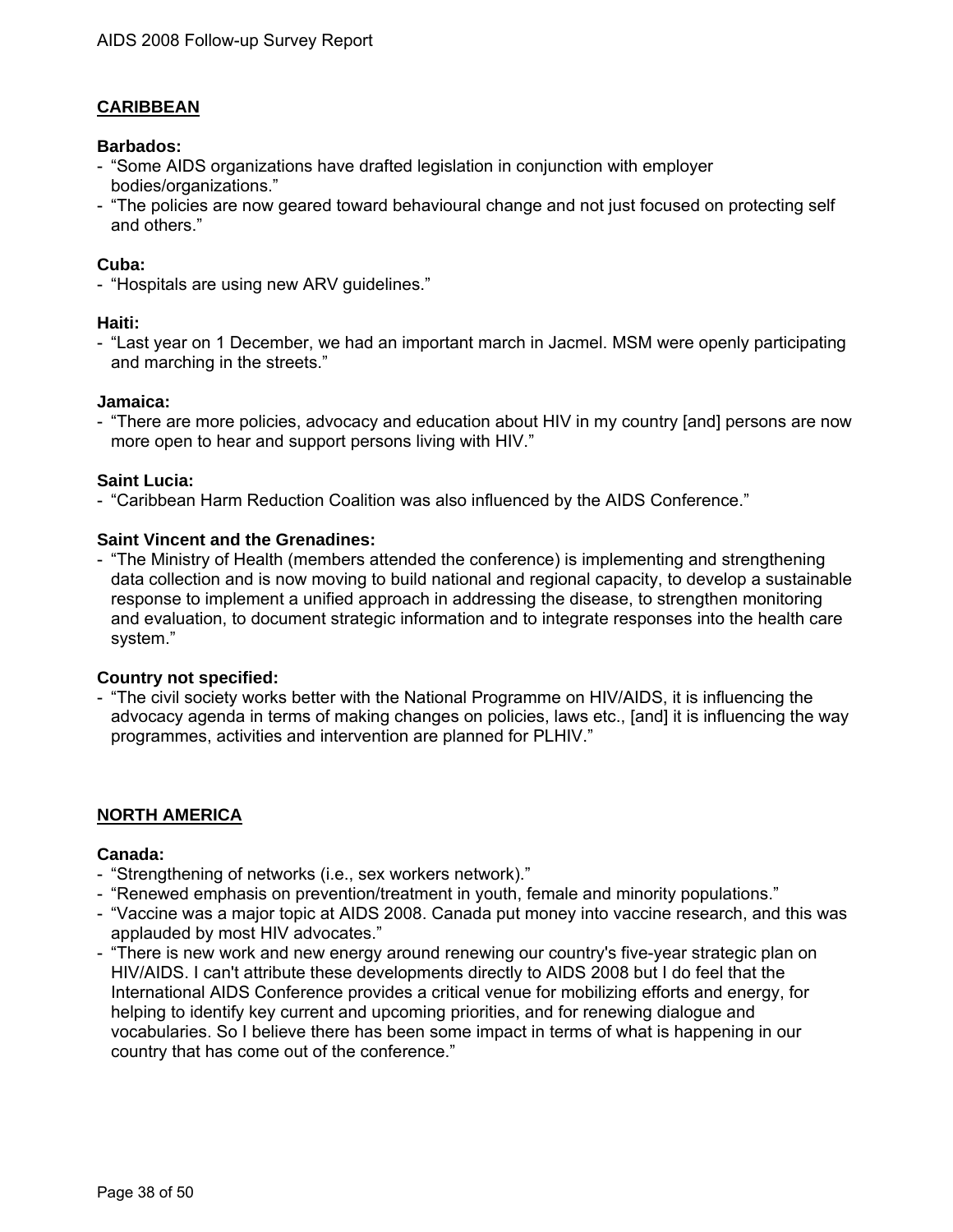## CARIBBEAN

**Barbados:**

- "Some AIDS organizations have drafted legislation in conjunction with employer bodies/organizations."
- "The policies are now geared toward behavioural change and not just focused on protecting self and others."

**Cuba:**

- "Hospitals are using new ARV guidelines."

**Haiti:**

- "Last year on 1 December, we had an important march in Jacmel. MSM were openly participating and marching in the streets."

**Jamaica:**

- "There are more policies, advocacy and education about HIV in my country [and] persons are now more open to hear and support persons living with HIV."

**Saint Lucia:**

- "Caribbean Harm Reduction Coalition was also influenced by the AIDS Conference."

**Saint Vincent and the Grenadines:**

- "The Ministry of Health (members attended the conference) is implementing and strengthening data collection and is now moving to build national and regional capacity, to develop a sustainable response to implement a unified approach in addressing the disease, to strengthen monitoring and evaluation, to document strategic information and to integrate responses into the health care system."

**Country not specified:**

- "The civil society works better with the National Programme on HIV/AIDS, it is influencing the advocacy agenda in terms of making changes on policies, laws etc., [and] it is influencing the way programmes, activities and intervention are planned for PLHIV."

## NORTH AMERICA

**Canada:**

- "Strengthening of networks (i.e., sex workers network)."
- "Renewed emphasis on prevention/treatment in youth, female and minority populations."
- "Vaccine was a major topic at AIDS 2008. Canada put money into vaccine research, and this was applauded by most HIV advocates."
- "There is new work and new energy around renewing our country's five-year strategic plan on HIV/AIDS. I can't attribute these developments directly to AIDS 2008 but I do feel that the International AIDS Conference provides a critical venue for mobilizing efforts and energy, for helping to identify key current and upcoming priorities, and for renewing dialogue and vocabularies. So I believe there has been some impact in terms of what is happening in our country that has come out of the conference."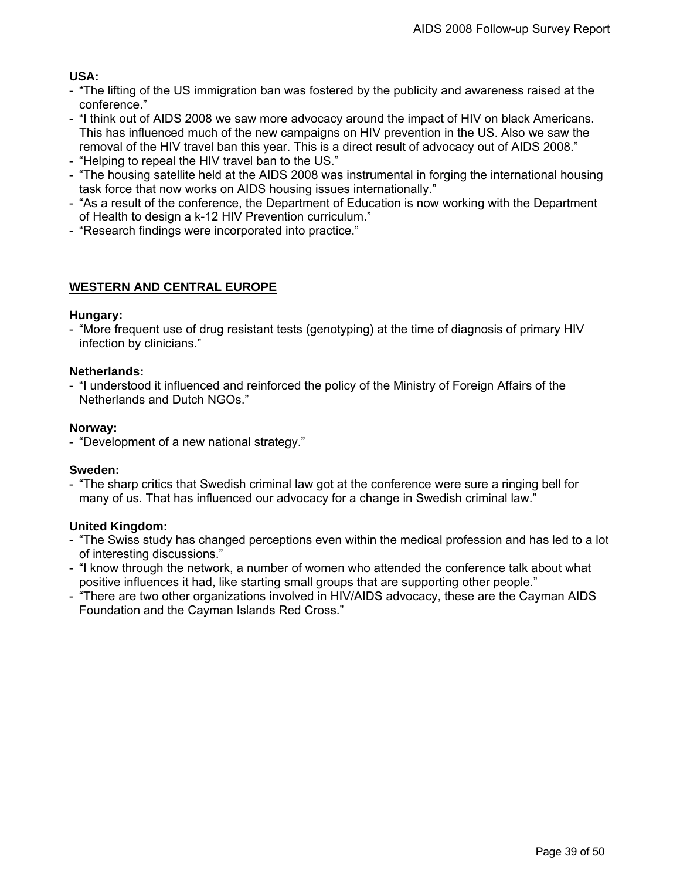**USA:**

- “The lifting of the US immigration ban was fostered by the publicity and awareness raised at the conference.”
- “I think out of AIDS 2008 we saw more advocacy around the impact of HIV on black Americans. This has influenced much of the new campaigns on HIV prevention in the US. Also we saw the removal of the HIV travel ban this year. This is a direct result of advocacy out of AIDS 2008.”
- “Helping to repeal the HIV travel ban to the US.”
- “The housing satellite held at the AIDS 2008 was instrumental in forging the international housing task force that now works on AIDS housing issues internationally.”
- “As a result of the conference, the Department of Education is now working with the Department of Health to design a k-12 HIV Prevention curriculum.”
- “Research findings were incorporated into practice.”

## WESTERN AND CENTRAL EUROPE

**Hungary:**

- “More frequent use of drug resistant tests (genotyping) at the time of diagnosis of primary HIV infection by clinicians.”

**Netherlands:**

- “I understood it influenced and reinforced the policy of the Ministry of Foreign Affairs of the Netherlands and Dutch NGOs.”

**Norway:**

- “Development of a new national strategy.”

**Sweden:**

- “The sharp critics that Swedish criminal law got at the conference were sure a ringing bell for many of us. That has influenced our advocacy for a change in Swedish criminal law.”

**United Kingdom:**

- “The Swiss study has changed perceptions even within the medical profession and has led to a lot of interesting discussions.”
- “I know through the network, a number of women who attended the conference talk about what positive influences it had, like starting small groups that are supporting other people.”
- “There are two other organizations involved in HIV/AIDS advocacy, these are the Cayman AIDS Foundation and the Cayman Islands Red Cross.”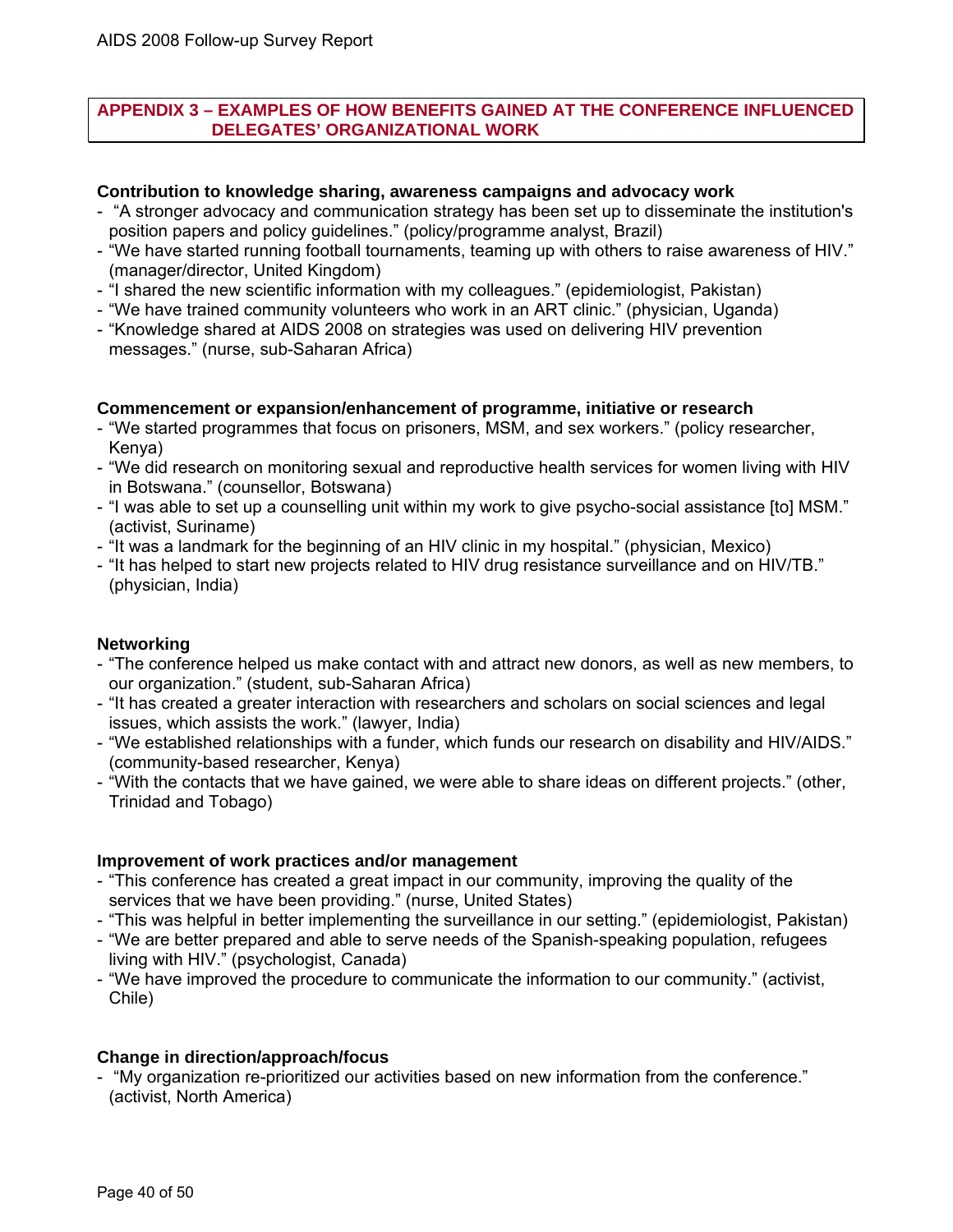## APPENDIX 3 – EXAMPLES OF HOW BENEFITS GAINED AT THE CONFERENCE INFLUENCED DELEGATES' ORGANIZATIONAL WORK

**Contribution to knowledge sharing, awareness campaigns and advocacy work**

- "A stronger advocacy and communication strategy has been set up to disseminate the institution's position papers and policy guidelines." (policy/programme analyst, Brazil)
- "We have started running football tournaments, teaming up with others to raise awareness of HIV." (manager/director, United Kingdom)
- "I shared the new scientific information with my colleagues." (epidemiologist, Pakistan)
- "We have trained community volunteers who work in an ART clinic." (physician, Uganda)
- "Knowledge shared at AIDS 2008 on strategies was used on delivering HIV prevention messages." (nurse, sub-Saharan Africa)

**Commencement or expansion/enhancement of programme, initiative or research**

- "We started programmes that focus on prisoners, MSM, and sex workers." (policy researcher, Kenya)
- "We did research on monitoring sexual and reproductive health services for women living with HIV in Botswana." (counsellor, Botswana)
- "I was able to set up a counselling unit within my work to give psycho-social assistance [to] MSM." (activist, Suriname)
- "It was a landmark for the beginning of an HIV clinic in my hospital." (physician, Mexico)
- "It has helped to start new projects related to HIV drug resistance surveillance and on HIV/TB." (physician, India)

**Networking**

- "The conference helped us make contact with and attract new donors, as well as new members, to our organization." (student, sub-Saharan Africa)
- "It has created a greater interaction with researchers and scholars on social sciences and legal issues, which assists the work." (lawyer, India)
- "We established relationships with a funder, which funds our research on disability and HIV/AIDS." (community-based researcher, Kenya)
- "With the contacts that we have gained, we were able to share ideas on different projects." (other, Trinidad and Tobago)

**Improvement of work practices and/or management**

- "This conference has created a great impact in our community, improving the quality of the services that we have been providing." (nurse, United States)
- "This was helpful in better implementing the surveillance in our setting." (epidemiologist, Pakistan)
- "We are better prepared and able to serve needs of the Spanish-speaking population, refugees living with HIV." (psychologist, Canada)
- "We have improved the procedure to communicate the information to our community." (activist, Chile)

**Change in direction/approach/focus**

- "My organization re-prioritized our activities based on new information from the conference." (activist, North America)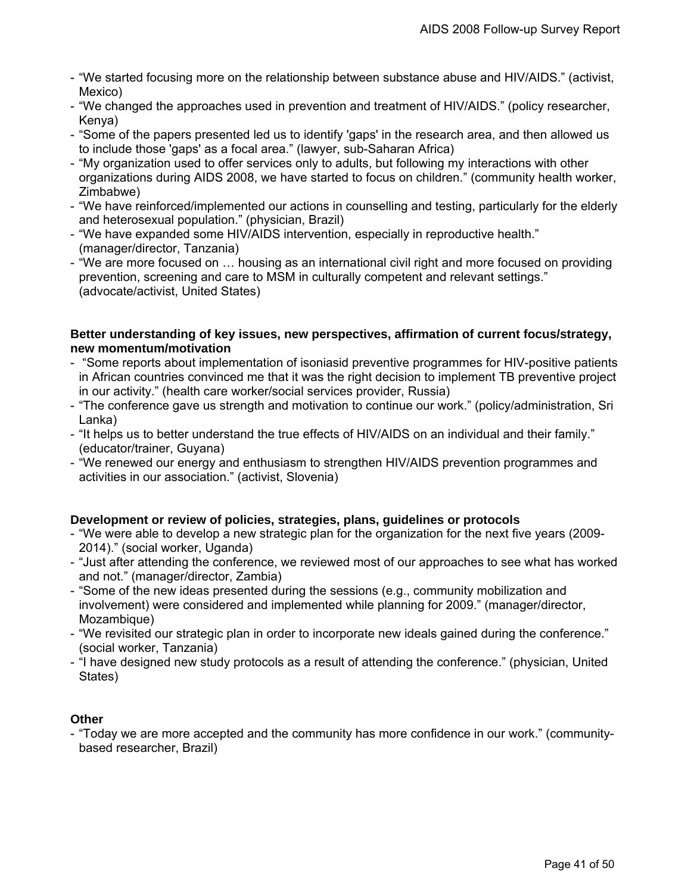- "We started focusing more on the relationship between substance abuse and HIV/AIDS." (activist, Mexico)
- "We changed the approaches used in prevention and treatment of HIV/AIDS." (policy researcher, Kenya)
- "Some of the papers presented led us to identify 'gaps' in the research area, and then allowed us to include those 'gaps' as a focal area." (lawyer, sub-Saharan Africa)
- "My organization used to offer services only to adults, but following my interactions with other organizations during AIDS 2008, we have started to focus on children." (community health worker, Zimbabwe)
- "We have reinforced/implemented our actions in counselling and testing, particularly for the elderly and heterosexual population." (physician, Brazil)
- "We have expanded some HIV/AIDS intervention, especially in reproductive health." (manager/director, Tanzania)
- "We are more focused on … housing as an international civil right and more focused on providing prevention, screening and care to MSM in culturally competent and relevant settings." (advocate/activist, United States)

**Better understanding of key issues, new perspectives, affirmation of current focus/strategy, new momentum/motivation**

- "Some reports about implementation of isoniasid preventive programmes for HIV-positive patients in African countries convinced me that it was the right decision to implement TB preventive project in our activity." (health care worker/social services provider, Russia)
- "The conference gave us strength and motivation to continue our work." (policy/administration, Sri Lanka)
- "It helps us to better understand the true effects of HIV/AIDS on an individual and their family." (educator/trainer, Guyana)
- "We renewed our energy and enthusiasm to strengthen HIV/AIDS prevention programmes and activities in our association." (activist, Slovenia)

**Development or review of policies, strategies, plans, guidelines or protocols**

- "We were able to develop a new strategic plan for the organization for the next five years (2009-2014)." (social worker, Uganda)
- "Just after attending the conference, we reviewed most of our approaches to see what has worked and not." (manager/director, Zambia)
- "Some of the new ideas presented during the sessions (e.g., community mobilization and involvement) were considered and implemented while planning for 2009." (manager/director, Mozambique)
- "We revisited our strategic plan in order to incorporate new ideals gained during the conference." (social worker, Tanzania)
- "I have designed new study protocols as a result of attending the conference." (physician, United States)

**Other**

- "Today we are more accepted and the community has more confidence in our work." (community-based researcher, Brazil)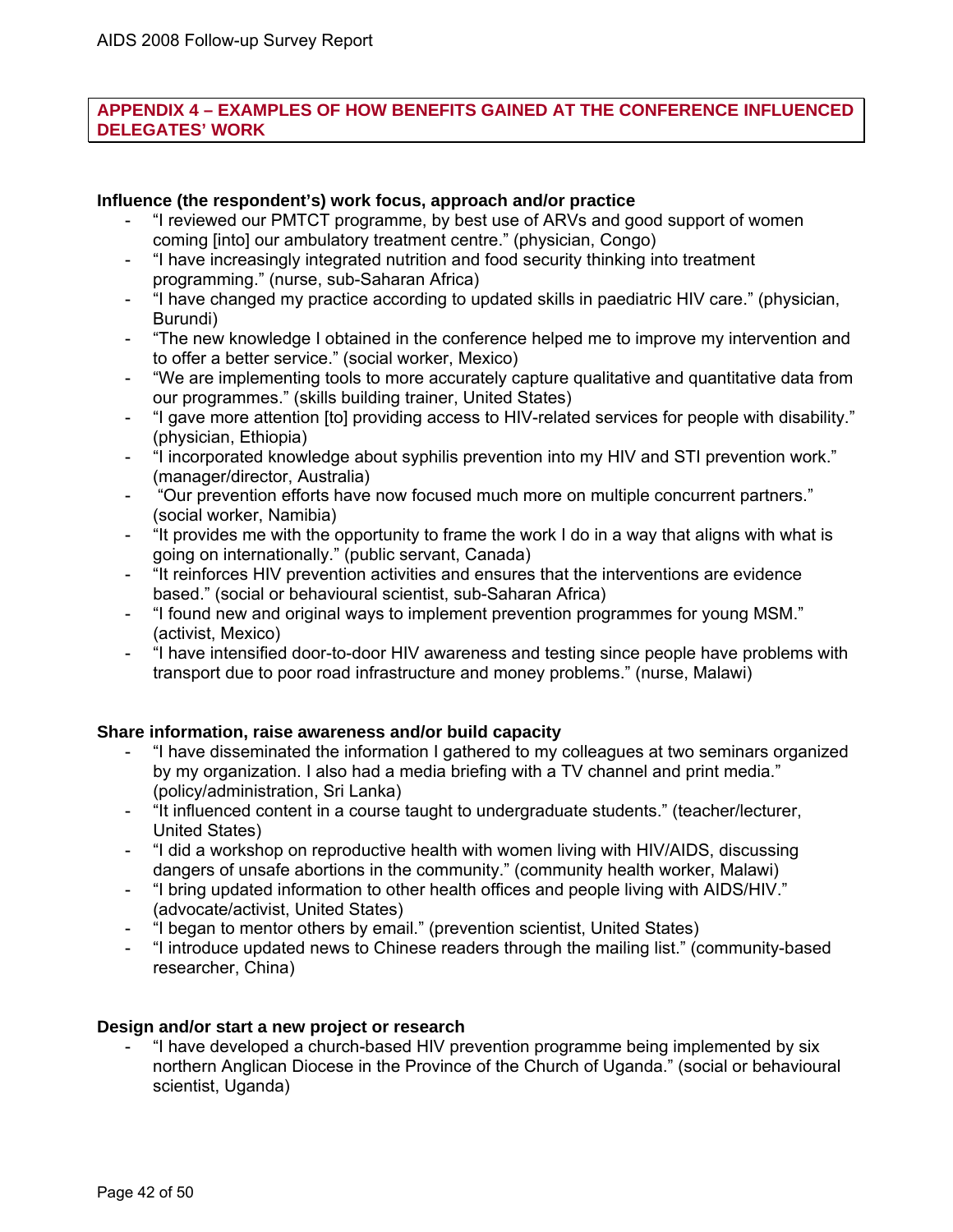## APPENDIX 4 – EXAMPLES OF HOW BENEFITS GAINED AT THE CONFERENCE INFLUENCED DELEGATES' WORK

**Influence (the respondent's) work focus, approach and/or practice**

- "I reviewed our PMTCT programme, by best use of ARVs and good support of women coming [into] our ambulatory treatment centre." (physician, Congo)
- "I have increasingly integrated nutrition and food security thinking into treatment programming." (nurse, sub-Saharan Africa)
- "I have changed my practice according to updated skills in paediatric HIV care." (physician, Burundi)
- "The new knowledge I obtained in the conference helped me to improve my intervention and to offer a better service." (social worker, Mexico)
- "We are implementing tools to more accurately capture qualitative and quantitative data from our programmes." (skills building trainer, United States)
- "I gave more attention [to] providing access to HIV-related services for people with disability." (physician, Ethiopia)
- "I incorporated knowledge about syphilis prevention into my HIV and STI prevention work." (manager/director, Australia)
- "Our prevention efforts have now focused much more on multiple concurrent partners." (social worker, Namibia)
- "It provides me with the opportunity to frame the work I do in a way that aligns with what is going on internationally." (public servant, Canada)
- "It reinforces HIV prevention activities and ensures that the interventions are evidence based." (social or behavioural scientist, sub-Saharan Africa)
- "I found new and original ways to implement prevention programmes for young MSM." (activist, Mexico)
- "I have intensified door-to-door HIV awareness and testing since people have problems with transport due to poor road infrastructure and money problems." (nurse, Malawi)

**Share information, raise awareness and/or build capacity**

- "I have disseminated the information I gathered to my colleagues at two seminars organized by my organization. I also had a media briefing with a TV channel and print media." (policy/administration, Sri Lanka)
- "It influenced content in a course taught to undergraduate students." (teacher/lecturer, United States)
- "I did a workshop on reproductive health with women living with HIV/AIDS, discussing dangers of unsafe abortions in the community." (community health worker, Malawi)
- "I bring updated information to other health offices and people living with AIDS/HIV." (advocate/activist, United States)
- "I began to mentor others by email." (prevention scientist, United States)
- "I introduce updated news to Chinese readers through the mailing list." (community-based researcher, China)

**Design and/or start a new project or research**

- "I have developed a church-based HIV prevention programme being implemented by six northern Anglican Diocese in the Province of the Church of Uganda." (social or behavioural scientist, Uganda)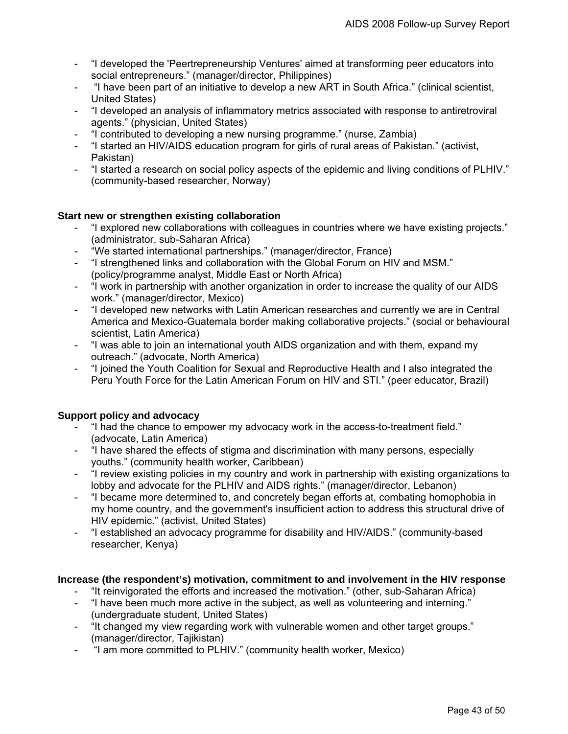- "I developed the 'Peertrepreneurship Ventures' aimed at transforming peer educators into social entrepreneurs." (manager/director, Philippines)
- "I have been part of an initiative to develop a new ART in South Africa." (clinical scientist, United States)
- "I developed an analysis of inflammatory metrics associated with response to antiretroviral agents." (physician, United States)
- "I contributed to developing a new nursing programme." (nurse, Zambia)
- "I started an HIV/AIDS education program for girls of rural areas of Pakistan." (activist, Pakistan)
- "I started a research on social policy aspects of the epidemic and living conditions of PLHIV." (community-based researcher, Norway)

**Start new or strengthen existing collaboration**

- "I explored new collaborations with colleagues in countries where we have existing projects." (administrator, sub-Saharan Africa)
- "We started international partnerships." (manager/director, France)
- "I strengthened links and collaboration with the Global Forum on HIV and MSM." (policy/programme analyst, Middle East or North Africa)
- "I work in partnership with another organization in order to increase the quality of our AIDS work." (manager/director, Mexico)
- "I developed new networks with Latin American researches and currently we are in Central America and Mexico-Guatemala border making collaborative projects." (social or behavioural scientist, Latin America)
- "I was able to join an international youth AIDS organization and with them, expand my outreach." (advocate, North America)
- "I joined the Youth Coalition for Sexual and Reproductive Health and I also integrated the Peru Youth Force for the Latin American Forum on HIV and STI." (peer educator, Brazil)

**Support policy and advocacy**

- "I had the chance to empower my advocacy work in the access-to-treatment field." (advocate, Latin America)
- "I have shared the effects of stigma and discrimination with many persons, especially youths." (community health worker, Caribbean)
- "I review existing policies in my country and work in partnership with existing organizations to lobby and advocate for the PLHIV and AIDS rights." (manager/director, Lebanon)
- "I became more determined to, and concretely began efforts at, combating homophobia in my home country, and the government's insufficient action to address this structural drive of HIV epidemic." (activist, United States)
- "I established an advocacy programme for disability and HIV/AIDS." (community-based researcher, Kenya)

**Increase (the respondent's) motivation, commitment to and involvement in the HIV response**

- "It reinvigorated the efforts and increased the motivation." (other, sub-Saharan Africa)
- "I have been much more active in the subject, as well as volunteering and interning." (undergraduate student, United States)
- "It changed my view regarding work with vulnerable women and other target groups." (manager/director, Tajikistan)
- "I am more committed to PLHIV." (community health worker, Mexico)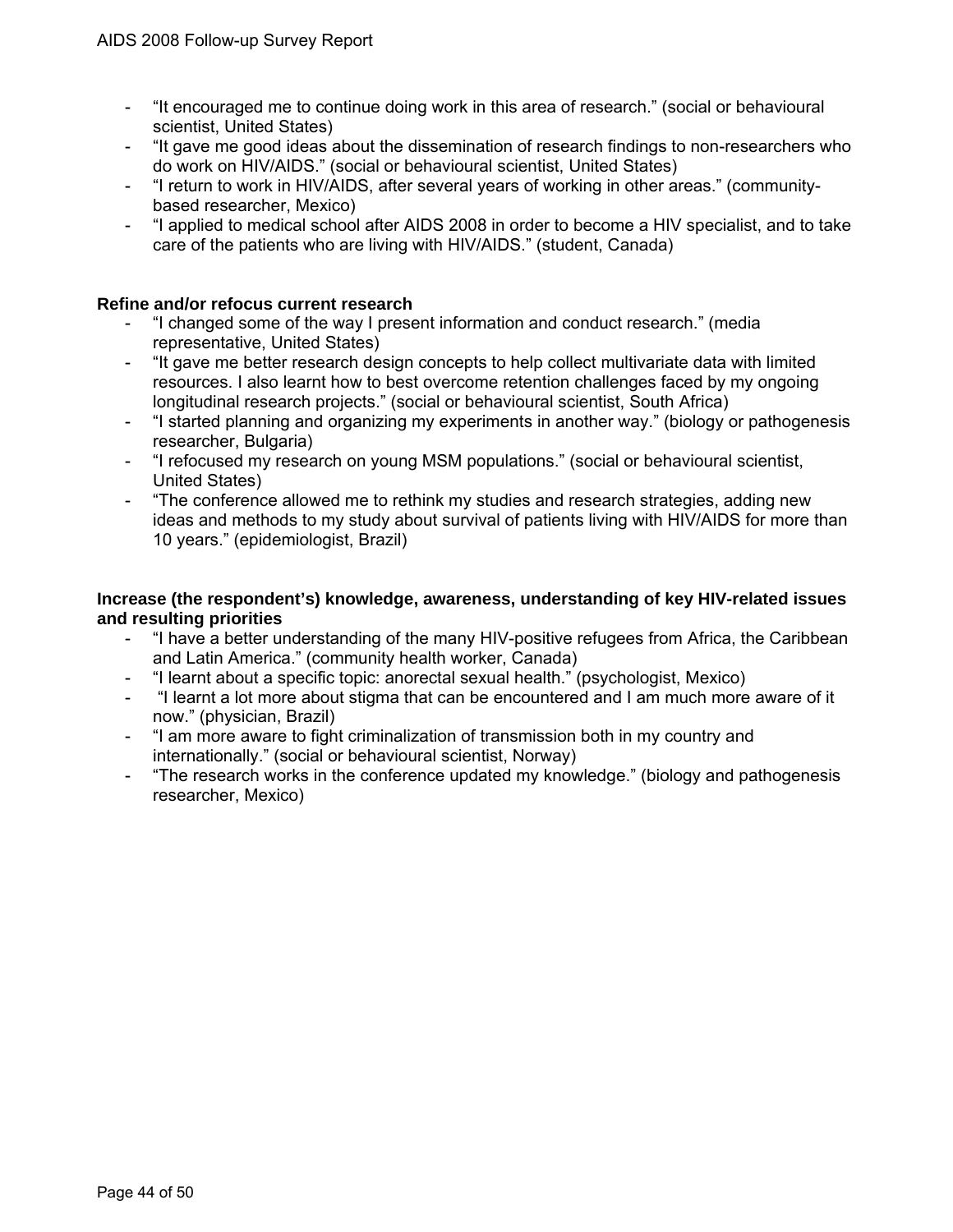- "It encouraged me to continue doing work in this area of research." (social or behavioural scientist, United States)
- "It gave me good ideas about the dissemination of research findings to non-researchers who do work on HIV/AIDS." (social or behavioural scientist, United States)
- "I return to work in HIV/AIDS, after several years of working in other areas." (community-based researcher, Mexico)
- "I applied to medical school after AIDS 2008 in order to become a HIV specialist, and to take care of the patients who are living with HIV/AIDS." (student, Canada)

**Refine and/or refocus current research**

- "I changed some of the way I present information and conduct research." (media representative, United States)
- "It gave me better research design concepts to help collect multivariate data with limited resources. I also learnt how to best overcome retention challenges faced by my ongoing longitudinal research projects." (social or behavioural scientist, South Africa)
- "I started planning and organizing my experiments in another way." (biology or pathogenesis researcher, Bulgaria)
- "I refocused my research on young MSM populations." (social or behavioural scientist, United States)
- "The conference allowed me to rethink my studies and research strategies, adding new ideas and methods to my study about survival of patients living with HIV/AIDS for more than 10 years." (epidemiologist, Brazil)

**Increase (the respondent's) knowledge, awareness, understanding of key HIV-related issues and resulting priorities**

- "I have a better understanding of the many HIV-positive refugees from Africa, the Caribbean and Latin America." (community health worker, Canada)
- "I learnt about a specific topic: anorectal sexual health." (psychologist, Mexico)
- "I learnt a lot more about stigma that can be encountered and I am much more aware of it now." (physician, Brazil)
- "I am more aware to fight criminalization of transmission both in my country and internationally." (social or behavioural scientist, Norway)
- "The research works in the conference updated my knowledge." (biology and pathogenesis researcher, Mexico)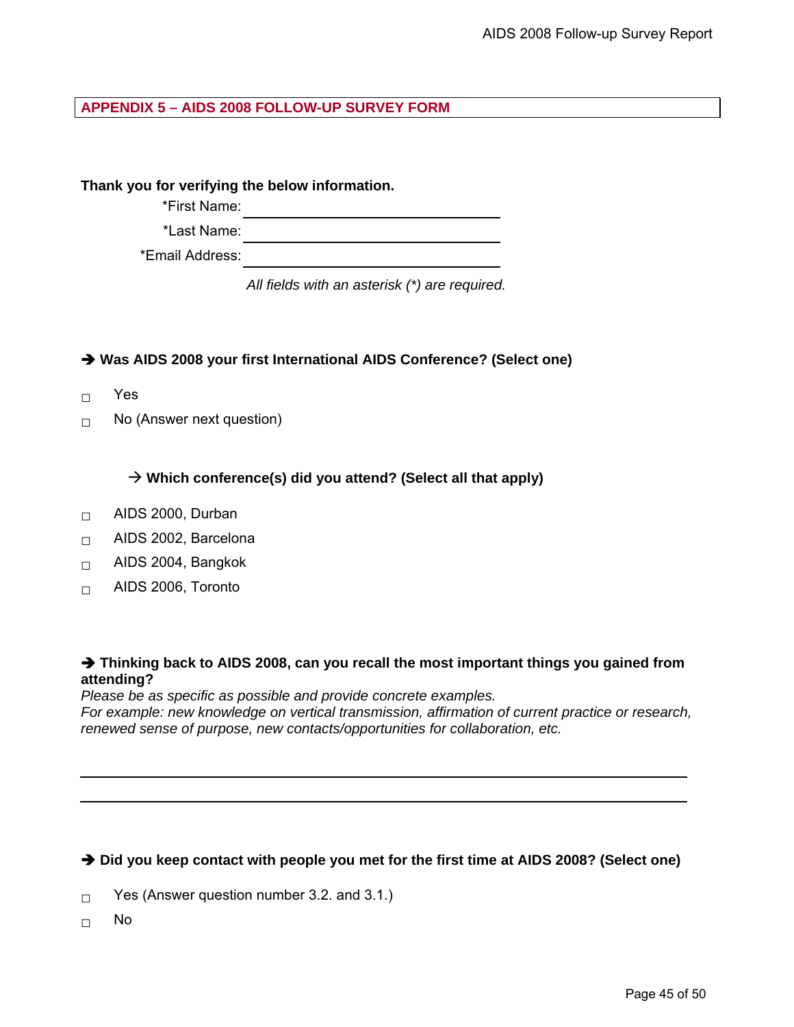## APPENDIX 5 – AIDS 2008 FOLLOW-UP SURVEY FORM

**Thank you for verifying the below information.**

*First Name: \_\_\_\_\_\_\_\_\_\_\_\_\_\_\_\_\_\_\_\_\_\_\_\_\_\_\_\_\_\_

*Last Name: \_\_\_\_\_\_\_\_\_\_\_\_\_\_\_\_\_\_\_\_\_\_\_\_\_\_\_\_\_\_

*Email Address: \_\_\_\_\_\_\_\_\_\_\_\_\_\_\_\_\_\_\_\_\_\_\_\_\_\_\_\_\_\_

*All fields with an asterisk (*) are required.*

**➔ Was AIDS 2008 your first International AIDS Conference? (Select one)**

- ☐ Yes
- ☐ No (Answer next question)

**→ Which conference(s) did you attend? (Select all that apply)**

- ☐ AIDS 2000, Durban
- ☐ AIDS 2002, Barcelona
- ☐ AIDS 2004, Bangkok
- ☐ AIDS 2006, Toronto

**➔ Thinking back to AIDS 2008, can you recall the most important things you gained from attending?**

*Please be as specific as possible and provide concrete examples.*
*For example: new knowledge on vertical transmission, affirmation of current practice or research, renewed sense of purpose, new contacts/opportunities for collaboration, etc.*

\_\_\_\_\_\_\_\_\_\_\_\_\_\_\_\_\_\_\_\_\_\_\_\_\_\_\_\_\_\_\_\_\_\_\_\_\_\_\_\_\_\_\_\_\_\_\_\_\_\_\_\_\_\_\_\_\_\_\_\_

\_\_\_\_\_\_\_\_\_\_\_\_\_\_\_\_\_\_\_\_\_\_\_\_\_\_\_\_\_\_\_\_\_\_\_\_\_\_\_\_\_\_\_\_\_\_\_\_\_\_\_\_\_\_\_\_\_\_\_\_

**➔ Did you keep contact with people you met for the first time at AIDS 2008? (Select one)**

- ☐ Yes (Answer question number 3.2. and 3.1.)
- ☐ No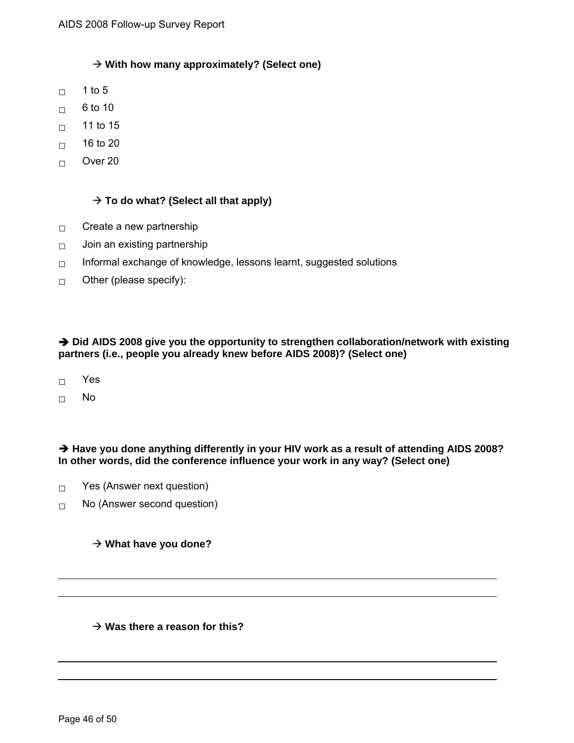→ **With how many approximately? (Select one)**

- ☐ 1 to 5
- ☐ 6 to 10
- ☐ 11 to 15
- ☐ 16 to 20
- ☐ Over 20

→ **To do what? (Select all that apply)**

- ☐ Create a new partnership
- ☐ Join an existing partnership
- ☐ Informal exchange of knowledge, lessons learnt, suggested solutions
- ☐ Other (please specify):

➔ **Did AIDS 2008 give you the opportunity to strengthen collaboration/network with existing partners (i.e., people you already knew before AIDS 2008)? (Select one)**

- ☐ Yes
- ☐ No

➔ **Have you done anything differently in your HIV work as a result of attending AIDS 2008? In other words, did the conference influence your work in any way? (Select one)**

- ☐ Yes (Answer next question)
- ☐ No (Answer second question)

→ **What have you done?**

_______________________________________________

_______________________________________________

→ **Was there a reason for this?**

_______________________________________________

_______________________________________________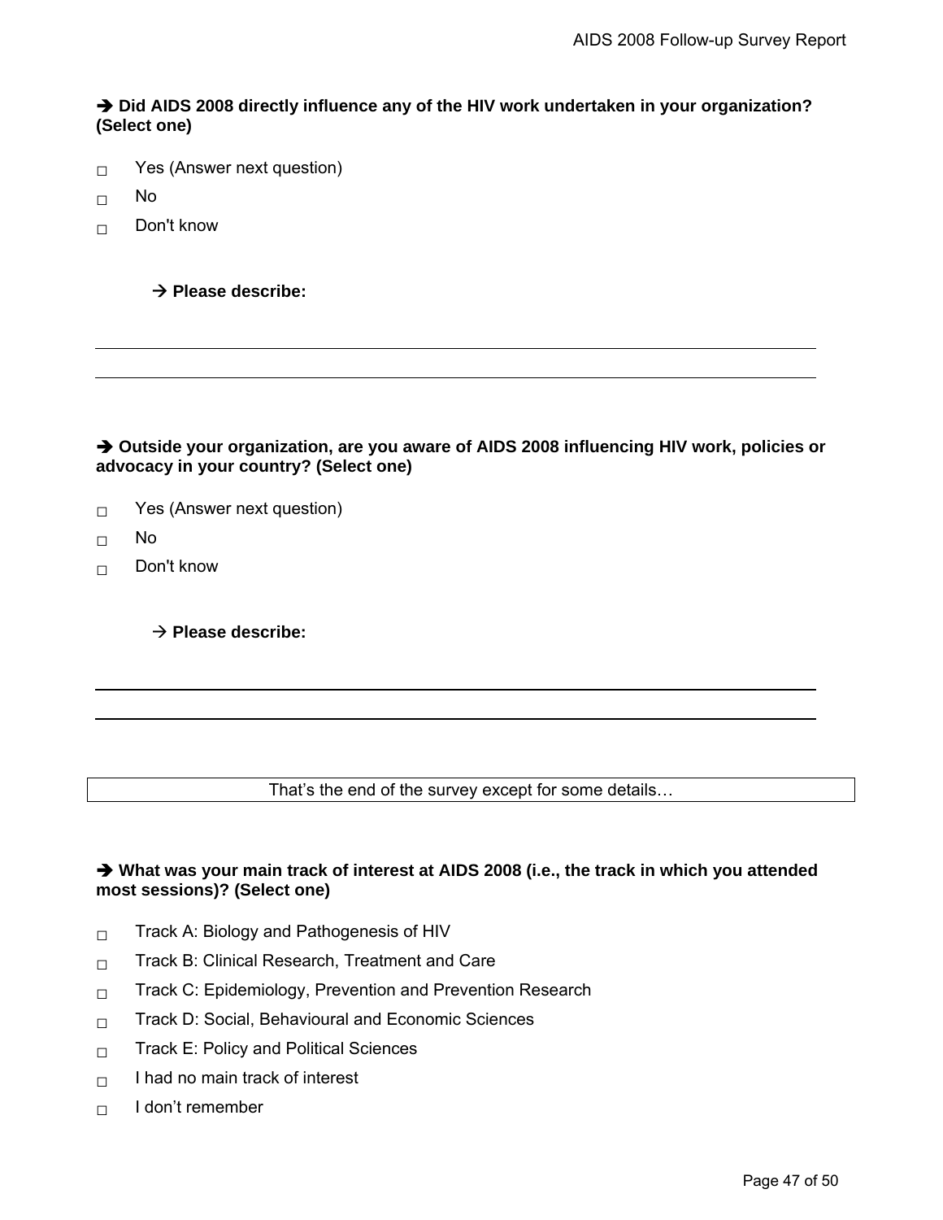**➔ Did AIDS 2008 directly influence any of the HIV work undertaken in your organization? (Select one)**

- ☐ Yes (Answer next question)
- ☐ No
- ☐ Don't know

**→ Please describe:**

___

___

**➔ Outside your organization, are you aware of AIDS 2008 influencing HIV work, policies or advocacy in your country? (Select one)**

- ☐ Yes (Answer next question)
- ☐ No
- ☐ Don't know

**→ Please describe:**

___

___

| That's the end of the survey except for some details… |
|---|

**➔ What was your main track of interest at AIDS 2008 (i.e., the track in which you attended most sessions)? (Select one)**

- ☐ Track A: Biology and Pathogenesis of HIV
- ☐ Track B: Clinical Research, Treatment and Care
- ☐ Track C: Epidemiology, Prevention and Prevention Research
- ☐ Track D: Social, Behavioural and Economic Sciences
- ☐ Track E: Policy and Political Sciences
- ☐ I had no main track of interest
- ☐ I don't remember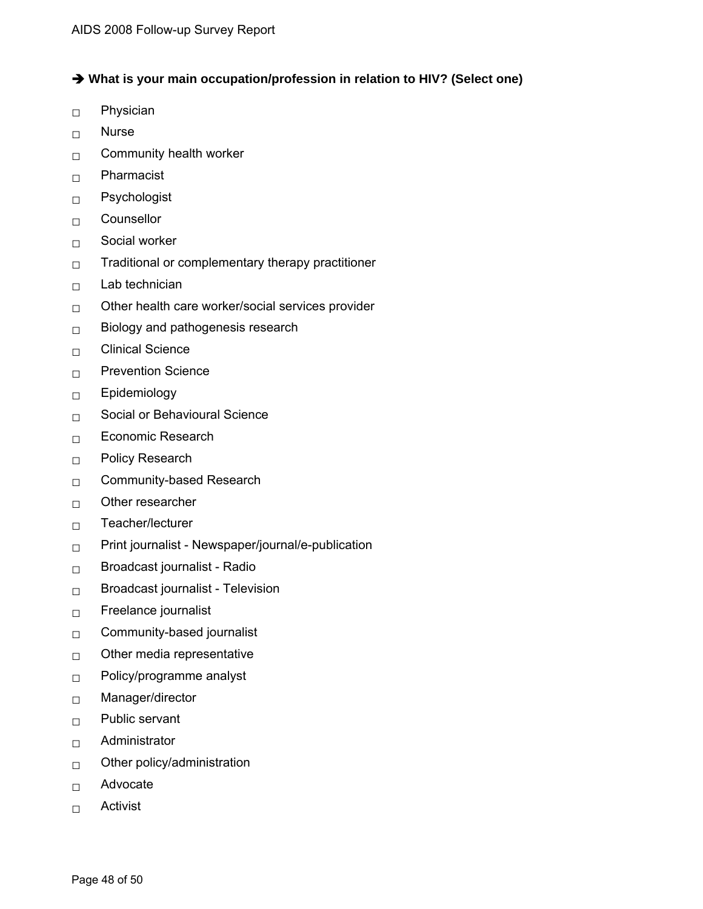**➔ What is your main occupation/profession in relation to HIV? (Select one)**

- ◻ Physician
- ◻ Nurse
- ◻ Community health worker
- ◻ Pharmacist
- ◻ Psychologist
- ◻ Counsellor
- ◻ Social worker
- ◻ Traditional or complementary therapy practitioner
- ◻ Lab technician
- ◻ Other health care worker/social services provider
- ◻ Biology and pathogenesis research
- ◻ Clinical Science
- ◻ Prevention Science
- ◻ Epidemiology
- ◻ Social or Behavioural Science
- ◻ Economic Research
- ◻ Policy Research
- ◻ Community-based Research
- ◻ Other researcher
- ◻ Teacher/lecturer
- ◻ Print journalist - Newspaper/journal/e-publication
- ◻ Broadcast journalist - Radio
- ◻ Broadcast journalist - Television
- ◻ Freelance journalist
- ◻ Community-based journalist
- ◻ Other media representative
- ◻ Policy/programme analyst
- ◻ Manager/director
- ◻ Public servant
- ◻ Administrator
- ◻ Other policy/administration
- ◻ Advocate
- ◻ Activist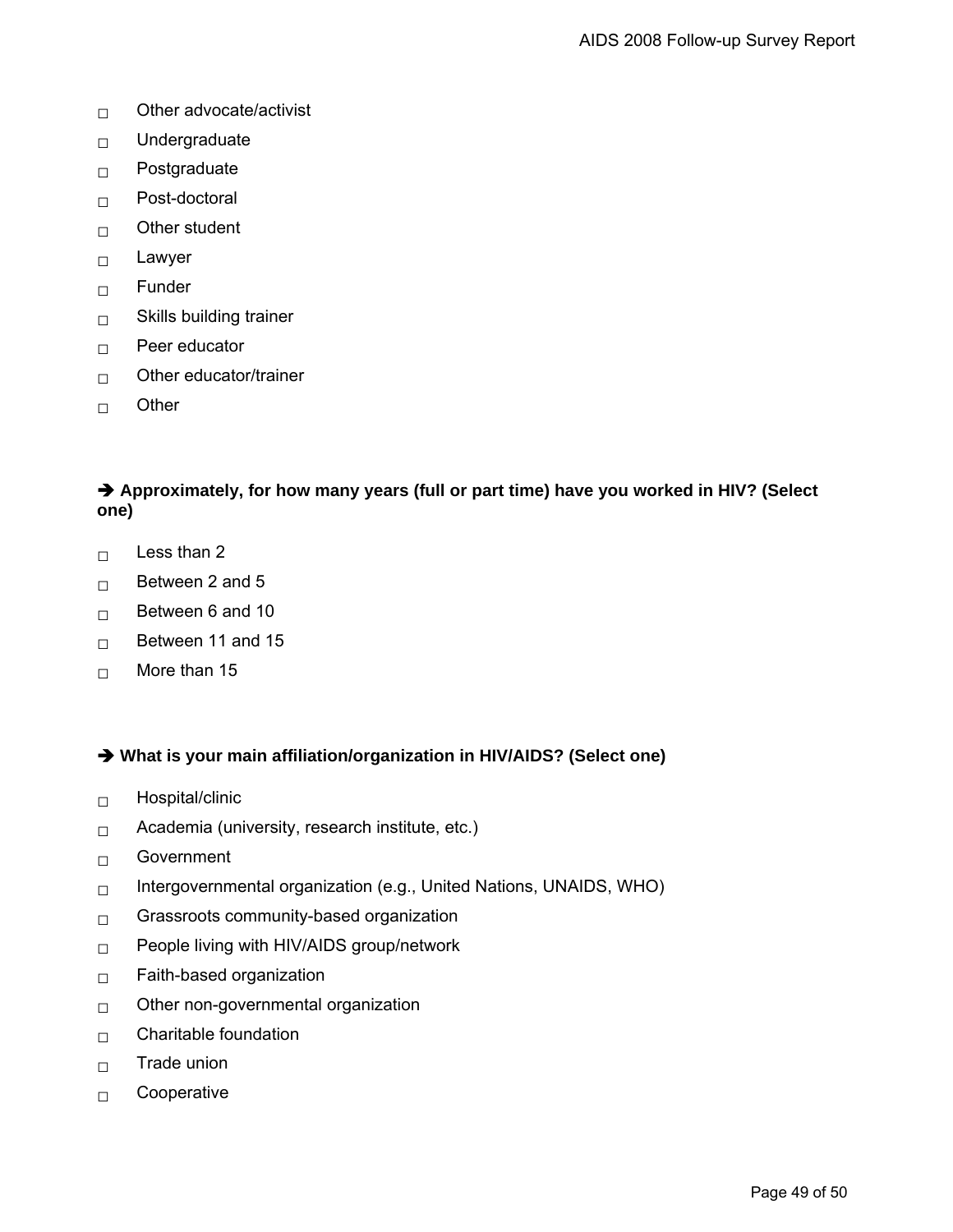- □ Other advocate/activist
- □ Undergraduate
- □ Postgraduate
- □ Post-doctoral
- □ Other student
- □ Lawyer
- □ Funder
- □ Skills building trainer
- □ Peer educator
- □ Other educator/trainer
- □ Other

**➔ Approximately, for how many years (full or part time) have you worked in HIV? (Select one)**

- □ Less than 2
- □ Between 2 and 5
- □ Between 6 and 10
- □ Between 11 and 15
- □ More than 15

**➔ What is your main affiliation/organization in HIV/AIDS? (Select one)**

- □ Hospital/clinic
- □ Academia (university, research institute, etc.)
- □ Government
- □ Intergovernmental organization (e.g., United Nations, UNAIDS, WHO)
- □ Grassroots community-based organization
- □ People living with HIV/AIDS group/network
- □ Faith-based organization
- □ Other non-governmental organization
- □ Charitable foundation
- □ Trade union
- □ Cooperative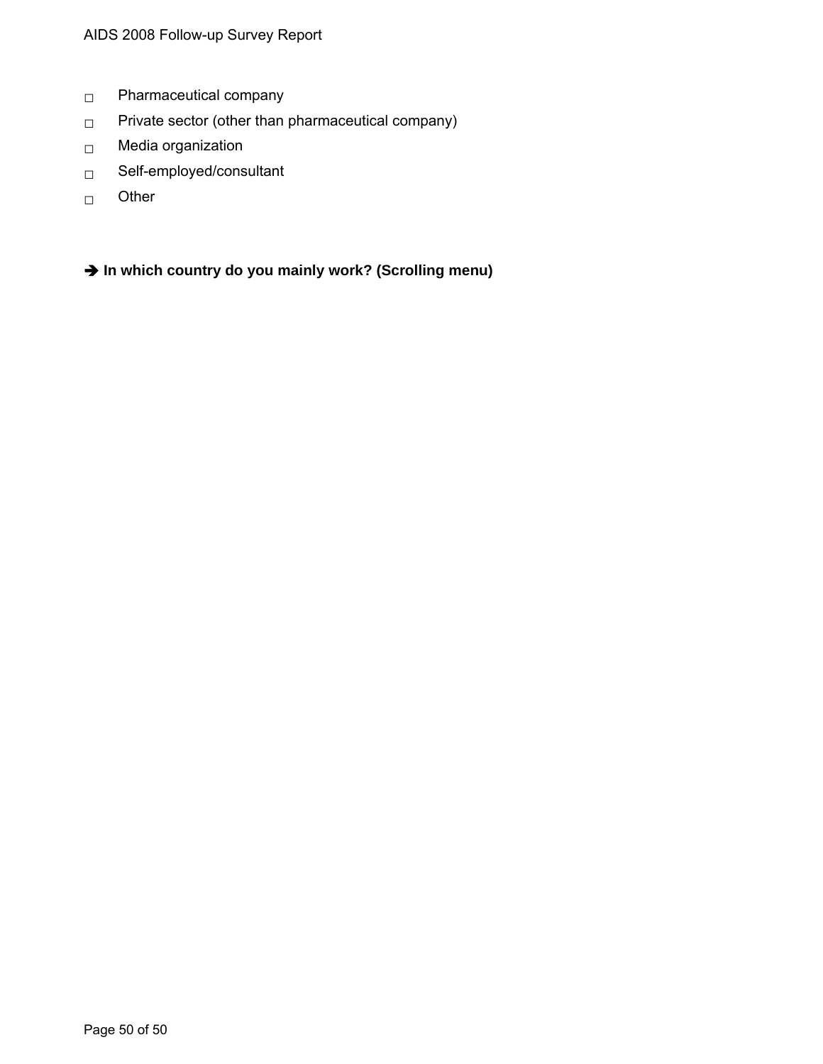- □ Pharmaceutical company
- □ Private sector (other than pharmaceutical company)
- □ Media organization
- □ Self-employed/consultant
- □ Other

**➔ In which country do you mainly work? (Scrolling menu)**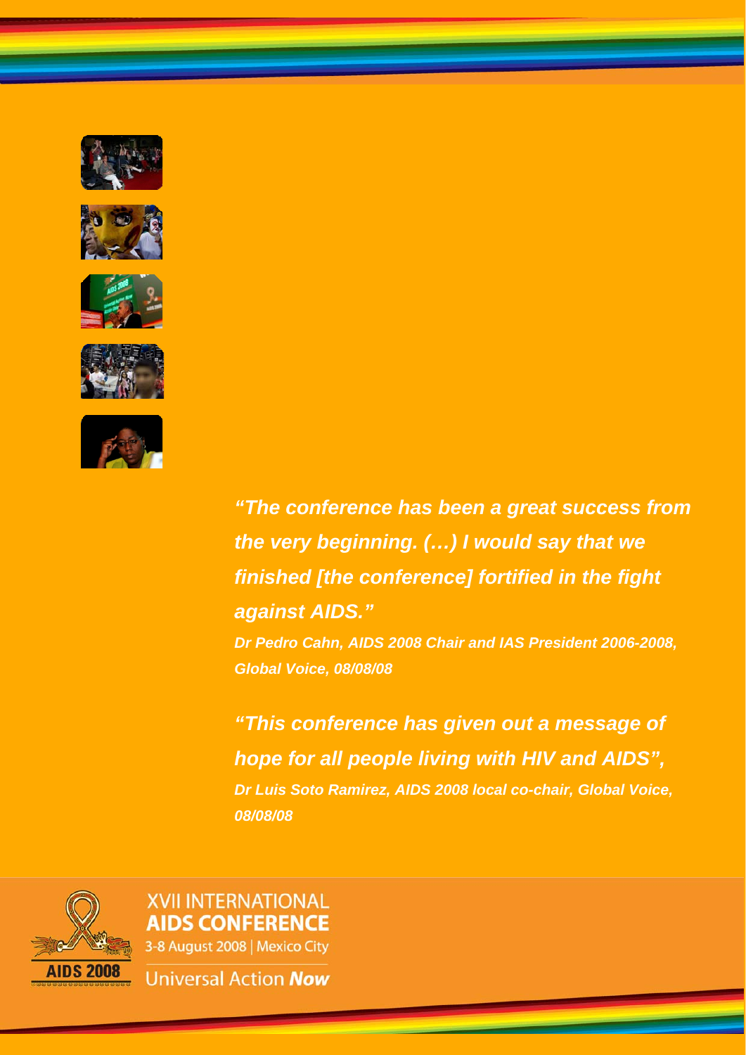*"The conference has been a great success from the very beginning. (…) I would say that we finished [the conference] fortified in the fight against AIDS."*

***Dr Pedro Cahn, AIDS 2008 Chair and IAS President 2006-2008, Global Voice, 08/08/08***

*"This conference has given out a message of hope for all people living with HIV and AIDS",* ***Dr Luis Soto Ramirez, AIDS 2008 local co-chair, Global Voice, 08/08/08***

XVII INTERNATIONAL
**AIDS CONFERENCE**
3-8 August 2008 | Mexico City

Universal Action ***Now***

AIDS 2008